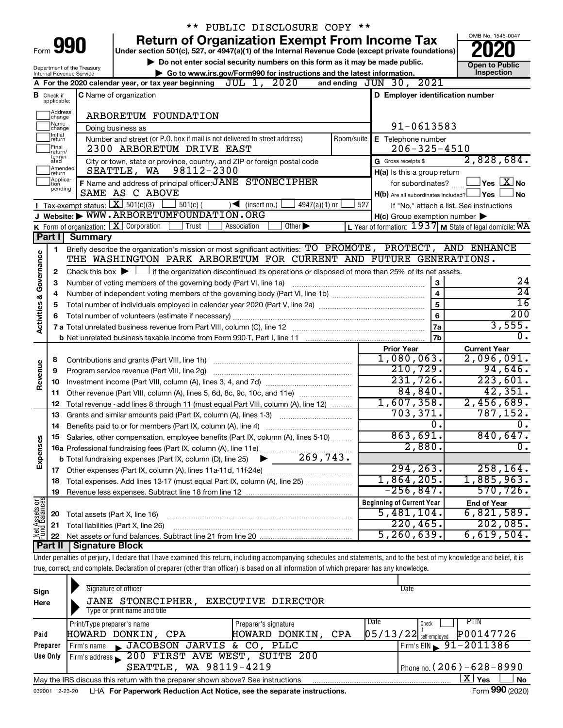\*\* PUBLIC DISCLOSURE COPY \*\*

# Form 990 — Return of Organization Exempt From Income Tax (2020)

Under section 501(c), 527, or 4947(a)(1) of the Internal Revenue Code (except private foundations)

▶ Do not enter social security numbers on this form as it may be made public.

▶ Go to www.irs.gov/Form990 for instructions and the latest information.

Department of the Treasury
Internal Revenue Service

OMB No. 1545-0047

**Open to Public Inspection**

**A** For the 2020 calendar year, or tax year beginning JUL 1, 2020 and ending JUN 30, 2021

**B** Check if applicable: Address change, Name change, Initial return, Final return/terminated, Amended return, Application pending

**C** Name of organization: ARBORETUM FOUNDATION

Doing business as

Number and street (or P.O. box if mail is not delivered to street address): 2300 ARBORETUM DRIVE EAST — Room/suite

City or town, state or province, country, and ZIP or foreign postal code: SEATTLE, WA 98112-2300

**D** Employer identification number: 91-0613583

**E** Telephone number: 206-325-4510

**G** Gross receipts $ 2,828,684.

**F** Name and address of principal officer: JANE STONECIPHER, SAME AS C ABOVE

**H(a)** Is this a group return for subordinates? ☐ Yes ☒ No

**H(b)** Are all subordinates included? ☐ Yes ☐ No — If "No," attach a list. See instructions

**H(c)** Group exemption number ▶

**I** Tax-exempt status: ☒ 501(c)(3) ☐ 501(c) ( ) ◀ (insert no.) ☐ 4947(a)(1) or ☐ 527

**J** Website: ▶ WWW.ARBORETUMFOUNDATION.ORG

**K** Form of organization: ☒ Corporation ☐ Trust ☐ Association ☐ Other ▶

**L** Year of formation: 1937 **M** State of legal domicile: WA

## Part I Summary

**Activities & Governance**

1. Briefly describe the organization's mission or most significant activities: TO PROMOTE, PROTECT, AND ENHANCE THE WASHINGTON PARK ARBORETUM FOR CURRENT AND FUTURE GENERATIONS.
2. Check this box ▶ ☐ if the organization discontinued its operations or disposed of more than 25% of its net assets.

| Line | Description | No. | Value |
|---|---|---|---|
| 3 | Number of voting members of the governing body (Part VI, line 1a) | 3 | 24 |
| 4 | Number of independent voting members of the governing body (Part VI, line 1b) | 4 | 24 |
| 5 | Total number of individuals employed in calendar year 2020 (Part V, line 2a) | 5 | 16 |
| 6 | Total number of volunteers (estimate if necessary) | 6 | 200 |
| 7a | Total unrelated business revenue from Part VIII, column (C), line 12 | 7a | 3,555. |
| 7b | Net unrelated business taxable income from Form 990-T, Part I, line 11 | 7b | 0. |

**Revenue / Expenses**

| Line | Description | Prior Year | Current Year |
|---|---|---|---|
| 8 | Contributions and grants (Part VIII, line 1h) | 1,080,063. | 2,096,091. |
| 9 | Program service revenue (Part VIII, line 2g) | 210,729. | 94,646. |
| 10 | Investment income (Part VIII, column (A), lines 3, 4, and 7d) | 231,726. | 223,601. |
| 11 | Other revenue (Part VIII, column (A), lines 5, 6d, 8c, 9c, 10c, and 11e) | 84,840. | 42,351. |
| 12 | Total revenue - add lines 8 through 11 (must equal Part VIII, column (A), line 12) | 1,607,358. | 2,456,689. |
| 13 | Grants and similar amounts paid (Part IX, column (A), lines 1-3) | 703,371. | 787,152. |
| 14 | Benefits paid to or for members (Part IX, column (A), line 4) | 0. | 0. |
| 15 | Salaries, other compensation, employee benefits (Part IX, column (A), lines 5-10) | 863,691. | 840,647. |
| 16a | Professional fundraising fees (Part IX, column (A), line 11e) | 2,880. | 0. |
| b | Total fundraising expenses (Part IX, column (D), line 25) ▶ 269,743. | | |
| 17 | Other expenses (Part IX, column (A), lines 11a-11d, 11f-24e) | 294,263. | 258,164. |
| 18 | Total expenses. Add lines 13-17 (must equal Part IX, column (A), line 25) | 1,864,205. | 1,885,963. |
| 19 | Revenue less expenses. Subtract line 18 from line 12 | -256,847. | 570,726. |

**Net Assets or Fund Balances**

| Line | Description | Beginning of Current Year | End of Year |
|---|---|---|---|
| 20 | Total assets (Part X, line 16) | 5,481,104. | 6,821,589. |
| 21 | Total liabilities (Part X, line 26) | 220,465. | 202,085. |
| 22 | Net assets or fund balances. Subtract line 21 from line 20 | 5,260,639. | 6,619,504. |

## Part II Signature Block

Under penalties of perjury, I declare that I have examined this return, including accompanying schedules and statements, and to the best of my knowledge and belief, it is true, correct, and complete. Declaration of preparer (other than officer) is based on all information of which preparer has any knowledge.

**Sign Here**

Signature of officer — Date

JANE STONECIPHER, EXECUTIVE DIRECTOR
Type or print name and title

**Paid Preparer Use Only**

| Print/Type preparer's name | Preparer's signature | Date | Check if self-employed | PTIN |
|---|---|---|---|---|
| HOWARD DONKIN, CPA | HOWARD DONKIN, CPA | 05/13/22 | ☐ | P00147726 |

Firm's name ▶ JACOBSON JARVIS & CO, PLLC — Firm's EIN ▶ 91-2011386

Firm's address ▶ 200 FIRST AVE WEST, SUITE 200, SEATTLE, WA 98119-4219 — Phone no. (206)-628-8990

May the IRS discuss this return with the preparer shown above? See instructions ☒ Yes ☐ No

032001 12-23-20 LHA For Paperwork Reduction Act Notice, see the separate instructions. Form 990 (2020)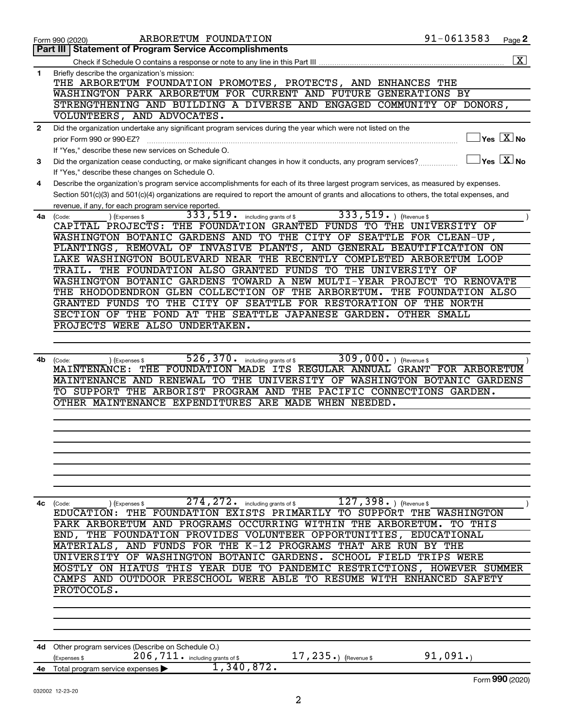Form 990 (2020) ARBORETUM FOUNDATION 91-0613583

## Part III | Statement of Program Service Accomplishments

Check if Schedule O contains a response or note to any line in this Part III .......... [X]

**1** Briefly describe the organization's mission:

THE ARBORETUM FOUNDATION PROMOTES, PROTECTS, AND ENHANCES THE WASHINGTON PARK ARBORETUM FOR CURRENT AND FUTURE GENERATIONS BY STRENGTHENING AND BUILDING A DIVERSE AND ENGAGED COMMUNITY OF DONORS, VOLUNTEERS, AND ADVOCATES.

**2** Did the organization undertake any significant program services during the year which were not listed on the prior Form 990 or 990-EZ? .......... [ ] Yes [X] No

If "Yes," describe these new services on Schedule O.

**3** Did the organization cease conducting, or make significant changes in how it conducts, any program services? .......... [ ] Yes [X] No

If "Yes," describe these changes on Schedule O.

**4** Describe the organization's program service accomplishments for each of its three largest program services, as measured by expenses. Section 501(c)(3) and 501(c)(4) organizations are required to report the amount of grants and allocations to others, the total expenses, and revenue, if any, for each program service reported.

**4a** (Code: ) (Expenses $ 333,519. including grants of $ 333,519. ) (Revenue $ )

CAPITAL PROJECTS: THE FOUNDATION GRANTED FUNDS TO THE UNIVERSITY OF WASHINGTON BOTANIC GARDENS AND TO THE CITY OF SEATTLE FOR CLEAN-UP, PLANTINGS, REMOVAL OF INVASIVE PLANTS, AND GENERAL BEAUTIFICATION ON LAKE WASHINGTON BOULEVARD NEAR THE RECENTLY COMPLETED ARBORETUM LOOP TRAIL. THE FOUNDATION ALSO GRANTED FUNDS TO THE UNIVERSITY OF WASHINGTON BOTANIC GARDENS TOWARD A NEW MULTI-YEAR PROJECT TO RENOVATE THE RHODODENDRON GLEN COLLECTION OF THE ARBORETUM. THE FOUNDATION ALSO GRANTED FUNDS TO THE CITY OF SEATTLE FOR RESTORATION OF THE NORTH SECTION OF THE POND AT THE SEATTLE JAPANESE GARDEN. OTHER SMALL PROJECTS WERE ALSO UNDERTAKEN.

**4b** (Code: ) (Expenses $ 526,370. including grants of $ 309,000. ) (Revenue $ )

MAINTENANCE: THE FOUNDATION MADE ITS REGULAR ANNUAL GRANT FOR ARBORETUM MAINTENANCE AND RENEWAL TO THE UNIVERSITY OF WASHINGTON BOTANIC GARDENS TO SUPPORT THE ARBORIST PROGRAM AND THE PACIFIC CONNECTIONS GARDEN. OTHER MAINTENANCE EXPENDITURES ARE MADE WHEN NEEDED.

**4c** (Code: ) (Expenses $ 274,272. including grants of $ 127,398. ) (Revenue $ )

EDUCATION: THE FOUNDATION EXISTS PRIMARILY TO SUPPORT THE WASHINGTON PARK ARBORETUM AND PROGRAMS OCCURRING WITHIN THE ARBORETUM. TO THIS END, THE FOUNDATION PROVIDES VOLUNTEER OPPORTUNITIES, EDUCATIONAL MATERIALS, AND FUNDS FOR THE K-12 PROGRAMS THAT ARE RUN BY THE UNIVERSITY OF WASHINGTON BOTANIC GARDENS. SCHOOL FIELD TRIPS WERE MOSTLY ON HIATUS THIS YEAR DUE TO PANDEMIC RESTRICTIONS, HOWEVER SUMMER CAMPS AND OUTDOOR PRESCHOOL WERE ABLE TO RESUME WITH ENHANCED SAFETY PROTOCOLS.

**4d** Other program services (Describe on Schedule O.)

(Expenses $ 206,711. including grants of $ 17,235.) (Revenue $ 91,091.)

**4e** Total program service expenses ▶ 1,340,872.

Form **990** (2020)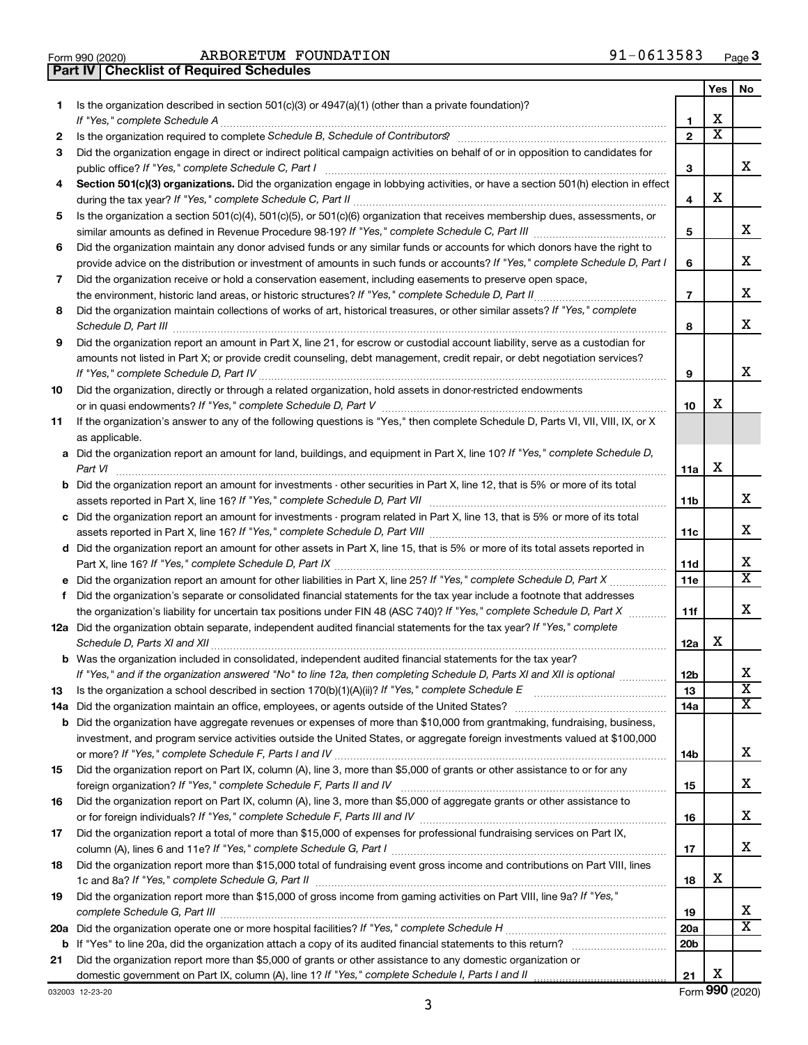Form 990 (2020) ARBORETUM FOUNDATION 91-0613583 Page 3

**Part IV | Checklist of Required Schedules**

| | | | Yes | No |
|---|---|---|---|---|
| 1 | Is the organization described in section 501(c)(3) or 4947(a)(1) (other than a private foundation)? *If "Yes," complete Schedule A* | 1 | X | |
| 2 | Is the organization required to complete *Schedule B, Schedule of Contributors*? | 2 | X | |
| 3 | Did the organization engage in direct or indirect political campaign activities on behalf of or in opposition to candidates for public office? *If "Yes," complete Schedule C, Part I* | 3 | | X |
| 4 | **Section 501(c)(3) organizations.** Did the organization engage in lobbying activities, or have a section 501(h) election in effect during the tax year? *If "Yes," complete Schedule C, Part II* | 4 | X | |
| 5 | Is the organization a section 501(c)(4), 501(c)(5), or 501(c)(6) organization that receives membership dues, assessments, or similar amounts as defined in Revenue Procedure 98-19? *If "Yes," complete Schedule C, Part III* | 5 | | X |
| 6 | Did the organization maintain any donor advised funds or any similar funds or accounts for which donors have the right to provide advice on the distribution or investment of amounts in such funds or accounts? *If "Yes," complete Schedule D, Part I* | 6 | | X |
| 7 | Did the organization receive or hold a conservation easement, including easements to preserve open space, the environment, historic land areas, or historic structures? *If "Yes," complete Schedule D, Part II* | 7 | | X |
| 8 | Did the organization maintain collections of works of art, historical treasures, or other similar assets? *If "Yes," complete Schedule D, Part III* | 8 | | X |
| 9 | Did the organization report an amount in Part X, line 21, for escrow or custodial account liability, serve as a custodian for amounts not listed in Part X; or provide credit counseling, debt management, credit repair, or debt negotiation services? *If "Yes," complete Schedule D, Part IV* | 9 | | X |
| 10 | Did the organization, directly or through a related organization, hold assets in donor-restricted endowments or in quasi endowments? *If "Yes," complete Schedule D, Part V* | 10 | X | |
| 11 | If the organization's answer to any of the following questions is "Yes," then complete Schedule D, Parts VI, VII, VIII, IX, or X as applicable. | | | |
| a | Did the organization report an amount for land, buildings, and equipment in Part X, line 10? *If "Yes," complete Schedule D, Part VI* | 11a | X | |
| b | Did the organization report an amount for investments - other securities in Part X, line 12, that is 5% or more of its total assets reported in Part X, line 16? *If "Yes," complete Schedule D, Part VII* | 11b | | X |
| c | Did the organization report an amount for investments - program related in Part X, line 13, that is 5% or more of its total assets reported in Part X, line 16? *If "Yes," complete Schedule D, Part VIII* | 11c | | X |
| d | Did the organization report an amount for other assets in Part X, line 15, that is 5% or more of its total assets reported in Part X, line 16? *If "Yes," complete Schedule D, Part IX* | 11d | | X |
| e | Did the organization report an amount for other liabilities in Part X, line 25? *If "Yes," complete Schedule D, Part X* | 11e | | X |
| f | Did the organization's separate or consolidated financial statements for the tax year include a footnote that addresses the organization's liability for uncertain tax positions under FIN 48 (ASC 740)? *If "Yes," complete Schedule D, Part X* | 11f | | X |
| 12a | Did the organization obtain separate, independent audited financial statements for the tax year? *If "Yes," complete Schedule D, Parts XI and XII* | 12a | X | |
| b | Was the organization included in consolidated, independent audited financial statements for the tax year? *If "Yes," and if the organization answered "No" to line 12a, then completing Schedule D, Parts XI and XII is optional* | 12b | | X |
| 13 | Is the organization a school described in section 170(b)(1)(A)(ii)? *If "Yes," complete Schedule E* | 13 | | X |
| 14a | Did the organization maintain an office, employees, or agents outside of the United States? | 14a | | X |
| b | Did the organization have aggregate revenues or expenses of more than $10,000 from grantmaking, fundraising, business, investment, and program service activities outside the United States, or aggregate foreign investments valued at $100,000 or more? *If "Yes," complete Schedule F, Parts I and IV* | 14b | | X |
| 15 | Did the organization report on Part IX, column (A), line 3, more than $5,000 of grants or other assistance to or for any foreign organization? *If "Yes," complete Schedule F, Parts II and IV* | 15 | | X |
| 16 | Did the organization report on Part IX, column (A), line 3, more than $5,000 of aggregate grants or other assistance to or for foreign individuals? *If "Yes," complete Schedule F, Parts III and IV* | 16 | | X |
| 17 | Did the organization report a total of more than $15,000 of expenses for professional fundraising services on Part IX, column (A), lines 6 and 11e? *If "Yes," complete Schedule G, Part I* | 17 | | X |
| 18 | Did the organization report more than $15,000 total of fundraising event gross income and contributions on Part VIII, lines 1c and 8a? *If "Yes," complete Schedule G, Part II* | 18 | X | |
| 19 | Did the organization report more than $15,000 of gross income from gaming activities on Part VIII, line 9a? *If "Yes," complete Schedule G, Part III* | 19 | | X |
| 20a | Did the organization operate one or more hospital facilities? *If "Yes," complete Schedule H* | 20a | | X |
| b | If "Yes" to line 20a, did the organization attach a copy of its audited financial statements to this return? | 20b | | |
| 21 | Did the organization report more than $5,000 of grants or other assistance to any domestic organization or domestic government on Part IX, column (A), line 1? *If "Yes," complete Schedule I, Parts I and II* | 21 | X | |

032003 12-23-20 Form **990** (2020)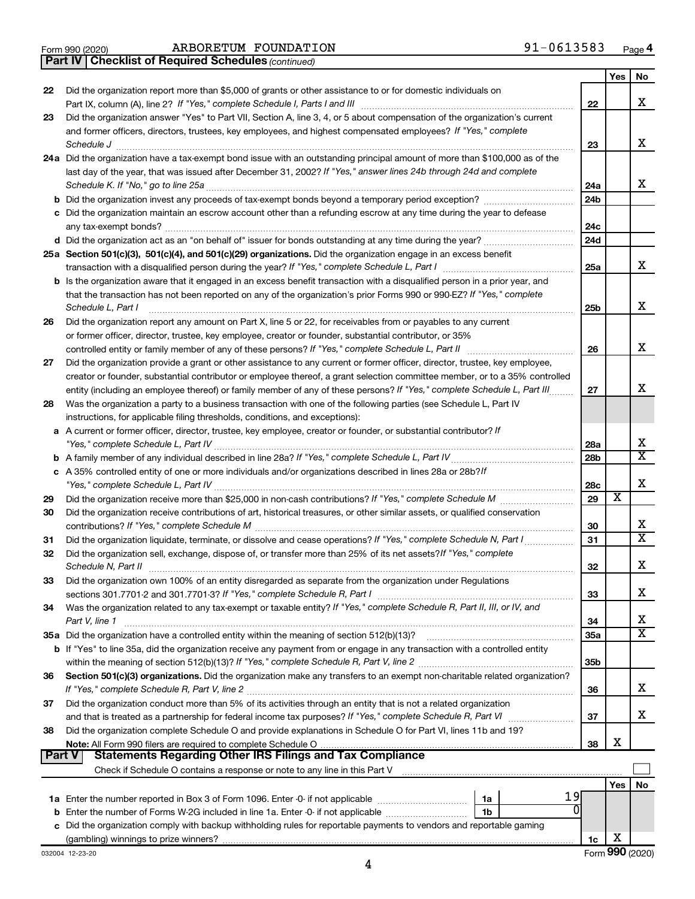Form 990 (2020) ARBORETUM FOUNDATION 91-0613583 Page 4

**Part IV | Checklist of Required Schedules** *(continued)*

| | | | Yes | No |
|---|---|---|---|---|
| 22 | Did the organization report more than $5,000 of grants or other assistance to or for domestic individuals on Part IX, column (A), line 2? *If "Yes," complete Schedule I, Parts I and III* | 22 | | X |
| 23 | Did the organization answer "Yes" to Part VII, Section A, line 3, 4, or 5 about compensation of the organization's current and former officers, directors, trustees, key employees, and highest compensated employees? *If "Yes," complete Schedule J* | 23 | | X |
| 24a | Did the organization have a tax-exempt bond issue with an outstanding principal amount of more than $100,000 as of the last day of the year, that was issued after December 31, 2002? *If "Yes," answer lines 24b through 24d and complete Schedule K. If "No," go to line 25a* | 24a | | X |
| b | Did the organization invest any proceeds of tax-exempt bonds beyond a temporary period exception? | 24b | | |
| c | Did the organization maintain an escrow account other than a refunding escrow at any time during the year to defease any tax-exempt bonds? | 24c | | |
| d | Did the organization act as an "on behalf of" issuer for bonds outstanding at any time during the year? | 24d | | |
| 25a | **Section 501(c)(3), 501(c)(4), and 501(c)(29) organizations.** Did the organization engage in an excess benefit transaction with a disqualified person during the year? *If "Yes," complete Schedule L, Part I* | 25a | | X |
| b | Is the organization aware that it engaged in an excess benefit transaction with a disqualified person in a prior year, and that the transaction has not been reported on any of the organization's prior Forms 990 or 990-EZ? *If "Yes," complete Schedule L, Part I* | 25b | | X |
| 26 | Did the organization report any amount on Part X, line 5 or 22, for receivables from or payables to any current or former officer, director, trustee, key employee, creator or founder, substantial contributor, or 35% controlled entity or family member of any of these persons? *If "Yes," complete Schedule L, Part II* | 26 | | X |
| 27 | Did the organization provide a grant or other assistance to any current or former officer, director, trustee, key employee, creator or founder, substantial contributor or employee thereof, a grant selection committee member, or to a 35% controlled entity (including an employee thereof) or family member of any of these persons? *If "Yes," complete Schedule L, Part III* | 27 | | X |
| 28 | Was the organization a party to a business transaction with one of the following parties (see Schedule L, Part IV instructions, for applicable filing thresholds, conditions, and exceptions): | | | |
| a | A current or former officer, director, trustee, key employee, creator or founder, or substantial contributor? *If "Yes," complete Schedule L, Part IV* | 28a | | X |
| b | A family member of any individual described in line 28a? *If "Yes," complete Schedule L, Part IV* | 28b | | X |
| c | A 35% controlled entity of one or more individuals and/or organizations described in lines 28a or 28b? *If "Yes," complete Schedule L, Part IV* | 28c | | X |
| 29 | Did the organization receive more than $25,000 in non-cash contributions? *If "Yes," complete Schedule M* | 29 | X | |
| 30 | Did the organization receive contributions of art, historical treasures, or other similar assets, or qualified conservation contributions? *If "Yes," complete Schedule M* | 30 | | X |
| 31 | Did the organization liquidate, terminate, or dissolve and cease operations? *If "Yes," complete Schedule N, Part I* | 31 | | X |
| 32 | Did the organization sell, exchange, dispose of, or transfer more than 25% of its net assets? *If "Yes," complete Schedule N, Part II* | 32 | | X |
| 33 | Did the organization own 100% of an entity disregarded as separate from the organization under Regulations sections 301.7701-2 and 301.7701-3? *If "Yes," complete Schedule R, Part I* | 33 | | X |
| 34 | Was the organization related to any tax-exempt or taxable entity? *If "Yes," complete Schedule R, Part II, III, or IV, and Part V, line 1* | 34 | | X |
| 35a | Did the organization have a controlled entity within the meaning of section 512(b)(13)? | 35a | | X |
| b | If "Yes" to line 35a, did the organization receive any payment from or engage in any transaction with a controlled entity within the meaning of section 512(b)(13)? *If "Yes," complete Schedule R, Part V, line 2* | 35b | | |
| 36 | **Section 501(c)(3) organizations.** Did the organization make any transfers to an exempt non-charitable related organization? *If "Yes," complete Schedule R, Part V, line 2* | 36 | | X |
| 37 | Did the organization conduct more than 5% of its activities through an entity that is not a related organization and that is treated as a partnership for federal income tax purposes? *If "Yes," complete Schedule R, Part VI* | 37 | | X |
| 38 | Did the organization complete Schedule O and provide explanations in Schedule O for Part VI, lines 11b and 19? **Note:** All Form 990 filers are required to complete Schedule O | 38 | X | |

**Part V | Statements Regarding Other IRS Filings and Tax Compliance**

Check if Schedule O contains a response or note to any line in this Part V ☐

| | | | | | Yes | No |
|---|---|---|---|---|---|---|
| 1a | Enter the number reported in Box 3 of Form 1096. Enter -0- if not applicable | 1a | 19 | | | |
| b | Enter the number of Forms W-2G included in line 1a. Enter -0- if not applicable | 1b | 0 | | | |
| c | Did the organization comply with backup withholding rules for reportable payments to vendors and reportable gaming (gambling) winnings to prize winners? | | | 1c | X | |

032004 12-23-20 Form **990** (2020)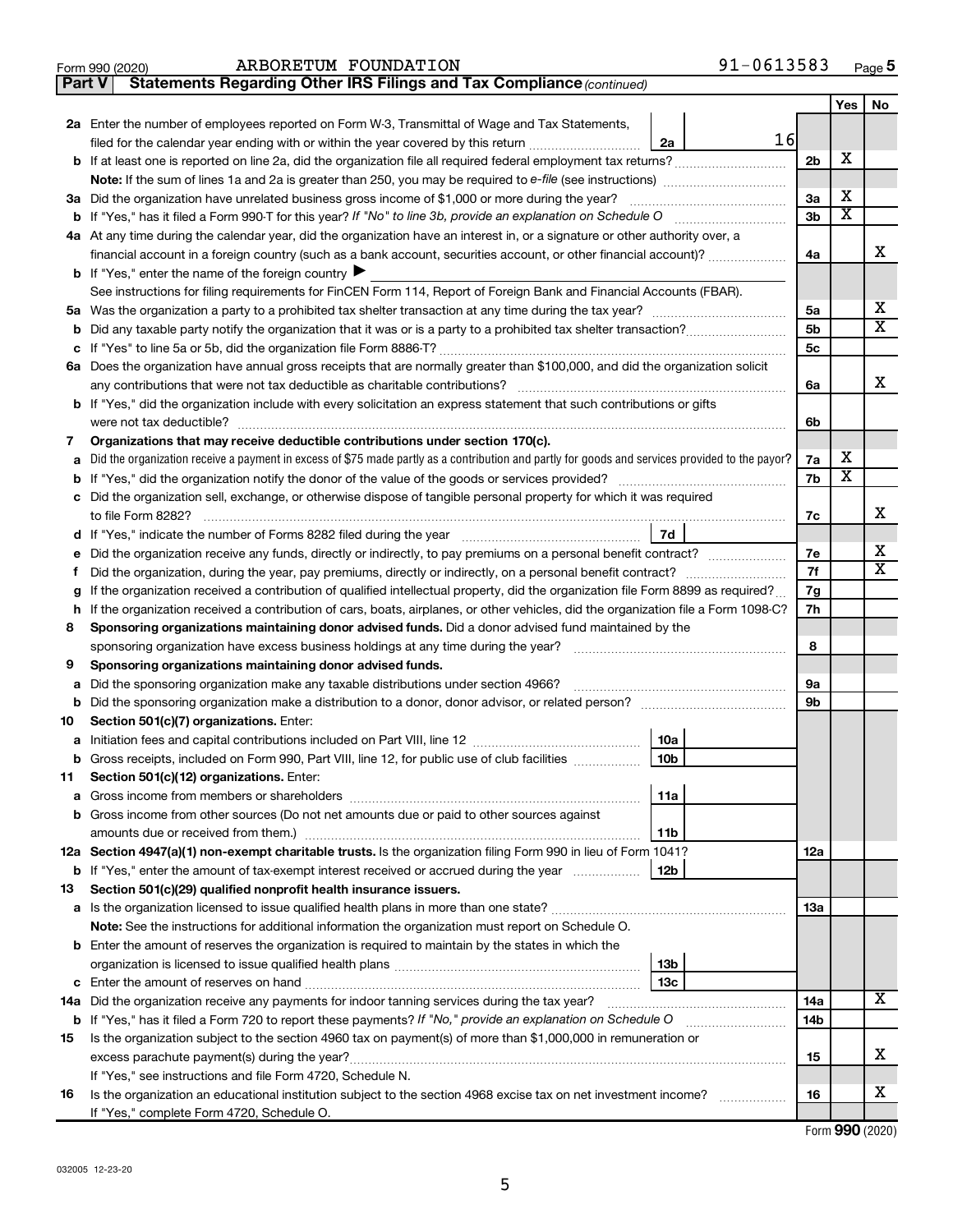Form 990 (2020) ARBORETUM FOUNDATION 91-0613583

## Part V Statements Regarding Other IRS Filings and Tax Compliance *(continued)*

| | | | | Yes | No |
|---|---|---|---|---|---|
| **2a** | Enter the number of employees reported on Form W-3, Transmittal of Wage and Tax Statements, filed for the calendar year ending with or within the year covered by this return | 2a 16 | | | |
| **b** | If at least one is reported on line 2a, did the organization file all required federal employment tax returns? | | 2b | X | |
| | **Note:** If the sum of lines 1a and 2a is greater than 250, you may be required to *e-file* (see instructions) | | | | |
| **3a** | Did the organization have unrelated business gross income of $1,000 or more during the year? | | 3a | X | |
| **b** | If "Yes," has it filed a Form 990-T for this year? *If "No" to line 3b, provide an explanation on Schedule O* | | 3b | X | |
| **4a** | At any time during the calendar year, did the organization have an interest in, or a signature or other authority over, a financial account in a foreign country (such as a bank account, securities account, or other financial account)? | | 4a | | X |
| **b** | If "Yes," enter the name of the foreign country ▶ | | | | |
| | See instructions for filing requirements for FinCEN Form 114, Report of Foreign Bank and Financial Accounts (FBAR). | | | | |
| **5a** | Was the organization a party to a prohibited tax shelter transaction at any time during the tax year? | | 5a | | X |
| **b** | Did any taxable party notify the organization that it was or is a party to a prohibited tax shelter transaction? | | 5b | | X |
| **c** | If "Yes" to line 5a or 5b, did the organization file Form 8886-T? | | 5c | | |
| **6a** | Does the organization have annual gross receipts that are normally greater than $100,000, and did the organization solicit any contributions that were not tax deductible as charitable contributions? | | 6a | | X |
| **b** | If "Yes," did the organization include with every solicitation an express statement that such contributions or gifts were not tax deductible? | | 6b | | |
| **7** | **Organizations that may receive deductible contributions under section 170(c).** | | | | |
| **a** | Did the organization receive a payment in excess of $75 made partly as a contribution and partly for goods and services provided to the payor? | | 7a | X | |
| **b** | If "Yes," did the organization notify the donor of the value of the goods or services provided? | | 7b | X | |
| **c** | Did the organization sell, exchange, or otherwise dispose of tangible personal property for which it was required to file Form 8282? | | 7c | | X |
| **d** | If "Yes," indicate the number of Forms 8282 filed during the year | 7d | | | |
| **e** | Did the organization receive any funds, directly or indirectly, to pay premiums on a personal benefit contract? | | 7e | | X |
| **f** | Did the organization, during the year, pay premiums, directly or indirectly, on a personal benefit contract? | | 7f | | X |
| **g** | If the organization received a contribution of qualified intellectual property, did the organization file Form 8899 as required? | | 7g | | |
| **h** | If the organization received a contribution of cars, boats, airplanes, or other vehicles, did the organization file a Form 1098-C? | | 7h | | |
| **8** | **Sponsoring organizations maintaining donor advised funds.** Did a donor advised fund maintained by the sponsoring organization have excess business holdings at any time during the year? | | 8 | | |
| **9** | **Sponsoring organizations maintaining donor advised funds.** | | | | |
| **a** | Did the sponsoring organization make any taxable distributions under section 4966? | | 9a | | |
| **b** | Did the sponsoring organization make a distribution to a donor, donor advisor, or related person? | | 9b | | |
| **10** | **Section 501(c)(7) organizations.** Enter: | | | | |
| **a** | Initiation fees and capital contributions included on Part VIII, line 12 | 10a | | | |
| **b** | Gross receipts, included on Form 990, Part VIII, line 12, for public use of club facilities | 10b | | | |
| **11** | **Section 501(c)(12) organizations.** Enter: | | | | |
| **a** | Gross income from members or shareholders | 11a | | | |
| **b** | Gross income from other sources (Do not net amounts due or paid to other sources against amounts due or received from them.) | 11b | | | |
| **12a** | **Section 4947(a)(1) non-exempt charitable trusts.** Is the organization filing Form 990 in lieu of Form 1041? | | 12a | | |
| **b** | If "Yes," enter the amount of tax-exempt interest received or accrued during the year | 12b | | | |
| **13** | **Section 501(c)(29) qualified nonprofit health insurance issuers.** | | | | |
| **a** | Is the organization licensed to issue qualified health plans in more than one state? | | 13a | | |
| | **Note:** See the instructions for additional information the organization must report on Schedule O. | | | | |
| **b** | Enter the amount of reserves the organization is required to maintain by the states in which the organization is licensed to issue qualified health plans | 13b | | | |
| **c** | Enter the amount of reserves on hand | 13c | | | |
| **14a** | Did the organization receive any payments for indoor tanning services during the tax year? | | 14a | | X |
| **b** | If "Yes," has it filed a Form 720 to report these payments? *If "No," provide an explanation on Schedule O* | | 14b | | |
| **15** | Is the organization subject to the section 4960 tax on payment(s) of more than $1,000,000 in remuneration or excess parachute payment(s) during the year? | | 15 | | X |
| | If "Yes," see instructions and file Form 4720, Schedule N. | | | | |
| **16** | Is the organization an educational institution subject to the section 4968 excise tax on net investment income? | | 16 | | X |
| | If "Yes," complete Form 4720, Schedule O. | | | | |

Form **990** (2020)

032005 12-23-20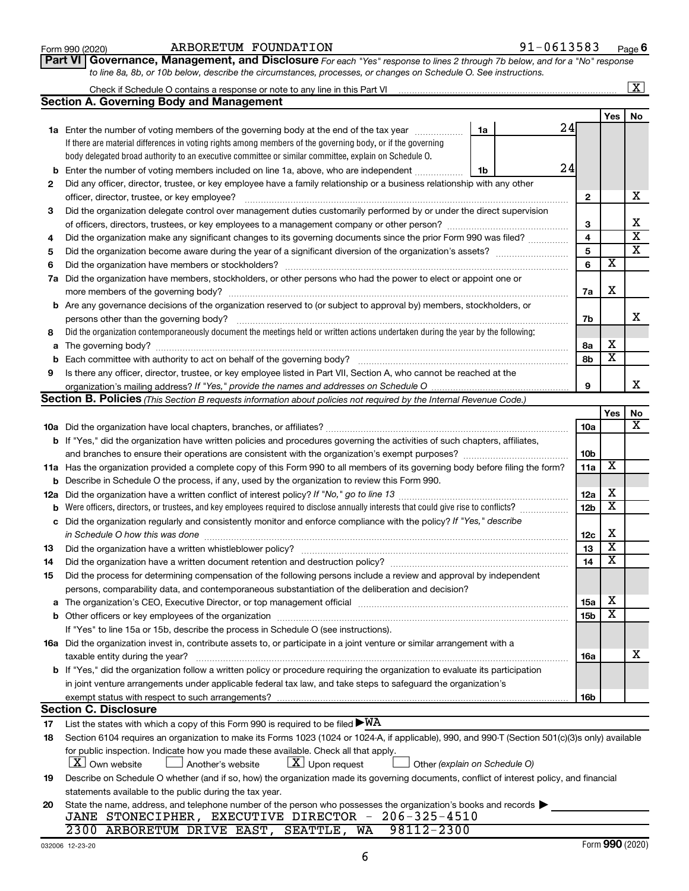Form 990 (2020) ARBORETUM FOUNDATION 91-0613583 Page 6

**Part VI Governance, Management, and Disclosure** *For each "Yes" response to lines 2 through 7b below, and for a "No" response to line 8a, 8b, or 10b below, describe the circumstances, processes, or changes on Schedule O. See instructions.*

Check if Schedule O contains a response or note to any line in this Part VI [X]

## Section A. Governing Body and Management

| | | | | Yes | No |
|---|---|---|---|---|---|
| **1a** | Enter the number of voting members of the governing body at the end of the tax year (1a) If there are material differences in voting rights among members of the governing body, or if the governing body delegated broad authority to an executive committee or similar committee, explain on Schedule O. | 24 | | | |
| **b** | Enter the number of voting members included on line 1a, above, who are independent (1b) | 24 | | | |
| **2** | Did any officer, director, trustee, or key employee have a family relationship or a business relationship with any other officer, director, trustee, or key employee? | | 2 | | X |
| **3** | Did the organization delegate control over management duties customarily performed by or under the direct supervision of officers, directors, trustees, or key employees to a management company or other person? | | 3 | | X |
| **4** | Did the organization make any significant changes to its governing documents since the prior Form 990 was filed? | | 4 | | X |
| **5** | Did the organization become aware during the year of a significant diversion of the organization's assets? | | 5 | | X |
| **6** | Did the organization have members or stockholders? | | 6 | X | |
| **7a** | Did the organization have members, stockholders, or other persons who had the power to elect or appoint one or more members of the governing body? | | 7a | X | |
| **b** | Are any governance decisions of the organization reserved to (or subject to approval by) members, stockholders, or persons other than the governing body? | | 7b | | X |
| **8** | Did the organization contemporaneously document the meetings held or written actions undertaken during the year by the following: | | | | |
| **a** | The governing body? | | 8a | X | |
| **b** | Each committee with authority to act on behalf of the governing body? | | 8b | X | |
| **9** | Is there any officer, director, trustee, or key employee listed in Part VII, Section A, who cannot be reached at the organization's mailing address? *If "Yes," provide the names and addresses on Schedule O* | | 9 | | X |

## Section B. Policies *(This Section B requests information about policies not required by the Internal Revenue Code.)*

| | | | Yes | No |
|---|---|---|---|---|
| **10a** | Did the organization have local chapters, branches, or affiliates? | 10a | | X |
| **b** | If "Yes," did the organization have written policies and procedures governing the activities of such chapters, affiliates, and branches to ensure their operations are consistent with the organization's exempt purposes? | 10b | | |
| **11a** | Has the organization provided a complete copy of this Form 990 to all members of its governing body before filing the form? | 11a | X | |
| **b** | Describe in Schedule O the process, if any, used by the organization to review this Form 990. | | | |
| **12a** | Did the organization have a written conflict of interest policy? *If "No," go to line 13* | 12a | X | |
| **b** | Were officers, directors, or trustees, and key employees required to disclose annually interests that could give rise to conflicts? | 12b | X | |
| **c** | Did the organization regularly and consistently monitor and enforce compliance with the policy? *If "Yes," describe in Schedule O how this was done* | 12c | X | |
| **13** | Did the organization have a written whistleblower policy? | 13 | X | |
| **14** | Did the organization have a written document retention and destruction policy? | 14 | X | |
| **15** | Did the process for determining compensation of the following persons include a review and approval by independent persons, comparability data, and contemporaneous substantiation of the deliberation and decision? | | | |
| **a** | The organization's CEO, Executive Director, or top management official | 15a | X | |
| **b** | Other officers or key employees of the organization | 15b | X | |
| | If "Yes" to line 15a or 15b, describe the process in Schedule O (see instructions). | | | |
| **16a** | Did the organization invest in, contribute assets to, or participate in a joint venture or similar arrangement with a taxable entity during the year? | 16a | | X |
| **b** | If "Yes," did the organization follow a written policy or procedure requiring the organization to evaluate its participation in joint venture arrangements under applicable federal tax law, and take steps to safeguard the organization's exempt status with respect to such arrangements? | 16b | | |

## Section C. Disclosure

**17** List the states with which a copy of this Form 990 is required to be filed ▶ WA

**18** Section 6104 requires an organization to make its Forms 1023 (1024 or 1024-A, if applicable), 990, and 990-T (Section 501(c)(3)s only) available for public inspection. Indicate how you made these available. Check all that apply.

[X] Own website [ ] Another's website [X] Upon request [ ] Other *(explain on Schedule O)*

**19** Describe on Schedule O whether (and if so, how) the organization made its governing documents, conflict of interest policy, and financial statements available to the public during the tax year.

**20** State the name, address, and telephone number of the person who possesses the organization's books and records ▶

JANE STONECIPHER, EXECUTIVE DIRECTOR - 206-325-4510
2300 ARBORETUM DRIVE EAST, SEATTLE, WA 98112-2300

032006 12-23-20 Form **990** (2020)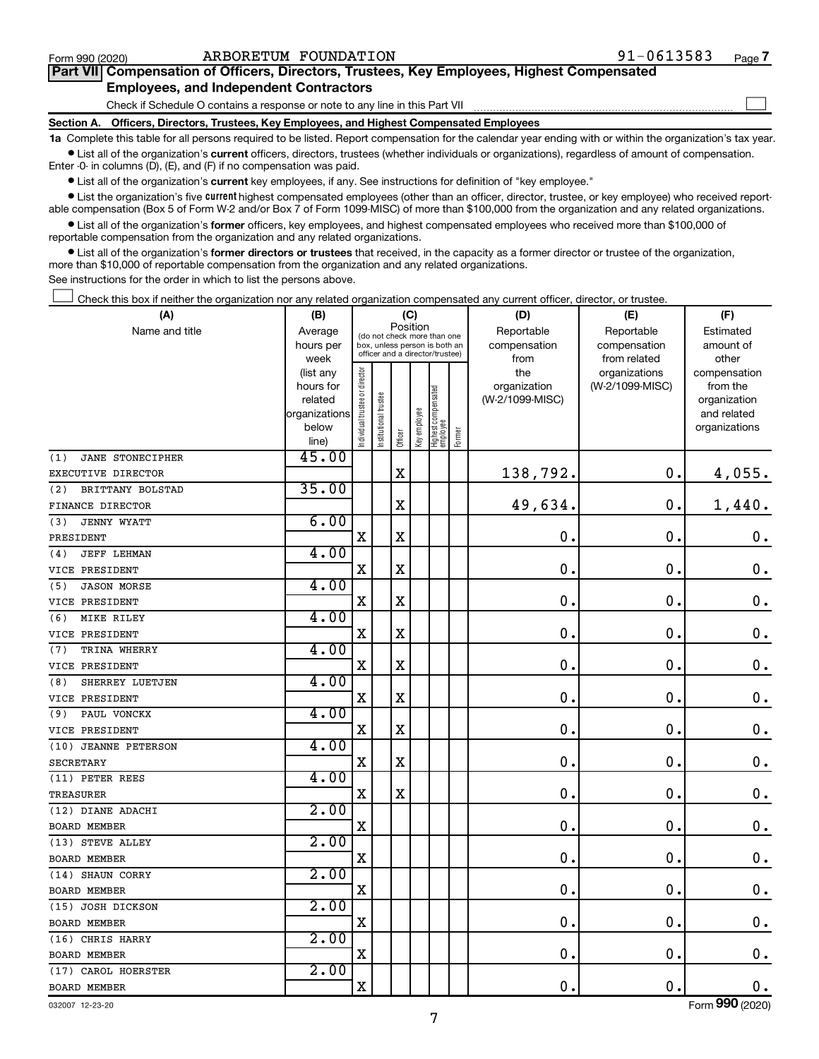Form 990 (2020) ARBORETUM FOUNDATION 91-0613583 Page 7

## Part VII Compensation of Officers, Directors, Trustees, Key Employees, Highest Compensated Employees, and Independent Contractors

Check if Schedule O contains a response or note to any line in this Part VII ☐

### Section A. Officers, Directors, Trustees, Key Employees, and Highest Compensated Employees

**1a** Complete this table for all persons required to be listed. Report compensation for the calendar year ending with or within the organization's tax year.

- List all of the organization's **current** officers, directors, trustees (whether individuals or organizations), regardless of amount of compensation. Enter -0- in columns (D), (E), and (F) if no compensation was paid.
- List all of the organization's **current** key employees, if any. See instructions for definition of "key employee."
- List the organization's five **current** highest compensated employees (other than an officer, director, trustee, or key employee) who received reportable compensation (Box 5 of Form W-2 and/or Box 7 of Form 1099-MISC) of more than $100,000 from the organization and any related organizations.
- List all of the organization's **former** officers, key employees, and highest compensated employees who received more than $100,000 of reportable compensation from the organization and any related organizations.
- List all of the organization's **former directors or trustees** that received, in the capacity as a former director or trustee of the organization, more than $10,000 of reportable compensation from the organization and any related organizations.

See instructions for the order in which to list the persons above.

☐ Check this box if neither the organization nor any related organization compensated any current officer, director, or trustee.

| (A) Name and title | (B) Average hours per week (list any hours for related organizations below line) | (C) Position: Individual trustee or director | Institutional trustee | Officer | Key employee | Highest compensated employee | Former | (D) Reportable compensation from the organization (W-2/1099-MISC) | (E) Reportable compensation from related organizations (W-2/1099-MISC) | (F) Estimated amount of other compensation from the organization and related organizations |
|---|---|---|---|---|---|---|---|---|---|---|
| (1) JANE STONECIPHER<br>EXECUTIVE DIRECTOR | 45.00 | | | X | | | | 138,792. | 0. | 4,055. |
| (2) BRITTANY BOLSTAD<br>FINANCE DIRECTOR | 35.00 | | | X | | | | 49,634. | 0. | 1,440. |
| (3) JENNY WYATT<br>PRESIDENT | 6.00 | X | | X | | | | 0. | 0. | 0. |
| (4) JEFF LEHMAN<br>VICE PRESIDENT | 4.00 | X | | X | | | | 0. | 0. | 0. |
| (5) JASON MORSE<br>VICE PRESIDENT | 4.00 | X | | X | | | | 0. | 0. | 0. |
| (6) MIKE RILEY<br>VICE PRESIDENT | 4.00 | X | | X | | | | 0. | 0. | 0. |
| (7) TRINA WHERRY<br>VICE PRESIDENT | 4.00 | X | | X | | | | 0. | 0. | 0. |
| (8) SHERREY LUETJEN<br>VICE PRESIDENT | 4.00 | X | | X | | | | 0. | 0. | 0. |
| (9) PAUL VONCKX<br>VICE PRESIDENT | 4.00 | X | | X | | | | 0. | 0. | 0. |
| (10) JEANNE PETERSON<br>SECRETARY | 4.00 | X | | X | | | | 0. | 0. | 0. |
| (11) PETER REES<br>TREASURER | 4.00 | X | | X | | | | 0. | 0. | 0. |
| (12) DIANE ADACHI<br>BOARD MEMBER | 2.00 | X | | | | | | 0. | 0. | 0. |
| (13) STEVE ALLEY<br>BOARD MEMBER | 2.00 | X | | | | | | 0. | 0. | 0. |
| (14) SHAUN CORRY<br>BOARD MEMBER | 2.00 | X | | | | | | 0. | 0. | 0. |
| (15) JOSH DICKSON<br>BOARD MEMBER | 2.00 | X | | | | | | 0. | 0. | 0. |
| (16) CHRIS HARRY<br>BOARD MEMBER | 2.00 | X | | | | | | 0. | 0. | 0. |
| (17) CAROL HOERSTER<br>BOARD MEMBER | 2.00 | X | | | | | | 0. | 0. | 0. |

032007 12-23-20 Form 990 (2020)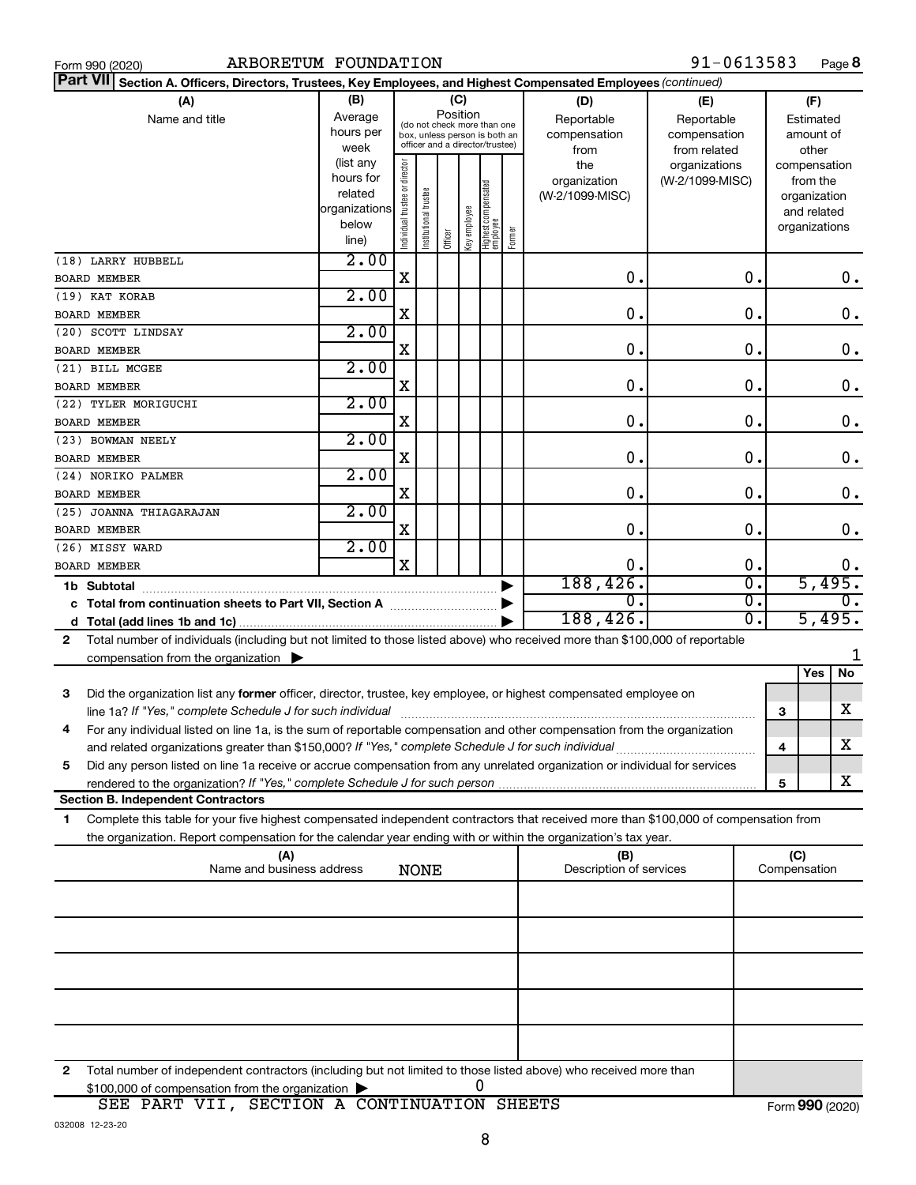Form 990 (2020) ARBORETUM FOUNDATION 91-0613583

**Part VII Section A. Officers, Directors, Trustees, Key Employees, and Highest Compensated Employees** *(continued)*

| (A) Name and title | (B) Average hours per week (list any hours for related organizations below line) | (C) Position: Individual trustee or director | Institutional trustee | Officer | Key employee | Highest compensated employee | Former | (D) Reportable compensation from the organization (W-2/1099-MISC) | (E) Reportable compensation from related organizations (W-2/1099-MISC) | (F) Estimated amount of other compensation from the organization and related organizations |
|---|---|---|---|---|---|---|---|---|---|---|
| (18) LARRY HUBBELL<br>BOARD MEMBER | 2.00 | X | | | | | | 0. | 0. | 0. |
| (19) KAT KORAB<br>BOARD MEMBER | 2.00 | X | | | | | | 0. | 0. | 0. |
| (20) SCOTT LINDSAY<br>BOARD MEMBER | 2.00 | X | | | | | | 0. | 0. | 0. |
| (21) BILL MCGEE<br>BOARD MEMBER | 2.00 | X | | | | | | 0. | 0. | 0. |
| (22) TYLER MORIGUCHI<br>BOARD MEMBER | 2.00 | X | | | | | | 0. | 0. | 0. |
| (23) BOWMAN NEELY<br>BOARD MEMBER | 2.00 | X | | | | | | 0. | 0. | 0. |
| (24) NORIKO PALMER<br>BOARD MEMBER | 2.00 | X | | | | | | 0. | 0. | 0. |
| (25) JOANNA THIAGARAJAN<br>BOARD MEMBER | 2.00 | X | | | | | | 0. | 0. | 0. |
| (26) MISSY WARD<br>BOARD MEMBER | 2.00 | X | | | | | | 0. | 0. | 0. |
| **1b Subtotal** | | | | | | | | 188,426. | 0. | 5,495. |
| **c Total from continuation sheets to Part VII, Section A** | | | | | | | | 0. | 0. | 0. |
| **d Total (add lines 1b and 1c)** | | | | | | | | 188,426. | 0. | 5,495. |

2 Total number of individuals (including but not limited to those listed above) who received more than $100,000 of reportable compensation from the organization ▶ 1

| | | Yes | No |
|---|---|---|---|
| 3 Did the organization list any **former** officer, director, trustee, key employee, or highest compensated employee on line 1a? *If "Yes," complete Schedule J for such individual* | 3 | | X |
| 4 For any individual listed on line 1a, is the sum of reportable compensation and other compensation from the organization and related organizations greater than $150,000? *If "Yes," complete Schedule J for such individual* | 4 | | X |
| 5 Did any person listed on line 1a receive or accrue compensation from any unrelated organization or individual for services rendered to the organization? *If "Yes," complete Schedule J for such person* | 5 | | X |

**Section B. Independent Contractors**

1 Complete this table for your five highest compensated independent contractors that received more than $100,000 of compensation from the organization. Report compensation for the calendar year ending with or within the organization's tax year.

| (A) Name and business address NONE | (B) Description of services | (C) Compensation |
|---|---|---|
| | | |
| | | |
| | | |
| | | |
| | | |

2 Total number of independent contractors (including but not limited to those listed above) who received more than $100,000 of compensation from the organization ▶ 0

SEE PART VII, SECTION A CONTINUATION SHEETS

Form **990** (2020)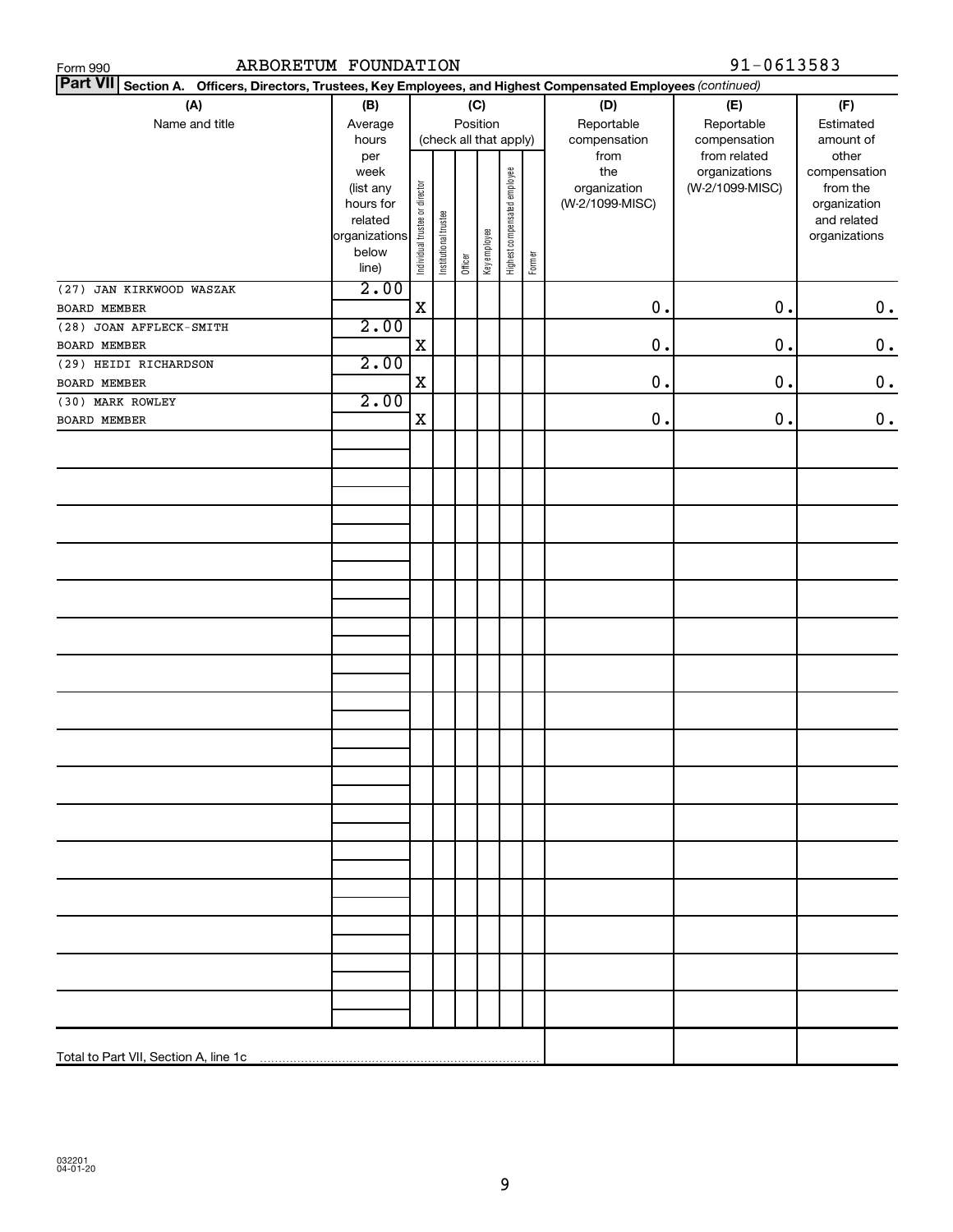Form 990 ARBORETUM FOUNDATION 91-0613583

**Part VII Section A. Officers, Directors, Trustees, Key Employees, and Highest Compensated Employees** *(continued)*

| (A) Name and title | (B) Average hours per week (list any hours for related organizations below line) | (C) Position (check all that apply): Individual trustee or director | Institutional trustee | Officer | Key employee | Highest compensated employee | Former | (D) Reportable compensation from the organization (W-2/1099-MISC) | (E) Reportable compensation from related organizations (W-2/1099-MISC) | (F) Estimated amount of other compensation from the organization and related organizations |
|---|---|---|---|---|---|---|---|---|---|---|
| (27) JAN KIRKWOOD WASZAK<br>BOARD MEMBER | 2.00 | X | | | | | | 0. | 0. | 0. |
| (28) JOAN AFFLECK-SMITH<br>BOARD MEMBER | 2.00 | X | | | | | | 0. | 0. | 0. |
| (29) HEIDI RICHARDSON<br>BOARD MEMBER | 2.00 | X | | | | | | 0. | 0. | 0. |
| (30) MARK ROWLEY<br>BOARD MEMBER | 2.00 | X | | | | | | 0. | 0. | 0. |
| Total to Part VII, Section A, line 1c | | | | | | | | | | |

032201
04-01-20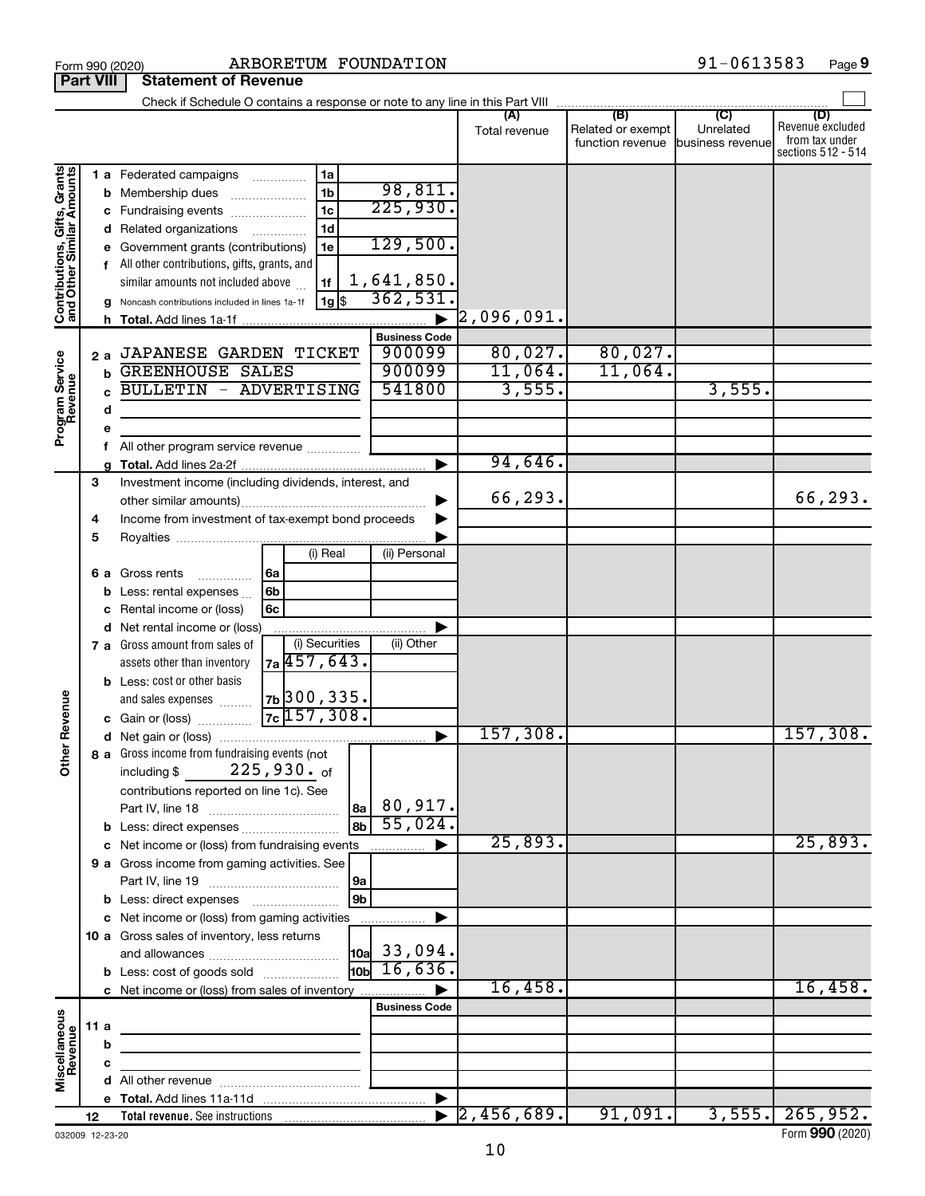Form 990 (2020) ARBORETUM FOUNDATION 91-0613583 Page **9**

**Part VIII Statement of Revenue**

Check if Schedule O contains a response or note to any line in this Part VIII

| | | | (A) Total revenue | (B) Related or exempt function revenue | (C) Unrelated business revenue | (D) Revenue excluded from tax under sections 512 - 514 |
|---|---|---|---|---|---|---|
| **Contributions, Gifts, Grants and Other Similar Amounts** | 1 a Federated campaigns (1a) | | | | | |
| | b Membership dues (1b) | 98,811. | | | | |
| | c Fundraising events (1c) | 225,930. | | | | |
| | d Related organizations (1d) | | | | | |
| | e Government grants (contributions) (1e) | 129,500. | | | | |
| | f All other contributions, gifts, grants, and similar amounts not included above (1f) | 1,641,850. | | | | |
| | g Noncash contributions included in lines 1a-1f (1g) $ | 362,531. | | | | |
| | h Total. Add lines 1a-1f | | 2,096,091. | | | |
| **Program Service Revenue** | | **Business Code** | | | | |
| | 2 a JAPANESE GARDEN TICKET | 900099 | 80,027. | 80,027. | | |
| | b GREENHOUSE SALES | 900099 | 11,064. | 11,064. | | |
| | c BULLETIN - ADVERTISING | 541800 | 3,555. | | 3,555. | |
| | d | | | | | |
| | e | | | | | |
| | f All other program service revenue | | | | | |
| | g Total. Add lines 2a-2f | | 94,646. | | | |
| **Other Revenue** | 3 Investment income (including dividends, interest, and other similar amounts) | | 66,293. | | | 66,293. |
| | 4 Income from investment of tax-exempt bond proceeds | | | | | |
| | 5 Royalties | | | | | |
| | | (i) Real / (ii) Personal | | | | |
| | 6 a Gross rents (6a) | | | | | |
| | b Less: rental expenses (6b) | | | | | |
| | c Rental income or (loss) (6c) | | | | | |
| | d Net rental income or (loss) | | | | | |
| | | (i) Securities / (ii) Other | | | | |
| | 7 a Gross amount from sales of assets other than inventory (7a) | 457,643. | | | | |
| | b Less: cost or other basis and sales expenses (7b) | 300,335. | | | | |
| | c Gain or (loss) (7c) | 157,308. | | | | |
| | d Net gain or (loss) | | 157,308. | | | 157,308. |
| | 8 a Gross income from fundraising events (not including $ 225,930. of contributions reported on line 1c). See Part IV, line 18 (8a) | 80,917. | | | | |
| | b Less: direct expenses (8b) | 55,024. | | | | |
| | c Net income or (loss) from fundraising events | | 25,893. | | | 25,893. |
| | 9 a Gross income from gaming activities. See Part IV, line 19 (9a) | | | | | |
| | b Less: direct expenses (9b) | | | | | |
| | c Net income or (loss) from gaming activities | | | | | |
| | 10 a Gross sales of inventory, less returns and allowances (10a) | 33,094. | | | | |
| | b Less: cost of goods sold (10b) | 16,636. | | | | |
| | c Net income or (loss) from sales of inventory | | 16,458. | | | 16,458. |
| **Miscellaneous Revenue** | | **Business Code** | | | | |
| | 11 a | | | | | |
| | b | | | | | |
| | c | | | | | |
| | d All other revenue | | | | | |
| | e Total. Add lines 11a-11d | | | | | |
| | 12 **Total revenue.** See instructions | | 2,456,689. | 91,091. | 3,555. | 265,952. |

032009 12-23-20 Form **990** (2020)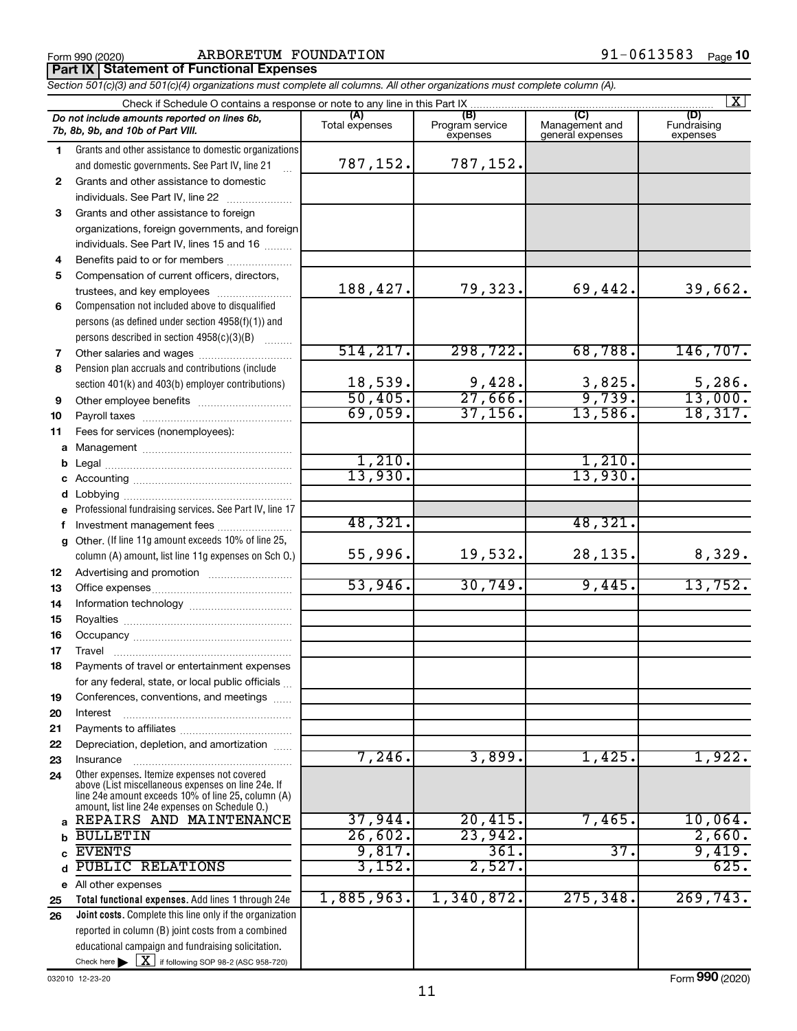Form 990 (2020) ARBORETUM FOUNDATION 91-0613583

**Part IX Statement of Functional Expenses**

*Section 501(c)(3) and 501(c)(4) organizations must complete all columns. All other organizations must complete column (A).*

Check if Schedule O contains a response or note to any line in this Part IX [X]

| | *Do not include amounts reported on lines 6b, 7b, 8b, 9b, and 10b of Part VIII.* | (A) Total expenses | (B) Program service expenses | (C) Management and general expenses | (D) Fundraising expenses |
|---|---|---|---|---|---|
| 1 | Grants and other assistance to domestic organizations and domestic governments. See Part IV, line 21 | 787,152. | 787,152. | | |
| 2 | Grants and other assistance to domestic individuals. See Part IV, line 22 | | | | |
| 3 | Grants and other assistance to foreign organizations, foreign governments, and foreign individuals. See Part IV, lines 15 and 16 | | | | |
| 4 | Benefits paid to or for members | | | | |
| 5 | Compensation of current officers, directors, trustees, and key employees | 188,427. | 79,323. | 69,442. | 39,662. |
| 6 | Compensation not included above to disqualified persons (as defined under section 4958(f)(1)) and persons described in section 4958(c)(3)(B) | | | | |
| 7 | Other salaries and wages | 514,217. | 298,722. | 68,788. | 146,707. |
| 8 | Pension plan accruals and contributions (include section 401(k) and 403(b) employer contributions) | 18,539. | 9,428. | 3,825. | 5,286. |
| 9 | Other employee benefits | 50,405. | 27,666. | 9,739. | 13,000. |
| 10 | Payroll taxes | 69,059. | 37,156. | 13,586. | 18,317. |
| 11 | Fees for services (nonemployees): | | | | |
| a | Management | | | | |
| b | Legal | 1,210. | | 1,210. | |
| c | Accounting | 13,930. | | 13,930. | |
| d | Lobbying | | | | |
| e | Professional fundraising services. See Part IV, line 17 | | | | |
| f | Investment management fees | 48,321. | | 48,321. | |
| g | Other. (If line 11g amount exceeds 10% of line 25, column (A) amount, list line 11g expenses on Sch O.) | 55,996. | 19,532. | 28,135. | 8,329. |
| 12 | Advertising and promotion | | | | |
| 13 | Office expenses | 53,946. | 30,749. | 9,445. | 13,752. |
| 14 | Information technology | | | | |
| 15 | Royalties | | | | |
| 16 | Occupancy | | | | |
| 17 | Travel | | | | |
| 18 | Payments of travel or entertainment expenses for any federal, state, or local public officials | | | | |
| 19 | Conferences, conventions, and meetings | | | | |
| 20 | Interest | | | | |
| 21 | Payments to affiliates | | | | |
| 22 | Depreciation, depletion, and amortization | | | | |
| 23 | Insurance | 7,246. | 3,899. | 1,425. | 1,922. |
| 24 | Other expenses. Itemize expenses not covered above (List miscellaneous expenses on line 24e. If line 24e amount exceeds 10% of line 25, column (A) amount, list line 24e expenses on Schedule O.) | | | | |
| a | REPAIRS AND MAINTENANCE | 37,944. | 20,415. | 7,465. | 10,064. |
| b | BULLETIN | 26,602. | 23,942. | | 2,660. |
| c | EVENTS | 9,817. | 361. | 37. | 9,419. |
| d | PUBLIC RELATIONS | 3,152. | 2,527. | | 625. |
| e | All other expenses | | | | |
| 25 | **Total functional expenses.** Add lines 1 through 24e | 1,885,963. | 1,340,872. | 275,348. | 269,743. |
| 26 | **Joint costs.** Complete this line only if the organization reported in column (B) joint costs from a combined educational campaign and fundraising solicitation. Check here ▶ [X] if following SOP 98-2 (ASC 958-720) | | | | |

032010 12-23-20

Form **990** (2020)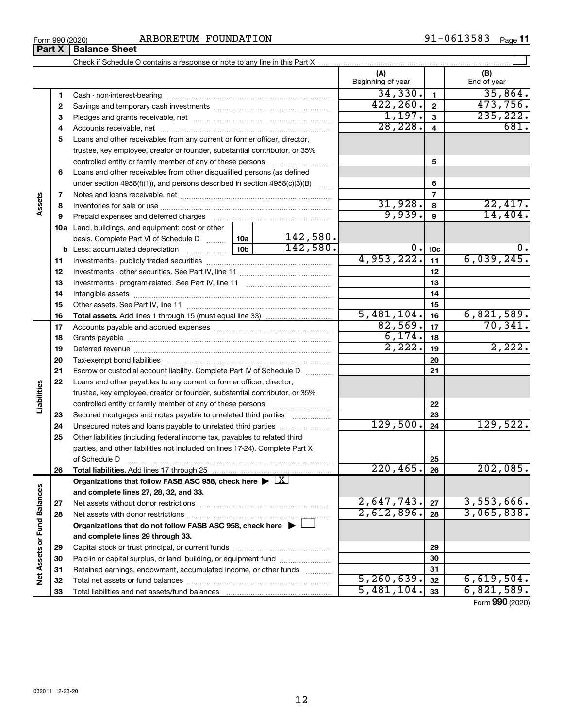Form 990 (2020) ARBORETUM FOUNDATION 91-0613583 Page **11**

## Part X | Balance Sheet

Check if Schedule O contains a response or note to any line in this Part X

| | | | (A) Beginning of year | | (B) End of year |
|---|---|---|---|---|---|
| Assets | 1 | Cash - non-interest-bearing | 34,330. | 1 | 35,864. |
| | 2 | Savings and temporary cash investments | 422,260. | 2 | 473,756. |
| | 3 | Pledges and grants receivable, net | 1,197. | 3 | 235,222. |
| | 4 | Accounts receivable, net | 28,228. | 4 | 681. |
| | 5 | Loans and other receivables from any current or former officer, director, trustee, key employee, creator or founder, substantial contributor, or 35% controlled entity or family member of any of these persons | | 5 | |
| | 6 | Loans and other receivables from other disqualified persons (as defined under section 4958(f)(1)), and persons described in section 4958(c)(3)(B) | | 6 | |
| | 7 | Notes and loans receivable, net | | 7 | |
| | 8 | Inventories for sale or use | 31,928. | 8 | 22,417. |
| | 9 | Prepaid expenses and deferred charges | 9,939. | 9 | 14,404. |
| | 10a | Land, buildings, and equipment: cost or other basis. Complete Part VI of Schedule D ... 10a 142,580. | | | |
| | b | Less: accumulated depreciation ... 10b 142,580. | 0. | 10c | 0. |
| | 11 | Investments - publicly traded securities | 4,953,222. | 11 | 6,039,245. |
| | 12 | Investments - other securities. See Part IV, line 11 | | 12 | |
| | 13 | Investments - program-related. See Part IV, line 11 | | 13 | |
| | 14 | Intangible assets | | 14 | |
| | 15 | Other assets. See Part IV, line 11 | | 15 | |
| | 16 | **Total assets.** Add lines 1 through 15 (must equal line 33) | 5,481,104. | 16 | 6,821,589. |
| Liabilities | 17 | Accounts payable and accrued expenses | 82,569. | 17 | 70,341. |
| | 18 | Grants payable | 6,174. | 18 | |
| | 19 | Deferred revenue | 2,222. | 19 | 2,222. |
| | 20 | Tax-exempt bond liabilities | | 20 | |
| | 21 | Escrow or custodial account liability. Complete Part IV of Schedule D | | 21 | |
| | 22 | Loans and other payables to any current or former officer, director, trustee, key employee, creator or founder, substantial contributor, or 35% controlled entity or family member of any of these persons | | 22 | |
| | 23 | Secured mortgages and notes payable to unrelated third parties | | 23 | |
| | 24 | Unsecured notes and loans payable to unrelated third parties | 129,500. | 24 | 129,522. |
| | 25 | Other liabilities (including federal income tax, payables to related third parties, and other liabilities not included on lines 17-24). Complete Part X of Schedule D | | 25 | |
| | 26 | **Total liabilities.** Add lines 17 through 25 | 220,465. | 26 | 202,085. |
| Net Assets or Fund Balances | | **Organizations that follow FASB ASC 958, check here** ▶ [X] **and complete lines 27, 28, 32, and 33.** | | | |
| | 27 | Net assets without donor restrictions | 2,647,743. | 27 | 3,553,666. |
| | 28 | Net assets with donor restrictions | 2,612,896. | 28 | 3,065,838. |
| | | **Organizations that do not follow FASB ASC 958, check here** ▶ [ ] **and complete lines 29 through 33.** | | | |
| | 29 | Capital stock or trust principal, or current funds | | 29 | |
| | 30 | Paid-in or capital surplus, or land, building, or equipment fund | | 30 | |
| | 31 | Retained earnings, endowment, accumulated income, or other funds | | 31 | |
| | 32 | Total net assets or fund balances | 5,260,639. | 32 | 6,619,504. |
| | 33 | Total liabilities and net assets/fund balances | 5,481,104. | 33 | 6,821,589. |

Form **990** (2020)

032011 12-23-20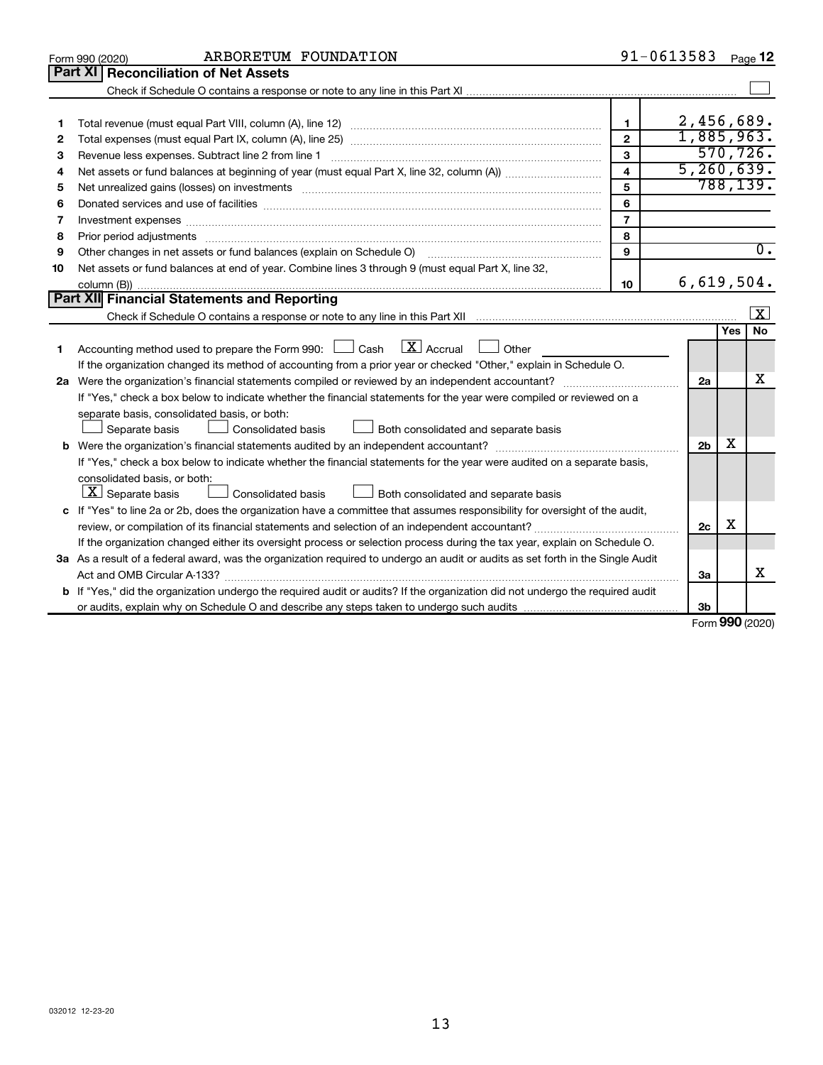Form 990 (2020) ARBORETUM FOUNDATION 91-0613583 Page **12**

## Part XI Reconciliation of Net Assets

Check if Schedule O contains a response or note to any line in this Part XI ☐

| | | | |
|---|---|---|---|
| 1 | Total revenue (must equal Part VIII, column (A), line 12) | 1 | 2,456,689. |
| 2 | Total expenses (must equal Part IX, column (A), line 25) | 2 | 1,885,963. |
| 3 | Revenue less expenses. Subtract line 2 from line 1 | 3 | 570,726. |
| 4 | Net assets or fund balances at beginning of year (must equal Part X, line 32, column (A)) | 4 | 5,260,639. |
| 5 | Net unrealized gains (losses) on investments | 5 | 788,139. |
| 6 | Donated services and use of facilities | 6 | |
| 7 | Investment expenses | 7 | |
| 8 | Prior period adjustments | 8 | |
| 9 | Other changes in net assets or fund balances (explain on Schedule O) | 9 | 0. |
| 10 | Net assets or fund balances at end of year. Combine lines 3 through 9 (must equal Part X, line 32, column (B)) | 10 | 6,619,504. |

## Part XII Financial Statements and Reporting

Check if Schedule O contains a response or note to any line in this Part XII ☒

| | | | Yes | No |
|---|---|---|---|---|
| 1 | Accounting method used to prepare the Form 990: ☐ Cash ☒ Accrual ☐ Other<br>If the organization changed its method of accounting from a prior year or checked "Other," explain in Schedule O. | | | |
| 2a | Were the organization's financial statements compiled or reviewed by an independent accountant?<br>If "Yes," check a box below to indicate whether the financial statements for the year were compiled or reviewed on a separate basis, consolidated basis, or both:<br>☐ Separate basis ☐ Consolidated basis ☐ Both consolidated and separate basis | 2a | | X |
| b | Were the organization's financial statements audited by an independent accountant?<br>If "Yes," check a box below to indicate whether the financial statements for the year were audited on a separate basis, consolidated basis, or both:<br>☒ Separate basis ☐ Consolidated basis ☐ Both consolidated and separate basis | 2b | X | |
| c | If "Yes" to line 2a or 2b, does the organization have a committee that assumes responsibility for oversight of the audit, review, or compilation of its financial statements and selection of an independent accountant?<br>If the organization changed either its oversight process or selection process during the tax year, explain on Schedule O. | 2c | X | |
| 3a | As a result of a federal award, was the organization required to undergo an audit or audits as set forth in the Single Audit Act and OMB Circular A-133? | 3a | | X |
| b | If "Yes," did the organization undergo the required audit or audits? If the organization did not undergo the required audit or audits, explain why on Schedule O and describe any steps taken to undergo such audits | 3b | | |

Form **990** (2020)

032012 12-23-20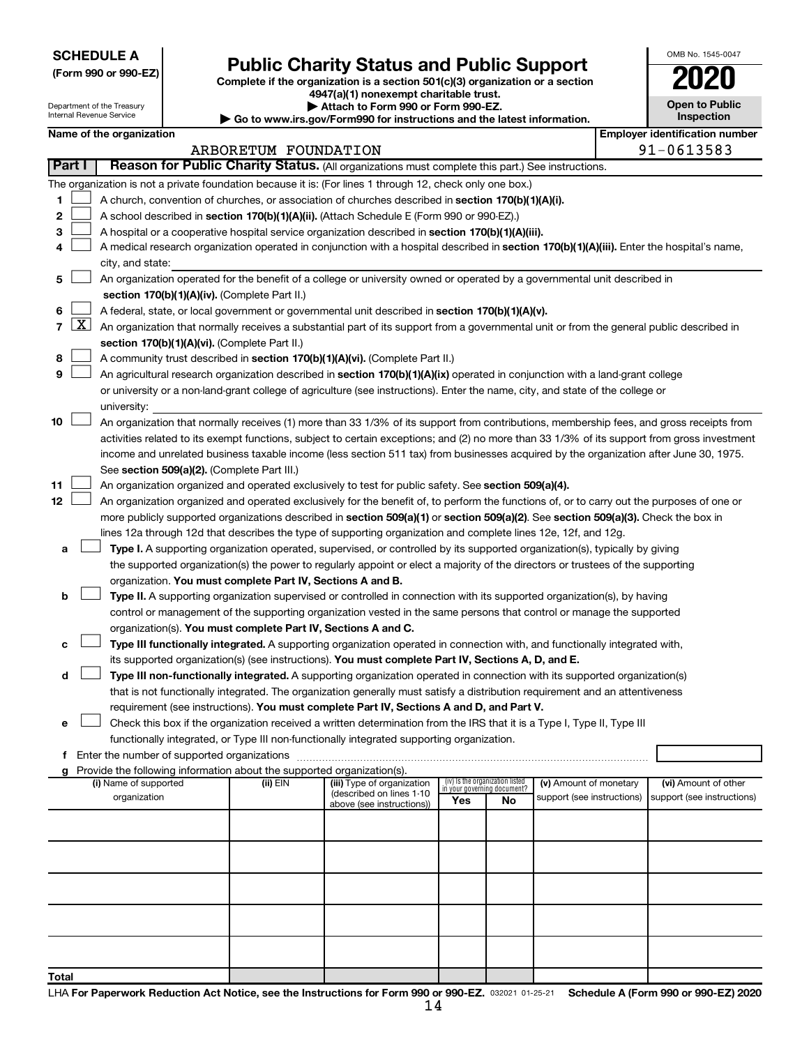**SCHEDULE A**
**(Form 990 or 990-EZ)**

Department of the Treasury
Internal Revenue Service

# Public Charity Status and Public Support

**Complete if the organization is a section 501(c)(3) organization or a section 4947(a)(1) nonexempt charitable trust.**
**▶ Attach to Form 990 or Form 990-EZ.**
**▶ Go to www.irs.gov/Form990 for instructions and the latest information.**

OMB No. 1545-0047
**2020**
**Open to Public Inspection**

**Name of the organization**
ARBORETUM FOUNDATION

**Employer identification number**
91-0613583

**Part I** **Reason for Public Charity Status.** (All organizations must complete this part.) See instructions.

The organization is not a private foundation because it is: (For lines 1 through 12, check only one box.)

1 ☐ A church, convention of churches, or association of churches described in **section 170(b)(1)(A)(i).**
2 ☐ A school described in **section 170(b)(1)(A)(ii).** (Attach Schedule E (Form 990 or 990-EZ).)
3 ☐ A hospital or a cooperative hospital service organization described in **section 170(b)(1)(A)(iii).**
4 ☐ A medical research organization operated in conjunction with a hospital described in **section 170(b)(1)(A)(iii).** Enter the hospital's name, city, and state:
5 ☐ An organization operated for the benefit of a college or university owned or operated by a governmental unit described in **section 170(b)(1)(A)(iv).** (Complete Part II.)
6 ☐ A federal, state, or local government or governmental unit described in **section 170(b)(1)(A)(v).**
7 ☒ An organization that normally receives a substantial part of its support from a governmental unit or from the general public described in **section 170(b)(1)(A)(vi).** (Complete Part II.)
8 ☐ A community trust described in **section 170(b)(1)(A)(vi).** (Complete Part II.)
9 ☐ An agricultural research organization described in **section 170(b)(1)(A)(ix)** operated in conjunction with a land-grant college or university or a non-land-grant college of agriculture (see instructions). Enter the name, city, and state of the college or university:
10 ☐ An organization that normally receives (1) more than 33 1/3% of its support from contributions, membership fees, and gross receipts from activities related to its exempt functions, subject to certain exceptions; and (2) no more than 33 1/3% of its support from gross investment income and unrelated business taxable income (less section 511 tax) from businesses acquired by the organization after June 30, 1975. See **section 509(a)(2).** (Complete Part III.)
11 ☐ An organization organized and operated exclusively to test for public safety. See **section 509(a)(4).**
12 ☐ An organization organized and operated exclusively for the benefit of, to perform the functions of, or to carry out the purposes of one or more publicly supported organizations described in **section 509(a)(1)** or **section 509(a)(2).** See **section 509(a)(3).** Check the box in lines 12a through 12d that describes the type of supporting organization and complete lines 12e, 12f, and 12g.

a ☐ **Type I.** A supporting organization operated, supervised, or controlled by its supported organization(s), typically by giving the supported organization(s) the power to regularly appoint or elect a majority of the directors or trustees of the supporting organization. **You must complete Part IV, Sections A and B.**
b ☐ **Type II.** A supporting organization supervised or controlled in connection with its supported organization(s), by having control or management of the supporting organization vested in the same persons that control or manage the supported organization(s). **You must complete Part IV, Sections A and C.**
c ☐ **Type III functionally integrated.** A supporting organization operated in connection with, and functionally integrated with, its supported organization(s) (see instructions). **You must complete Part IV, Sections A, D, and E.**
d ☐ **Type III non-functionally integrated.** A supporting organization operated in connection with its supported organization(s) that is not functionally integrated. The organization generally must satisfy a distribution requirement and an attentiveness requirement (see instructions). **You must complete Part IV, Sections A and D, and Part V.**
e ☐ Check this box if the organization received a written determination from the IRS that it is a Type I, Type II, Type III functionally integrated, or Type III non-functionally integrated supporting organization.

f Enter the number of supported organizations

g Provide the following information about the supported organization(s).

| (i) Name of supported organization | (ii) EIN | (iii) Type of organization (described on lines 1-10 above (see instructions)) | (iv) Is the organization listed in your governing document? Yes | No | (v) Amount of monetary support (see instructions) | (vi) Amount of other support (see instructions) |
|---|---|---|---|---|---|---|
| | | | | | | |
| | | | | | | |
| | | | | | | |
| | | | | | | |
| | | | | | | |
| **Total** | | | | | | |

LHA **For Paperwork Reduction Act Notice, see the Instructions for Form 990 or 990-EZ.** 032021 01-25-21 **Schedule A (Form 990 or 990-EZ) 2020**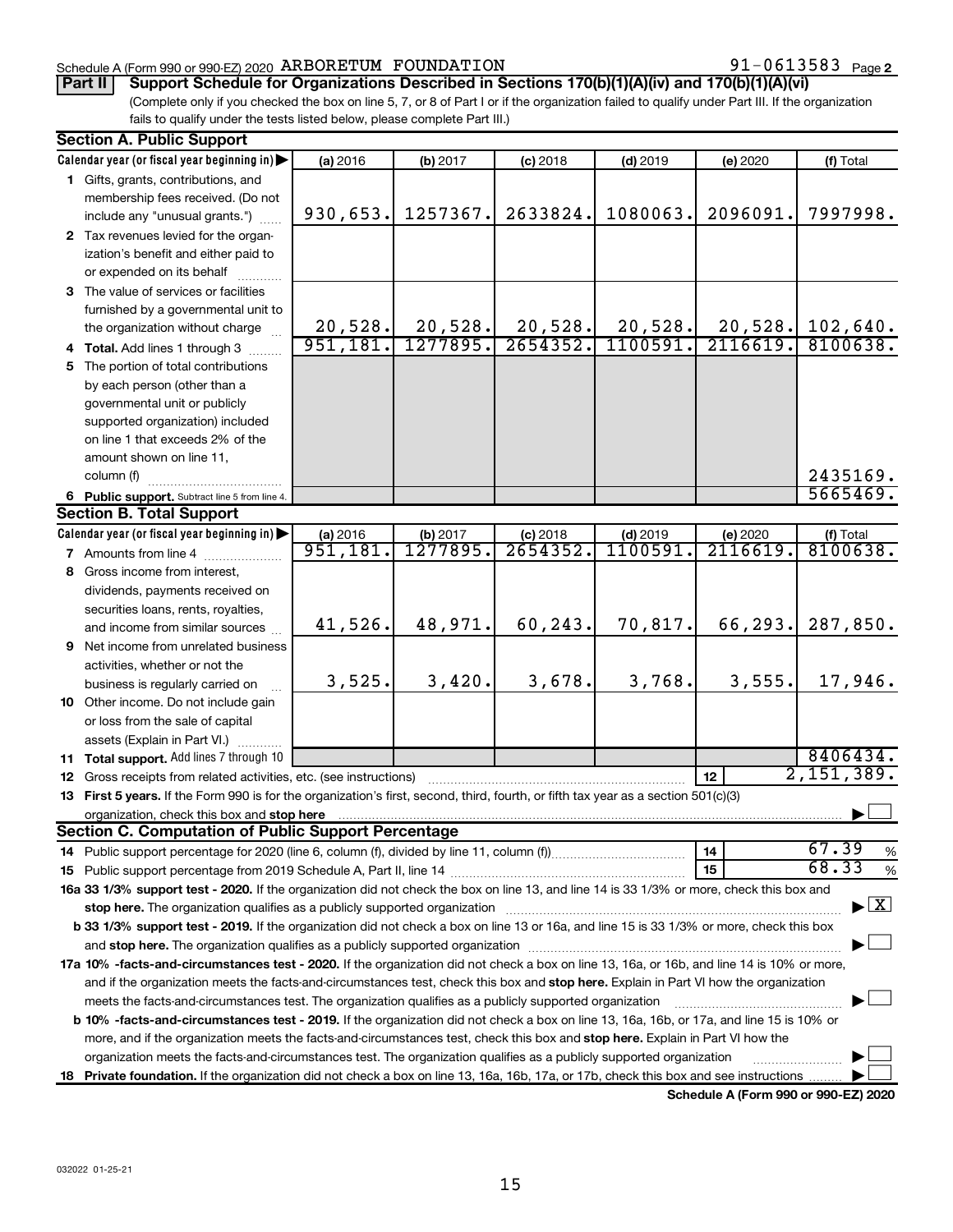Schedule A (Form 990 or 990-EZ) 2020 ARBORETUM FOUNDATION 91-0613583 Page 2

**Part II Support Schedule for Organizations Described in Sections 170(b)(1)(A)(iv) and 170(b)(1)(A)(vi)**

(Complete only if you checked the box on line 5, 7, or 8 of Part I or if the organization failed to qualify under Part III. If the organization fails to qualify under the tests listed below, please complete Part III.)

**Section A. Public Support**

| Calendar year (or fiscal year beginning in) | (a) 2016 | (b) 2017 | (c) 2018 | (d) 2019 | (e) 2020 | (f) Total |
|---|---|---|---|---|---|---|
| 1 Gifts, grants, contributions, and membership fees received. (Do not include any "unusual grants.") | 930,653. | 1257367. | 2633824. | 1080063. | 2096091. | 7997998. |
| 2 Tax revenues levied for the organization's benefit and either paid to or expended on its behalf | | | | | | |
| 3 The value of services or facilities furnished by a governmental unit to the organization without charge | 20,528. | 20,528. | 20,528. | 20,528. | 20,528. | 102,640. |
| 4 **Total.** Add lines 1 through 3 | 951,181. | 1277895. | 2654352. | 1100591. | 2116619. | 8100638. |
| 5 The portion of total contributions by each person (other than a governmental unit or publicly supported organization) included on line 1 that exceeds 2% of the amount shown on line 11, column (f) | | | | | | 2435169. |
| 6 **Public support.** Subtract line 5 from line 4. | | | | | | 5665469. |

**Section B. Total Support**

| Calendar year (or fiscal year beginning in) | (a) 2016 | (b) 2017 | (c) 2018 | (d) 2019 | (e) 2020 | (f) Total |
|---|---|---|---|---|---|---|
| 7 Amounts from line 4 | 951,181. | 1277895. | 2654352. | 1100591. | 2116619. | 8100638. |
| 8 Gross income from interest, dividends, payments received on securities loans, rents, royalties, and income from similar sources | 41,526. | 48,971. | 60,243. | 70,817. | 66,293. | 287,850. |
| 9 Net income from unrelated business activities, whether or not the business is regularly carried on | 3,525. | 3,420. | 3,678. | 3,768. | 3,555. | 17,946. |
| 10 Other income. Do not include gain or loss from the sale of capital assets (Explain in Part VI.) | | | | | | |
| 11 **Total support.** Add lines 7 through 10 | | | | | | 8406434. |
| 12 Gross receipts from related activities, etc. (see instructions) | | | | | 12 | 2,151,389. |

13 **First 5 years.** If the Form 990 is for the organization's first, second, third, fourth, or fifth tax year as a section 501(c)(3) organization, check this box and **stop here** ☐

**Section C. Computation of Public Support Percentage**

| | | |
|---|---|---|
| 14 Public support percentage for 2020 (line 6, column (f), divided by line 11, column (f)) | 14 | 67.39 % |
| 15 Public support percentage from 2019 Schedule A, Part II, line 14 | 15 | 68.33 % |

**16a 33 1/3% support test - 2020.** If the organization did not check the box on line 13, and line 14 is 33 1/3% or more, check this box and **stop here.** The organization qualifies as a publicly supported organization ☒

**b 33 1/3% support test - 2019.** If the organization did not check a box on line 13 or 16a, and line 15 is 33 1/3% or more, check this box and **stop here.** The organization qualifies as a publicly supported organization ☐

**17a 10% -facts-and-circumstances test - 2020.** If the organization did not check a box on line 13, 16a, or 16b, and line 14 is 10% or more, and if the organization meets the facts-and-circumstances test, check this box and **stop here.** Explain in Part VI how the organization meets the facts-and-circumstances test. The organization qualifies as a publicly supported organization ☐

**b 10% -facts-and-circumstances test - 2019.** If the organization did not check a box on line 13, 16a, 16b, or 17a, and line 15 is 10% or more, and if the organization meets the facts-and-circumstances test, check this box and **stop here.** Explain in Part VI how the organization meets the facts-and-circumstances test. The organization qualifies as a publicly supported organization ☐

**18 Private foundation.** If the organization did not check a box on line 13, 16a, 16b, 17a, or 17b, check this box and see instructions ☐

**Schedule A (Form 990 or 990-EZ) 2020**

032022 01-25-21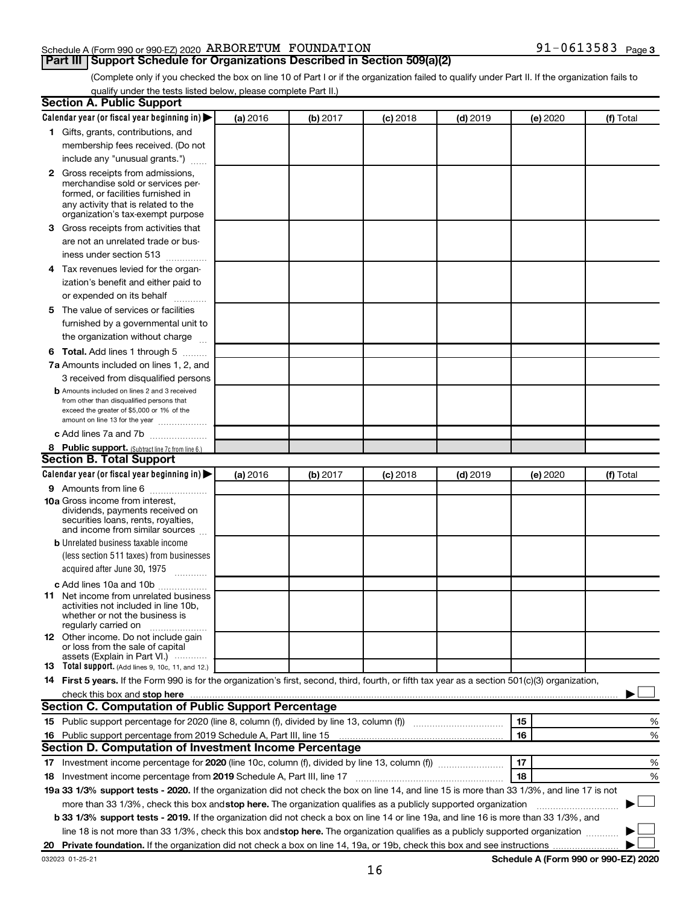Schedule A (Form 990 or 990-EZ) 2020 ARBORETUM FOUNDATION 91-0613583 Page 3

## Part III Support Schedule for Organizations Described in Section 509(a)(2)

(Complete only if you checked the box on line 10 of Part I or if the organization failed to qualify under Part II. If the organization fails to qualify under the tests listed below, please complete Part II.)

### Section A. Public Support

| Calendar year (or fiscal year beginning in) ▶ | (a) 2016 | (b) 2017 | (c) 2018 | (d) 2019 | (e) 2020 | (f) Total |
|---|---|---|---|---|---|---|
| **1** Gifts, grants, contributions, and membership fees received. (Do not include any "unusual grants.") | | | | | | |
| **2** Gross receipts from admissions, merchandise sold or services performed, or facilities furnished in any activity that is related to the organization's tax-exempt purpose | | | | | | |
| **3** Gross receipts from activities that are not an unrelated trade or business under section 513 | | | | | | |
| **4** Tax revenues levied for the organization's benefit and either paid to or expended on its behalf | | | | | | |
| **5** The value of services or facilities furnished by a governmental unit to the organization without charge | | | | | | |
| **6 Total.** Add lines 1 through 5 | | | | | | |
| **7a** Amounts included on lines 1, 2, and 3 received from disqualified persons | | | | | | |
| **b** Amounts included on lines 2 and 3 received from other than disqualified persons that exceed the greater of $5,000 or 1% of the amount on line 13 for the year | | | | | | |
| **c** Add lines 7a and 7b | | | | | | |
| **8 Public support.** (Subtract line 7c from line 6.) | | | | | | |

### Section B. Total Support

| Calendar year (or fiscal year beginning in) ▶ | (a) 2016 | (b) 2017 | (c) 2018 | (d) 2019 | (e) 2020 | (f) Total |
|---|---|---|---|---|---|---|
| **9** Amounts from line 6 | | | | | | |
| **10a** Gross income from interest, dividends, payments received on securities loans, rents, royalties, and income from similar sources | | | | | | |
| **b** Unrelated business taxable income (less section 511 taxes) from businesses acquired after June 30, 1975 | | | | | | |
| **c** Add lines 10a and 10b | | | | | | |
| **11** Net income from unrelated business activities not included in line 10b, whether or not the business is regularly carried on | | | | | | |
| **12** Other income. Do not include gain or loss from the sale of capital assets (Explain in Part VI.) | | | | | | |
| **13 Total support.** (Add lines 9, 10c, 11, and 12.) | | | | | | |

**14 First 5 years.** If the Form 990 is for the organization's first, second, third, fourth, or fifth tax year as a section 501(c)(3) organization, check this box and **stop here** ▶ ☐

### Section C. Computation of Public Support Percentage

| | | | |
|---|---|---|---|
| **15** Public support percentage for 2020 (line 8, column (f), divided by line 13, column (f)) | 15 | | % |
| **16** Public support percentage from 2019 Schedule A, Part III, line 15 | 16 | | % |

### Section D. Computation of Investment Income Percentage

| | | | |
|---|---|---|---|
| **17** Investment income percentage for **2020** (line 10c, column (f), divided by line 13, column (f)) | 17 | | % |
| **18** Investment income percentage from **2019** Schedule A, Part III, line 17 | 18 | | % |

**19a 33 1/3% support tests - 2020.** If the organization did not check the box on line 14, and line 15 is more than 33 1/3%, and line 17 is not more than 33 1/3%, check this box and **stop here.** The organization qualifies as a publicly supported organization ▶ ☐

**b 33 1/3% support tests - 2019.** If the organization did not check a box on line 14 or line 19a, and line 16 is more than 33 1/3%, and line 18 is not more than 33 1/3%, check this box and **stop here.** The organization qualifies as a publicly supported organization ▶ ☐

**20 Private foundation.** If the organization did not check a box on line 14, 19a, or 19b, check this box and see instructions ▶ ☐

032023 01-25-21 **Schedule A (Form 990 or 990-EZ) 2020**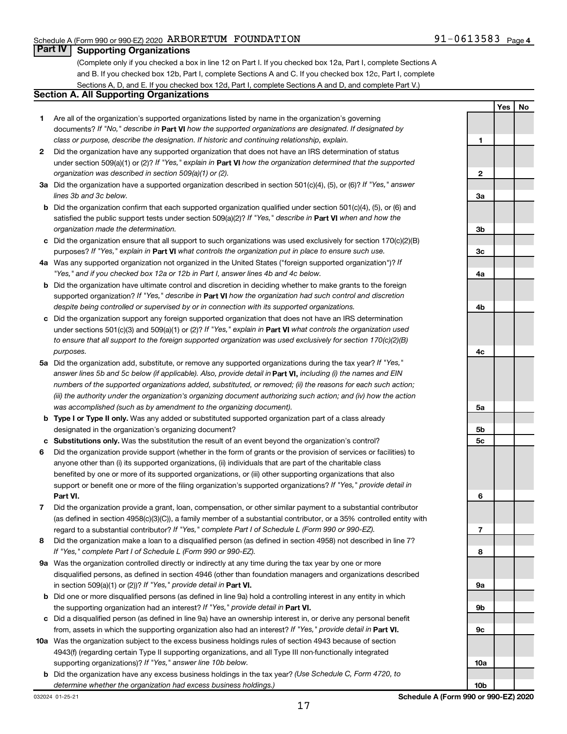Schedule A (Form 990 or 990-EZ) 2020 ARBORETUM FOUNDATION 91-0613583 Page 4

## Part IV Supporting Organizations

(Complete only if you checked a box in line 12 on Part I. If you checked box 12a, Part I, complete Sections A and B. If you checked box 12b, Part I, complete Sections A and C. If you checked box 12c, Part I, complete Sections A, D, and E. If you checked box 12d, Part I, complete Sections A and D, and complete Part V.)

### Section A. All Supporting Organizations

| | | | Yes | No |
|---|---|---|---|---|
| **1** | Are all of the organization's supported organizations listed by name in the organization's governing documents? *If "No," describe in* **Part VI** *how the supported organizations are designated. If designated by class or purpose, describe the designation. If historic and continuing relationship, explain.* | 1 | | |
| **2** | Did the organization have any supported organization that does not have an IRS determination of status under section 509(a)(1) or (2)? *If "Yes," explain in* **Part VI** *how the organization determined that the supported organization was described in section 509(a)(1) or (2).* | 2 | | |
| **3a** | Did the organization have a supported organization described in section 501(c)(4), (5), or (6)? *If "Yes," answer lines 3b and 3c below.* | 3a | | |
| **b** | Did the organization confirm that each supported organization qualified under section 501(c)(4), (5), or (6) and satisfied the public support tests under section 509(a)(2)? *If "Yes," describe in* **Part VI** *when and how the organization made the determination.* | 3b | | |
| **c** | Did the organization ensure that all support to such organizations was used exclusively for section 170(c)(2)(B) purposes? *If "Yes," explain in* **Part VI** *what controls the organization put in place to ensure such use.* | 3c | | |
| **4a** | Was any supported organization not organized in the United States ("foreign supported organization")? *If "Yes," and if you checked box 12a or 12b in Part I, answer lines 4b and 4c below.* | 4a | | |
| **b** | Did the organization have ultimate control and discretion in deciding whether to make grants to the foreign supported organization? *If "Yes," describe in* **Part VI** *how the organization had such control and discretion despite being controlled or supervised by or in connection with its supported organizations.* | 4b | | |
| **c** | Did the organization support any foreign supported organization that does not have an IRS determination under sections 501(c)(3) and 509(a)(1) or (2)? *If "Yes," explain in* **Part VI** *what controls the organization used to ensure that all support to the foreign supported organization was used exclusively for section 170(c)(2)(B) purposes.* | 4c | | |
| **5a** | Did the organization add, substitute, or remove any supported organizations during the tax year? *If "Yes," answer lines 5b and 5c below (if applicable). Also, provide detail in* **Part VI,** *including (i) the names and EIN numbers of the supported organizations added, substituted, or removed; (ii) the reasons for each such action; (iii) the authority under the organization's organizing document authorizing such action; and (iv) how the action was accomplished (such as by amendment to the organizing document).* | 5a | | |
| **b** | **Type I or Type II only.** Was any added or substituted supported organization part of a class already designated in the organization's organizing document? | 5b | | |
| **c** | **Substitutions only.** Was the substitution the result of an event beyond the organization's control? | 5c | | |
| **6** | Did the organization provide support (whether in the form of grants or the provision of services or facilities) to anyone other than (i) its supported organizations, (ii) individuals that are part of the charitable class benefited by one or more of its supported organizations, or (iii) other supporting organizations that also support or benefit one or more of the filing organization's supported organizations? *If "Yes," provide detail in* **Part VI.** | 6 | | |
| **7** | Did the organization provide a grant, loan, compensation, or other similar payment to a substantial contributor (as defined in section 4958(c)(3)(C)), a family member of a substantial contributor, or a 35% controlled entity with regard to a substantial contributor? *If "Yes," complete Part I of Schedule L (Form 990 or 990-EZ).* | 7 | | |
| **8** | Did the organization make a loan to a disqualified person (as defined in section 4958) not described in line 7? *If "Yes," complete Part I of Schedule L (Form 990 or 990-EZ).* | 8 | | |
| **9a** | Was the organization controlled directly or indirectly at any time during the tax year by one or more disqualified persons, as defined in section 4946 (other than foundation managers and organizations described in section 509(a)(1) or (2))? *If "Yes," provide detail in* **Part VI.** | 9a | | |
| **b** | Did one or more disqualified persons (as defined in line 9a) hold a controlling interest in any entity in which the supporting organization had an interest? *If "Yes," provide detail in* **Part VI.** | 9b | | |
| **c** | Did a disqualified person (as defined in line 9a) have an ownership interest in, or derive any personal benefit from, assets in which the supporting organization also had an interest? *If "Yes," provide detail in* **Part VI.** | 9c | | |
| **10a** | Was the organization subject to the excess business holdings rules of section 4943 because of section 4943(f) (regarding certain Type II supporting organizations, and all Type III non-functionally integrated supporting organizations)? *If "Yes," answer line 10b below.* | 10a | | |
| **b** | Did the organization have any excess business holdings in the tax year? *(Use Schedule C, Form 4720, to determine whether the organization had excess business holdings.)* | 10b | | |

032024 01-25-21 **Schedule A (Form 990 or 990-EZ) 2020**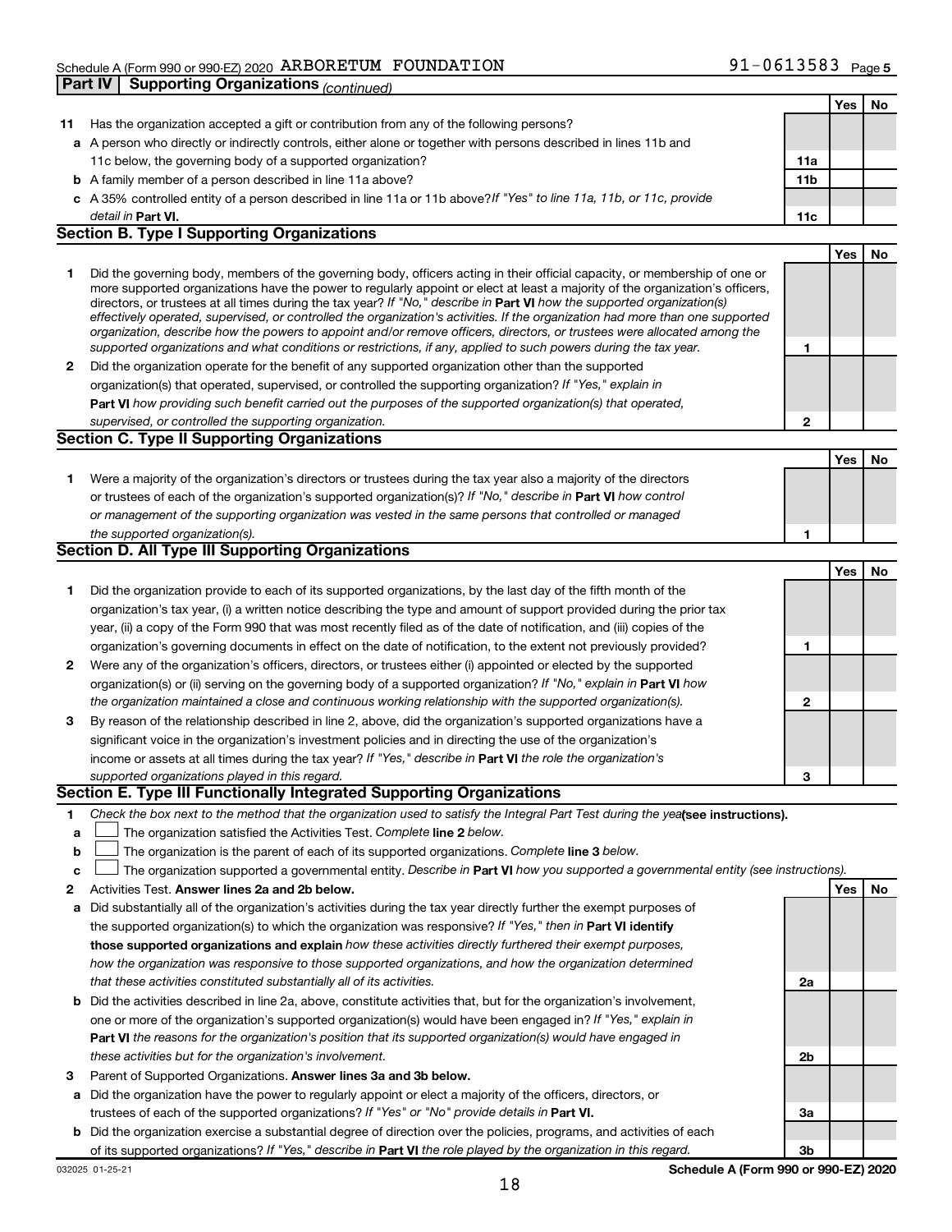Schedule A (Form 990 or 990-EZ) 2020 ARBORETUM FOUNDATION 91-0613583 Page 5

**Part IV | Supporting Organizations** *(continued)*

| | | | Yes | No |
|---|---|---|---|---|
| **11** | Has the organization accepted a gift or contribution from any of the following persons? | | | |
| **a** | A person who directly or indirectly controls, either alone or together with persons described in lines 11b and 11c below, the governing body of a supported organization? | **11a** | | |
| **b** | A family member of a person described in line 11a above? | **11b** | | |
| **c** | A 35% controlled entity of a person described in line 11a or 11b above? *If "Yes" to line 11a, 11b, or 11c, provide detail in* **Part VI.** | **11c** | | |

### Section B. Type I Supporting Organizations

| | | | Yes | No |
|---|---|---|---|---|
| **1** | Did the governing body, members of the governing body, officers acting in their official capacity, or membership of one or more supported organizations have the power to regularly appoint or elect at least a majority of the organization's officers, directors, or trustees at all times during the tax year? *If "No," describe in* **Part VI** *how the supported organization(s) effectively operated, supervised, or controlled the organization's activities. If the organization had more than one supported organization, describe how the powers to appoint and/or remove officers, directors, or trustees were allocated among the supported organizations and what conditions or restrictions, if any, applied to such powers during the tax year.* | **1** | | |
| **2** | Did the organization operate for the benefit of any supported organization other than the supported organization(s) that operated, supervised, or controlled the supporting organization? *If "Yes," explain in* **Part VI** *how providing such benefit carried out the purposes of the supported organization(s) that operated, supervised, or controlled the supporting organization.* | **2** | | |

### Section C. Type II Supporting Organizations

| | | | Yes | No |
|---|---|---|---|---|
| **1** | Were a majority of the organization's directors or trustees during the tax year also a majority of the directors or trustees of each of the organization's supported organization(s)? *If "No," describe in* **Part VI** *how control or management of the supporting organization was vested in the same persons that controlled or managed the supported organization(s).* | **1** | | |

### Section D. All Type III Supporting Organizations

| | | | Yes | No |
|---|---|---|---|---|
| **1** | Did the organization provide to each of its supported organizations, by the last day of the fifth month of the organization's tax year, (i) a written notice describing the type and amount of support provided during the prior tax year, (ii) a copy of the Form 990 that was most recently filed as of the date of notification, and (iii) copies of the organization's governing documents in effect on the date of notification, to the extent not previously provided? | **1** | | |
| **2** | Were any of the organization's officers, directors, or trustees either (i) appointed or elected by the supported organization(s) or (ii) serving on the governing body of a supported organization? *If "No," explain in* **Part VI** *how the organization maintained a close and continuous working relationship with the supported organization(s).* | **2** | | |
| **3** | By reason of the relationship described in line 2, above, did the organization's supported organizations have a significant voice in the organization's investment policies and in directing the use of the organization's income or assets at all times during the tax year? *If "Yes," describe in* **Part VI** *the role the organization's supported organizations played in this regard.* | **3** | | |

### Section E. Type III Functionally Integrated Supporting Organizations

**1** *Check the box next to the method that the organization used to satisfy the Integral Part Test during the year* **(see instructions).**

**a** ☐ The organization satisfied the Activities Test. *Complete* **line 2** *below.*

**b** ☐ The organization is the parent of each of its supported organizations. *Complete* **line 3** *below.*

**c** ☐ The organization supported a governmental entity. *Describe in* **Part VI** *how you supported a governmental entity (see instructions).*

| | | | Yes | No |
|---|---|---|---|---|
| **2** | Activities Test. **Answer lines 2a and 2b below.** | | | |
| **a** | Did substantially all of the organization's activities during the tax year directly further the exempt purposes of the supported organization(s) to which the organization was responsive? *If "Yes," then in* **Part VI identify those supported organizations and explain** *how these activities directly furthered their exempt purposes, how the organization was responsive to those supported organizations, and how the organization determined that these activities constituted substantially all of its activities.* | **2a** | | |
| **b** | Did the activities described in line 2a, above, constitute activities that, but for the organization's involvement, one or more of the organization's supported organization(s) would have been engaged in? *If "Yes," explain in* **Part VI** *the reasons for the organization's position that its supported organization(s) would have engaged in these activities but for the organization's involvement.* | **2b** | | |
| **3** | Parent of Supported Organizations. **Answer lines 3a and 3b below.** | | | |
| **a** | Did the organization have the power to regularly appoint or elect a majority of the officers, directors, or trustees of each of the supported organizations? *If "Yes" or "No" provide details in* **Part VI.** | **3a** | | |
| **b** | Did the organization exercise a substantial degree of direction over the policies, programs, and activities of each of its supported organizations? *If "Yes," describe in* **Part VI** *the role played by the organization in this regard.* | **3b** | | |

032025 01-25-21 **Schedule A (Form 990 or 990-EZ) 2020**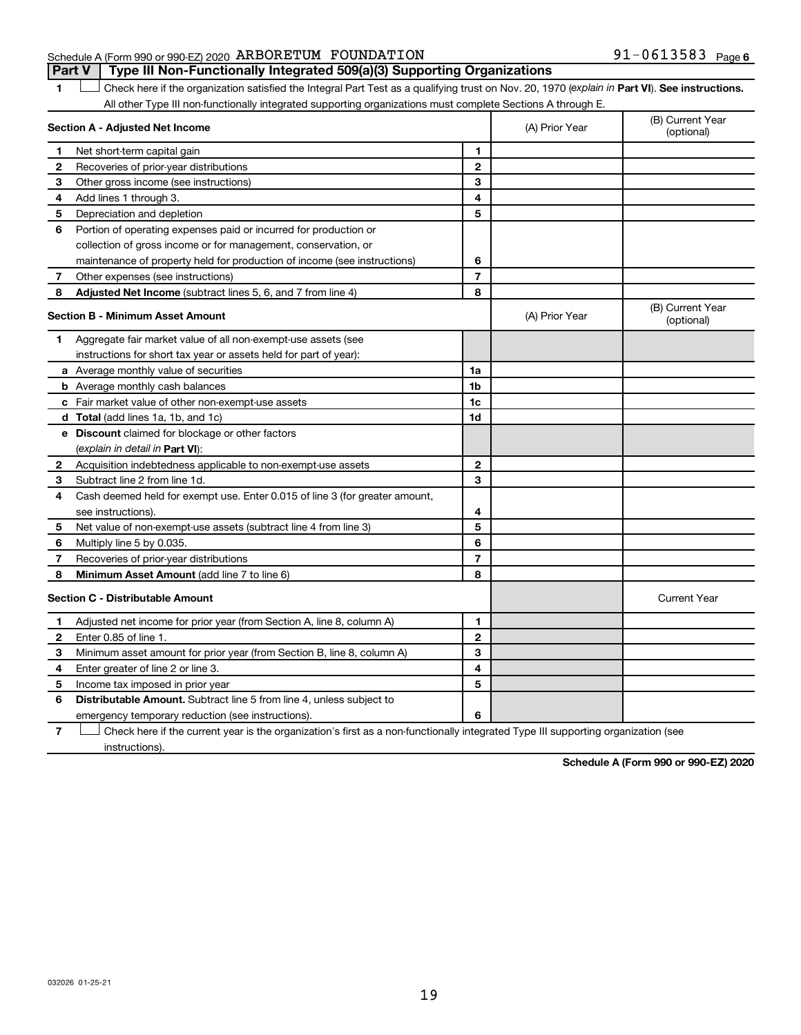Schedule A (Form 990 or 990-EZ) 2020 ARBORETUM FOUNDATION 91-0613583 Page 6

## Part V Type III Non-Functionally Integrated 509(a)(3) Supporting Organizations

1 ☐ Check here if the organization satisfied the Integral Part Test as a qualifying trust on Nov. 20, 1970 (*explain in* **Part VI**). **See instructions.** All other Type III non-functionally integrated supporting organizations must complete Sections A through E.

| **Section A - Adjusted Net Income** | | | (A) Prior Year | (B) Current Year (optional) |
|---|---|---|---|---|
| 1 | Net short-term capital gain | 1 | | |
| 2 | Recoveries of prior-year distributions | 2 | | |
| 3 | Other gross income (see instructions) | 3 | | |
| 4 | Add lines 1 through 3. | 4 | | |
| 5 | Depreciation and depletion | 5 | | |
| 6 | Portion of operating expenses paid or incurred for production or collection of gross income or for management, conservation, or maintenance of property held for production of income (see instructions) | 6 | | |
| 7 | Other expenses (see instructions) | 7 | | |
| 8 | **Adjusted Net Income** (subtract lines 5, 6, and 7 from line 4) | 8 | | |

| **Section B - Minimum Asset Amount** | | | (A) Prior Year | (B) Current Year (optional) |
|---|---|---|---|---|
| 1 | Aggregate fair market value of all non-exempt-use assets (see instructions for short tax year or assets held for part of year): | | | |
| a | Average monthly value of securities | 1a | | |
| b | Average monthly cash balances | 1b | | |
| c | Fair market value of other non-exempt-use assets | 1c | | |
| d | **Total** (add lines 1a, 1b, and 1c) | 1d | | |
| e | **Discount** claimed for blockage or other factors (*explain in detail in* **Part VI**): | | | |
| 2 | Acquisition indebtedness applicable to non-exempt-use assets | 2 | | |
| 3 | Subtract line 2 from line 1d. | 3 | | |
| 4 | Cash deemed held for exempt use. Enter 0.015 of line 3 (for greater amount, see instructions). | 4 | | |
| 5 | Net value of non-exempt-use assets (subtract line 4 from line 3) | 5 | | |
| 6 | Multiply line 5 by 0.035. | 6 | | |
| 7 | Recoveries of prior-year distributions | 7 | | |
| 8 | **Minimum Asset Amount** (add line 7 to line 6) | 8 | | |

| **Section C - Distributable Amount** | | | | Current Year |
|---|---|---|---|---|
| 1 | Adjusted net income for prior year (from Section A, line 8, column A) | 1 | | |
| 2 | Enter 0.85 of line 1. | 2 | | |
| 3 | Minimum asset amount for prior year (from Section B, line 8, column A) | 3 | | |
| 4 | Enter greater of line 2 or line 3. | 4 | | |
| 5 | Income tax imposed in prior year | 5 | | |
| 6 | **Distributable Amount.** Subtract line 5 from line 4, unless subject to emergency temporary reduction (see instructions). | 6 | | |

7 ☐ Check here if the current year is the organization's first as a non-functionally integrated Type III supporting organization (see instructions).

**Schedule A (Form 990 or 990-EZ) 2020**

032026 01-25-21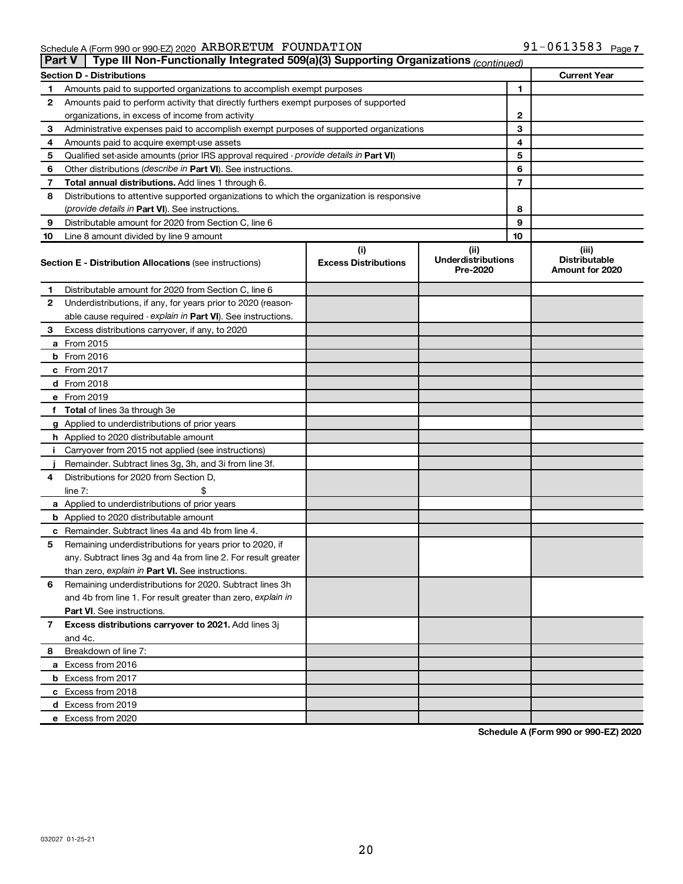Schedule A (Form 990 or 990-EZ) 2020 ARBORETUM FOUNDATION 91-0613583 Page 7

## Part V Type III Non-Functionally Integrated 509(a)(3) Supporting Organizations *(continued)*

| Section D - Distributions | | | Current Year |
|---|---|---|---|
| 1 | Amounts paid to supported organizations to accomplish exempt purposes | 1 | |
| 2 | Amounts paid to perform activity that directly furthers exempt purposes of supported organizations, in excess of income from activity | 2 | |
| 3 | Administrative expenses paid to accomplish exempt purposes of supported organizations | 3 | |
| 4 | Amounts paid to acquire exempt-use assets | 4 | |
| 5 | Qualified set-aside amounts (prior IRS approval required - *provide details in* **Part VI**) | 5 | |
| 6 | Other distributions (*describe in* **Part VI**). See instructions. | 6 | |
| 7 | **Total annual distributions.** Add lines 1 through 6. | 7 | |
| 8 | Distributions to attentive supported organizations to which the organization is responsive (*provide details in* **Part VI**). See instructions. | 8 | |
| 9 | Distributable amount for 2020 from Section C, line 6 | 9 | |
| 10 | Line 8 amount divided by line 9 amount | 10 | |

| **Section E - Distribution Allocations** (see instructions) | (i) Excess Distributions | (ii) Underdistributions Pre-2020 | (iii) Distributable Amount for 2020 |
|---|---|---|---|
| **1** Distributable amount for 2020 from Section C, line 6 | | | |
| **2** Underdistributions, if any, for years prior to 2020 (reasonable cause required - *explain in* **Part VI**). See instructions. | | | |
| **3** Excess distributions carryover, if any, to 2020 | | | |
| **a** From 2015 | | | |
| **b** From 2016 | | | |
| **c** From 2017 | | | |
| **d** From 2018 | | | |
| **e** From 2019 | | | |
| **f** **Total** of lines 3a through 3e | | | |
| **g** Applied to underdistributions of prior years | | | |
| **h** Applied to 2020 distributable amount | | | |
| **i** Carryover from 2015 not applied (see instructions) | | | |
| **j** Remainder. Subtract lines 3g, 3h, and 3i from line 3f. | | | |
| **4** Distributions for 2020 from Section D, line 7: $ | | | |
| **a** Applied to underdistributions of prior years | | | |
| **b** Applied to 2020 distributable amount | | | |
| **c** Remainder. Subtract lines 4a and 4b from line 4. | | | |
| **5** Remaining underdistributions for years prior to 2020, if any. Subtract lines 3g and 4a from line 2. For result greater than zero, *explain in* **Part VI.** See instructions. | | | |
| **6** Remaining underdistributions for 2020. Subtract lines 3h and 4b from line 1. For result greater than zero, *explain in* **Part VI**. See instructions. | | | |
| **7** **Excess distributions carryover to 2021.** Add lines 3j and 4c. | | | |
| **8** Breakdown of line 7: | | | |
| **a** Excess from 2016 | | | |
| **b** Excess from 2017 | | | |
| **c** Excess from 2018 | | | |
| **d** Excess from 2019 | | | |
| **e** Excess from 2020 | | | |

**Schedule A (Form 990 or 990-EZ) 2020**

032027 01-25-21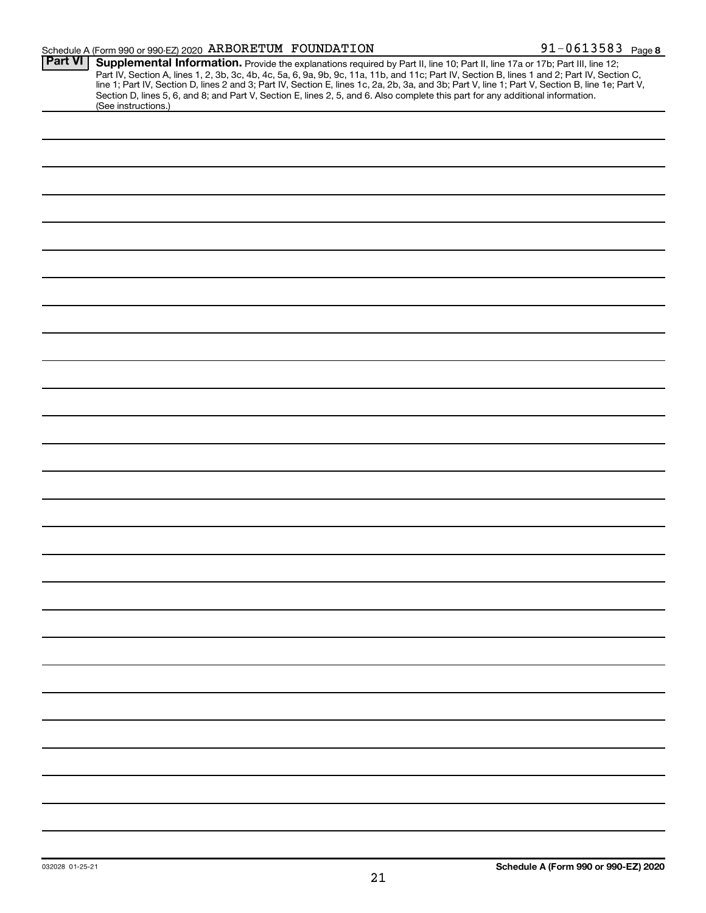Schedule A (Form 990 or 990-EZ) 2020 ARBORETUM FOUNDATION 91-0613583 Page 8

**Part VI** **Supplemental Information.** Provide the explanations required by Part II, line 10; Part II, line 17a or 17b; Part III, line 12; Part IV, Section A, lines 1, 2, 3b, 3c, 4b, 4c, 5a, 6, 9a, 9b, 9c, 11a, 11b, and 11c; Part IV, Section B, lines 1 and 2; Part IV, Section C, line 1; Part IV, Section D, lines 2 and 3; Part IV, Section E, lines 1c, 2a, 2b, 3a, and 3b; Part V, line 1; Part V, Section B, line 1e; Part V, Section D, lines 5, 6, and 8; and Part V, Section E, lines 2, 5, and 6. Also complete this part for any additional information. (See instructions.)

032028 01-25-21

**Schedule A (Form 990 or 990-EZ) 2020**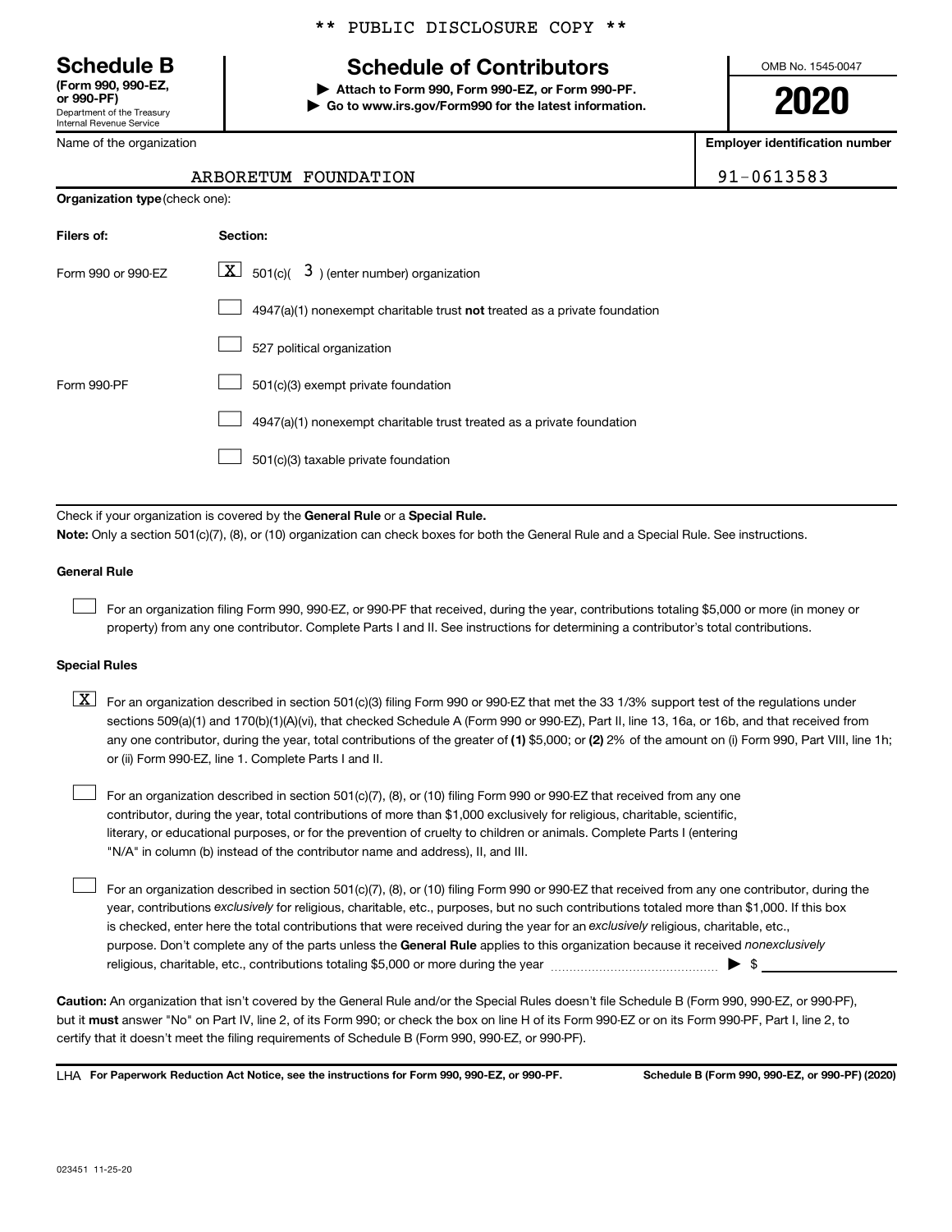\*\* PUBLIC DISCLOSURE COPY \*\*

**Schedule B**
**(Form 990, 990-EZ, or 990-PF)**
Department of the Treasury
Internal Revenue Service

# Schedule of Contributors

▶ **Attach to Form 990, Form 990-EZ, or Form 990-PF.**
▶ **Go to www.irs.gov/Form990 for the latest information.**

OMB No. 1545-0047

**2020**

| Name of the organization | Employer identification number |
|---|---|
| ARBORETUM FOUNDATION | 91-0613583 |

**Organization type** (check one):

| Filers of: | Section: |
|---|---|
| Form 990 or 990-EZ | [X] 501(c)( 3 ) (enter number) organization |
| | [ ] 4947(a)(1) nonexempt charitable trust **not** treated as a private foundation |
| | [ ] 527 political organization |
| Form 990-PF | [ ] 501(c)(3) exempt private foundation |
| | [ ] 4947(a)(1) nonexempt charitable trust treated as a private foundation |
| | [ ] 501(c)(3) taxable private foundation |

Check if your organization is covered by the **General Rule** or a **Special Rule.**

**Note:** Only a section 501(c)(7), (8), or (10) organization can check boxes for both the General Rule and a Special Rule. See instructions.

**General Rule**

[ ] For an organization filing Form 990, 990-EZ, or 990-PF that received, during the year, contributions totaling $5,000 or more (in money or property) from any one contributor. Complete Parts I and II. See instructions for determining a contributor's total contributions.

**Special Rules**

[X] For an organization described in section 501(c)(3) filing Form 990 or 990-EZ that met the 33 1/3% support test of the regulations under sections 509(a)(1) and 170(b)(1)(A)(vi), that checked Schedule A (Form 990 or 990-EZ), Part II, line 13, 16a, or 16b, and that received from any one contributor, during the year, total contributions of the greater of **(1)** $5,000; or **(2)** 2% of the amount on (i) Form 990, Part VIII, line 1h; or (ii) Form 990-EZ, line 1. Complete Parts I and II.

[ ] For an organization described in section 501(c)(7), (8), or (10) filing Form 990 or 990-EZ that received from any one contributor, during the year, total contributions of more than $1,000 exclusively for religious, charitable, scientific, literary, or educational purposes, or for the prevention of cruelty to children or animals. Complete Parts I (entering "N/A" in column (b) instead of the contributor name and address), II, and III.

[ ] For an organization described in section 501(c)(7), (8), or (10) filing Form 990 or 990-EZ that received from any one contributor, during the year, contributions *exclusively* for religious, charitable, etc., purposes, but no such contributions totaled more than $1,000. If this box is checked, enter here the total contributions that were received during the year for an *exclusively* religious, charitable, etc., purpose. Don't complete any of the parts unless the **General Rule** applies to this organization because it received *nonexclusively* religious, charitable, etc., contributions totaling $5,000 or more during the year ▶ $ \_\_\_\_\_\_\_\_\_\_

**Caution:** An organization that isn't covered by the General Rule and/or the Special Rules doesn't file Schedule B (Form 990, 990-EZ, or 990-PF), but it **must** answer "No" on Part IV, line 2, of its Form 990; or check the box on line H of its Form 990-EZ or on its Form 990-PF, Part I, line 2, to certify that it doesn't meet the filing requirements of Schedule B (Form 990, 990-EZ, or 990-PF).

LHA **For Paperwork Reduction Act Notice, see the instructions for Form 990, 990-EZ, or 990-PF.** **Schedule B (Form 990, 990-EZ, or 990-PF) (2020)**

023451 11-25-20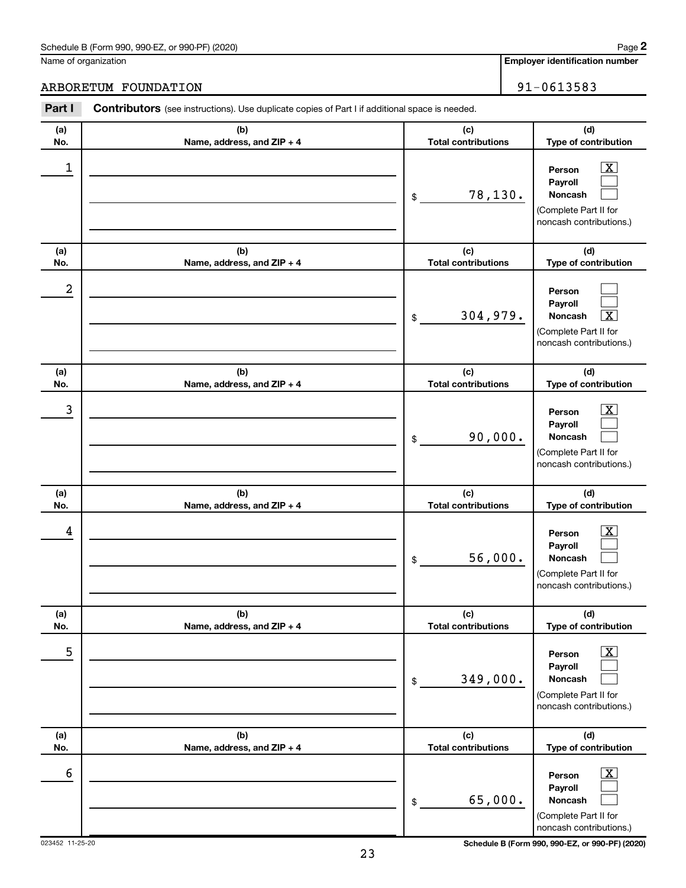Schedule B (Form 990, 990-EZ, or 990-PF) (2020) Page **2**

Name of organization: ARBORETUM FOUNDATION

Employer identification number: 91-0613583

**Part I** **Contributors** (see instructions). Use duplicate copies of Part I if additional space is needed.

| (a) No. | (b) Name, address, and ZIP + 4 | (c) Total contributions | (d) Type of contribution |
|---|---|---|---|
| 1 | | $ 78,130. | Person [X] Payroll [ ] Noncash [ ] (Complete Part II for noncash contributions.) |
| 2 | | $ 304,979. | Person [ ] Payroll [ ] Noncash [X] (Complete Part II for noncash contributions.) |
| 3 | | $ 90,000. | Person [X] Payroll [ ] Noncash [ ] (Complete Part II for noncash contributions.) |
| 4 | | $ 56,000. | Person [X] Payroll [ ] Noncash [ ] (Complete Part II for noncash contributions.) |
| 5 | | $ 349,000. | Person [X] Payroll [ ] Noncash [ ] (Complete Part II for noncash contributions.) |
| 6 | | $ 65,000. | Person [X] Payroll [ ] Noncash [ ] (Complete Part II for noncash contributions.) |

023452 11-25-20 Schedule B (Form 990, 990-EZ, or 990-PF) (2020)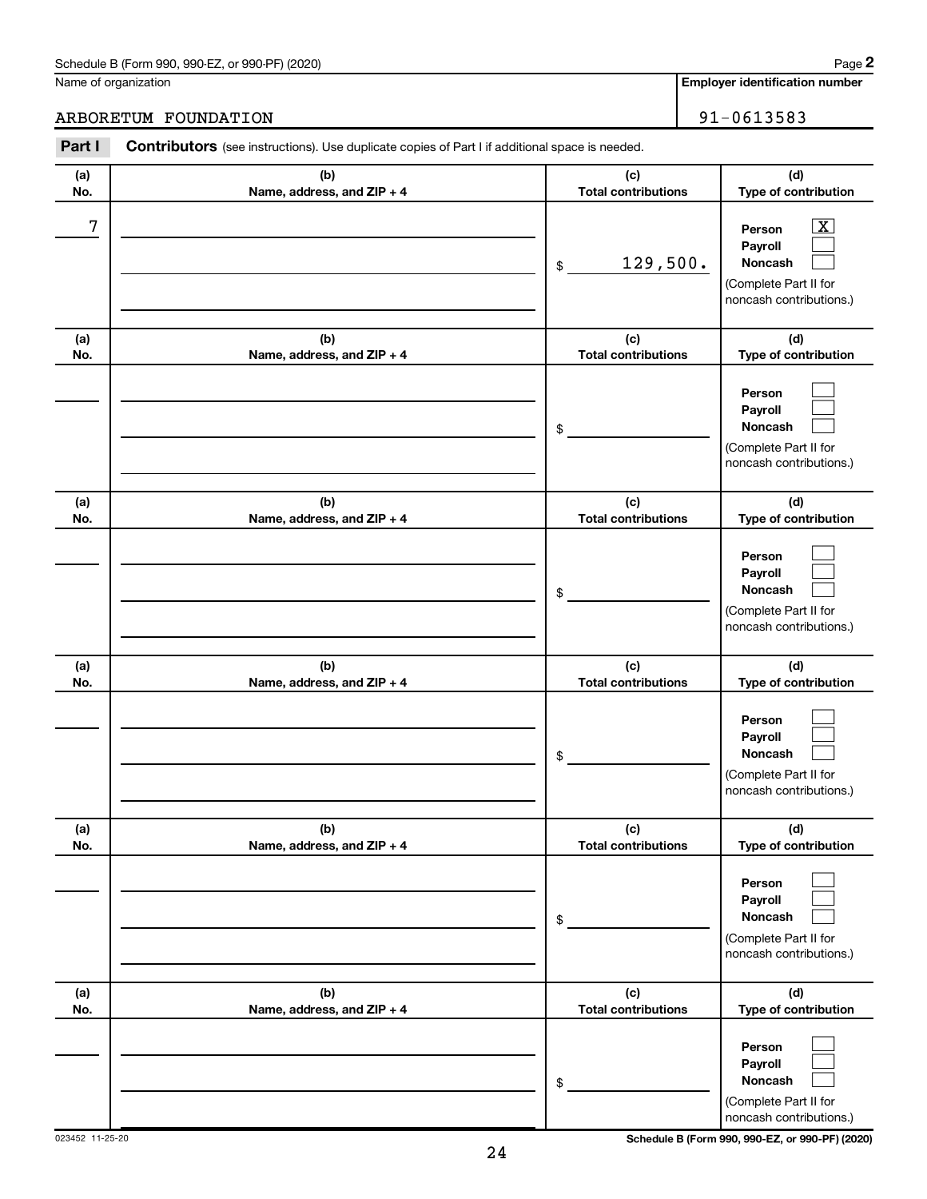Schedule B (Form 990, 990-EZ, or 990-PF) (2020) Page **2**

Name of organization: ARBORETUM FOUNDATION

**Employer identification number:** 91-0613583

**Part I** **Contributors** (see instructions). Use duplicate copies of Part I if additional space is needed.

| (a) No. | (b) Name, address, and ZIP + 4 | (c) Total contributions | (d) Type of contribution |
|---|---|---|---|
| 7 | | $ 129,500. | Person [X] Payroll [ ] Noncash [ ] (Complete Part II for noncash contributions.) |
| | | $ | Person [ ] Payroll [ ] Noncash [ ] (Complete Part II for noncash contributions.) |
| | | $ | Person [ ] Payroll [ ] Noncash [ ] (Complete Part II for noncash contributions.) |
| | | $ | Person [ ] Payroll [ ] Noncash [ ] (Complete Part II for noncash contributions.) |
| | | $ | Person [ ] Payroll [ ] Noncash [ ] (Complete Part II for noncash contributions.) |
| | | $ | Person [ ] Payroll [ ] Noncash [ ] (Complete Part II for noncash contributions.) |

023452 11-25-20 **Schedule B (Form 990, 990-EZ, or 990-PF) (2020)**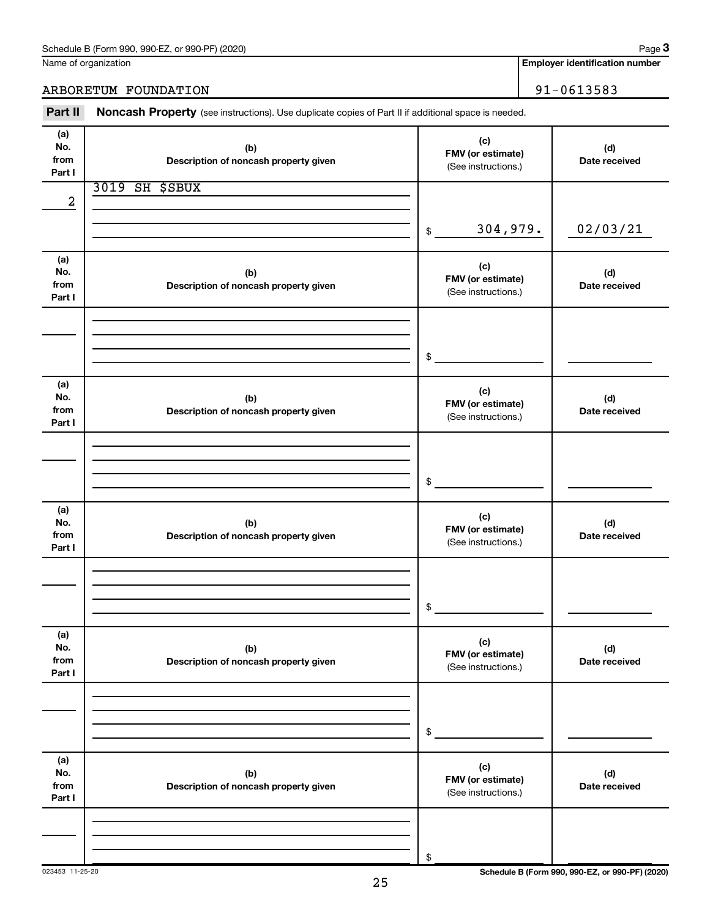Schedule B (Form 990, 990-EZ, or 990-PF) (2020) Page **3**

Name of organization: ARBORETUM FOUNDATION

**Employer identification number:** 91-0613583

**Part II** **Noncash Property** (see instructions). Use duplicate copies of Part II if additional space is needed.

| (a) No. from Part I | (b) Description of noncash property given | (c) FMV (or estimate) (See instructions.) | (d) Date received |
|---|---|---|---|
| 2 | 3019 SH $SBUX | $ 304,979. | 02/03/21 |
| | | $ | |
| | | $ | |
| | | $ | |
| | | $ | |
| | | $ | |

023453 11-25-20 **Schedule B (Form 990, 990-EZ, or 990-PF) (2020)**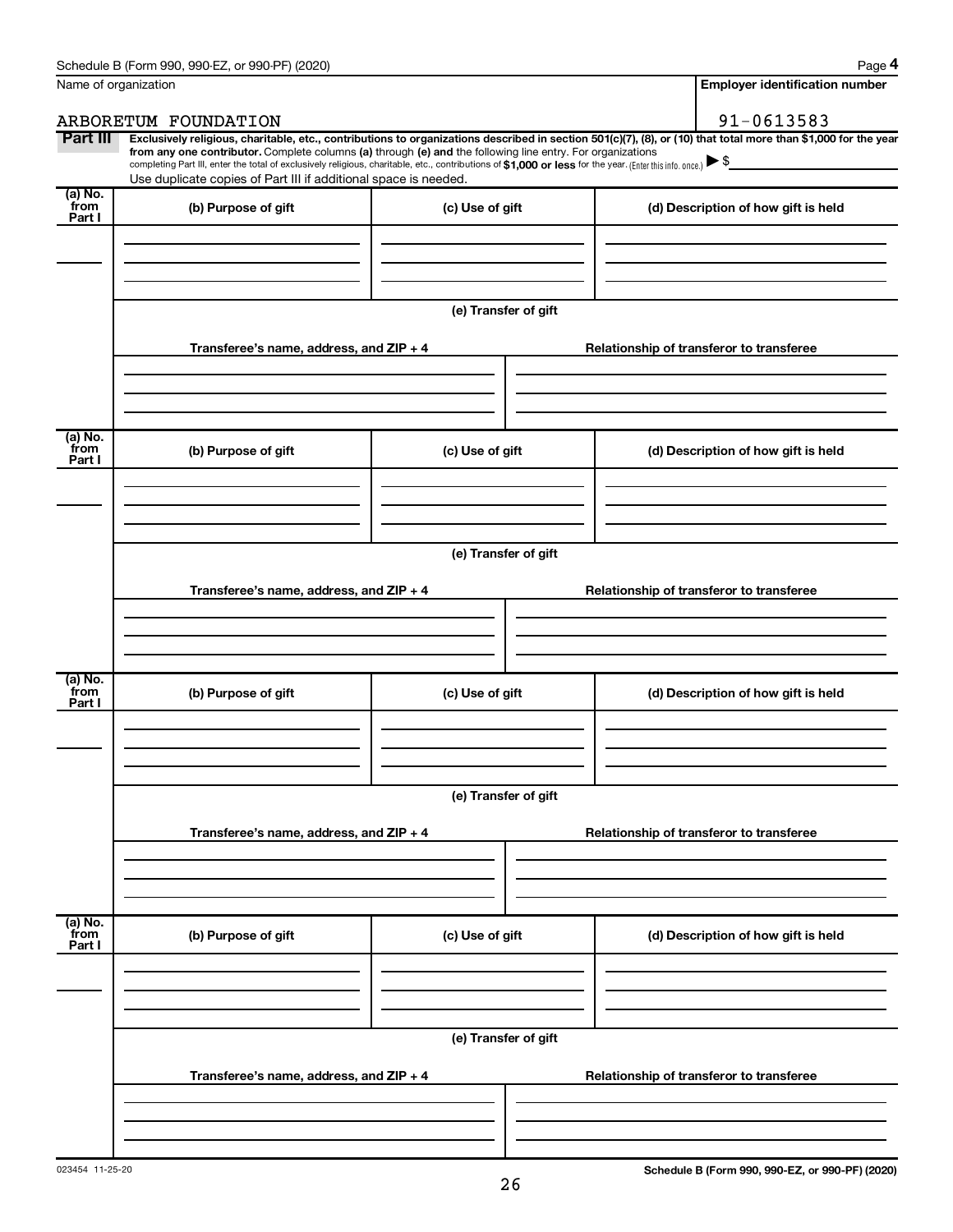Schedule B (Form 990, 990-EZ, or 990-PF) (2020) Page **4**

Name of organization: ARBORETUM FOUNDATION

**Employer identification number**: 91-0613583

**Part III** **Exclusively religious, charitable, etc., contributions to organizations described in section 501(c)(7), (8), or (10) that total more than $1,000 for the year from any one contributor.** Complete columns **(a)** through **(e)** and the following line entry. For organizations completing Part III, enter the total of exclusively religious, charitable, etc., contributions of **$1,000 or less** for the year. (Enter this info. once.) ▶ $

Use duplicate copies of Part III if additional space is needed.

| (a) No. from Part I | (b) Purpose of gift | (c) Use of gift | (d) Description of how gift is held |
|---|---|---|---|
| | | | |

(e) Transfer of gift

| Transferee's name, address, and ZIP + 4 | Relationship of transferor to transferee |
|---|---|
| | |

| (a) No. from Part I | (b) Purpose of gift | (c) Use of gift | (d) Description of how gift is held |
|---|---|---|---|
| | | | |

(e) Transfer of gift

| Transferee's name, address, and ZIP + 4 | Relationship of transferor to transferee |
|---|---|
| | |

| (a) No. from Part I | (b) Purpose of gift | (c) Use of gift | (d) Description of how gift is held |
|---|---|---|---|
| | | | |

(e) Transfer of gift

| Transferee's name, address, and ZIP + 4 | Relationship of transferor to transferee |
|---|---|
| | |

| (a) No. from Part I | (b) Purpose of gift | (c) Use of gift | (d) Description of how gift is held |
|---|---|---|---|
| | | | |

(e) Transfer of gift

| Transferee's name, address, and ZIP + 4 | Relationship of transferor to transferee |
|---|---|
| | |

023454 11-25-20

**Schedule B (Form 990, 990-EZ, or 990-PF) (2020)**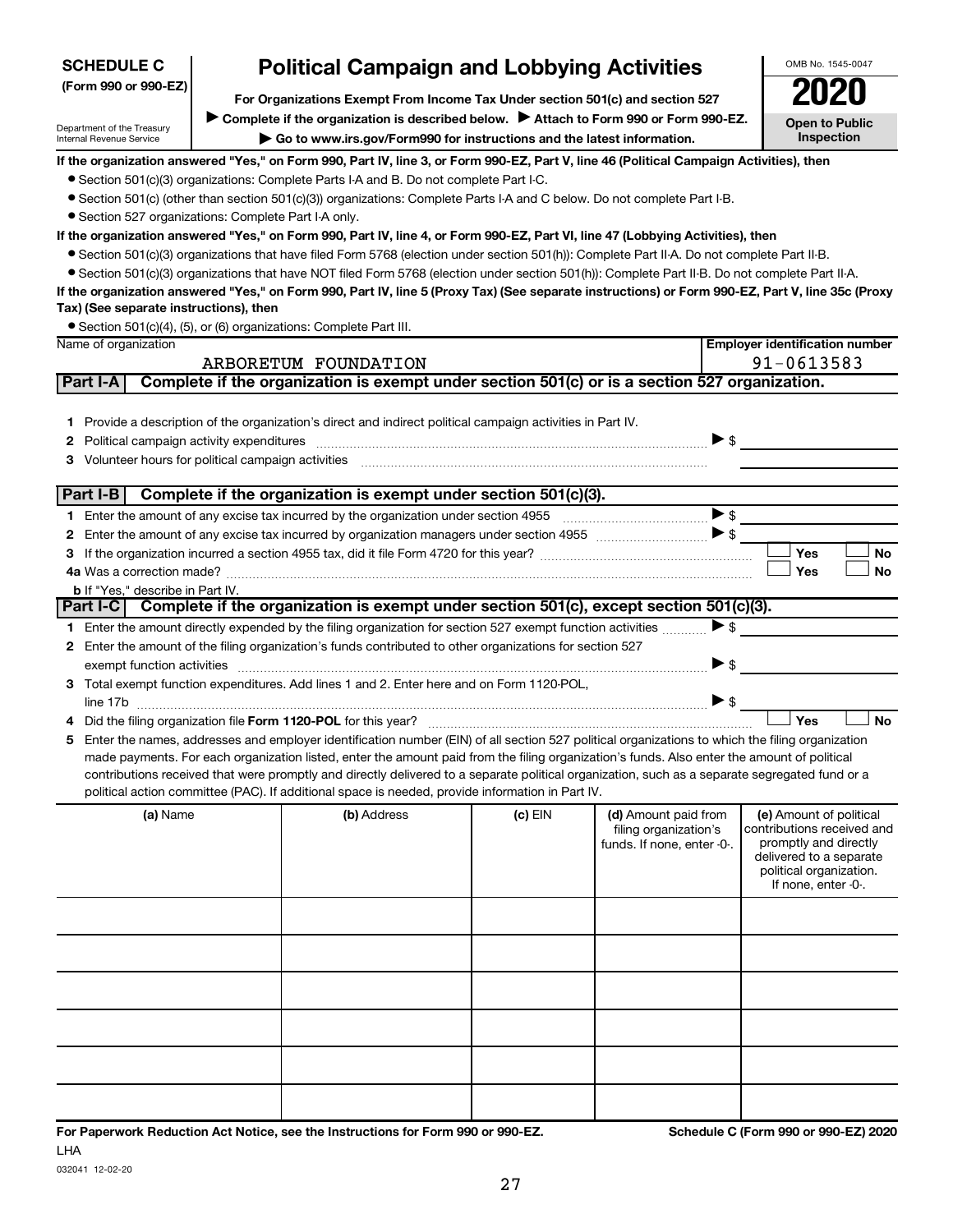**SCHEDULE C**
**(Form 990 or 990-EZ)**

Department of the Treasury
Internal Revenue Service

# Political Campaign and Lobbying Activities

**For Organizations Exempt From Income Tax Under section 501(c) and section 527**

▶ **Complete if the organization is described below.** ▶ **Attach to Form 990 or Form 990-EZ.**

▶ **Go to www.irs.gov/Form990 for instructions and the latest information.**

OMB No. 1545-0047

**2020**

**Open to Public Inspection**

**If the organization answered "Yes," on Form 990, Part IV, line 3, or Form 990-EZ, Part V, line 46 (Political Campaign Activities), then**

- Section 501(c)(3) organizations: Complete Parts I-A and B. Do not complete Part I-C.
- Section 501(c) (other than section 501(c)(3)) organizations: Complete Parts I-A and C below. Do not complete Part I-B.
- Section 527 organizations: Complete Part I-A only.

**If the organization answered "Yes," on Form 990, Part IV, line 4, or Form 990-EZ, Part VI, line 47 (Lobbying Activities), then**

- Section 501(c)(3) organizations that have filed Form 5768 (election under section 501(h)): Complete Part II-A. Do not complete Part II-B.
- Section 501(c)(3) organizations that have NOT filed Form 5768 (election under section 501(h)): Complete Part II-B. Do not complete Part II-A.

**If the organization answered "Yes," on Form 990, Part IV, line 5 (Proxy Tax) (See separate instructions) or Form 990-EZ, Part V, line 35c (Proxy Tax) (See separate instructions), then**

- Section 501(c)(4), (5), or (6) organizations: Complete Part III.

| Name of organization | Employer identification number |
|---|---|
| ARBORETUM FOUNDATION | 91-0613583 |

## Part I-A Complete if the organization is exempt under section 501(c) or is a section 527 organization.

1 Provide a description of the organization's direct and indirect political campaign activities in Part IV.

2 Political campaign activity expenditures ▶ $

3 Volunteer hours for political campaign activities

## Part I-B Complete if the organization is exempt under section 501(c)(3).

1 Enter the amount of any excise tax incurred by the organization under section 4955 ▶ $

2 Enter the amount of any excise tax incurred by organization managers under section 4955 ▶ $

3 If the organization incurred a section 4955 tax, did it file Form 4720 for this year? ☐ Yes ☐ No

4a Was a correction made? ☐ Yes ☐ No

b If "Yes," describe in Part IV.

## Part I-C Complete if the organization is exempt under section 501(c), except section 501(c)(3).

1 Enter the amount directly expended by the filing organization for section 527 exempt function activities ▶ $

2 Enter the amount of the filing organization's funds contributed to other organizations for section 527 exempt function activities ▶ $

3 Total exempt function expenditures. Add lines 1 and 2. Enter here and on Form 1120-POL, line 17b ▶ $

4 Did the filing organization file **Form 1120-POL** for this year? ☐ Yes ☐ No

5 Enter the names, addresses and employer identification number (EIN) of all section 527 political organizations to which the filing organization made payments. For each organization listed, enter the amount paid from the filing organization's funds. Also enter the amount of political contributions received that were promptly and directly delivered to a separate political organization, such as a separate segregated fund or a political action committee (PAC). If additional space is needed, provide information in Part IV.

| (a) Name | (b) Address | (c) EIN | (d) Amount paid from filing organization's funds. If none, enter -0-. | (e) Amount of political contributions received and promptly and directly delivered to a separate political organization. If none, enter -0-. |
|---|---|---|---|---|
| | | | | |
| | | | | |
| | | | | |
| | | | | |
| | | | | |
| | | | | |

**For Paperwork Reduction Act Notice, see the Instructions for Form 990 or 990-EZ.** **Schedule C (Form 990 or 990-EZ) 2020**

LHA

032041 12-02-20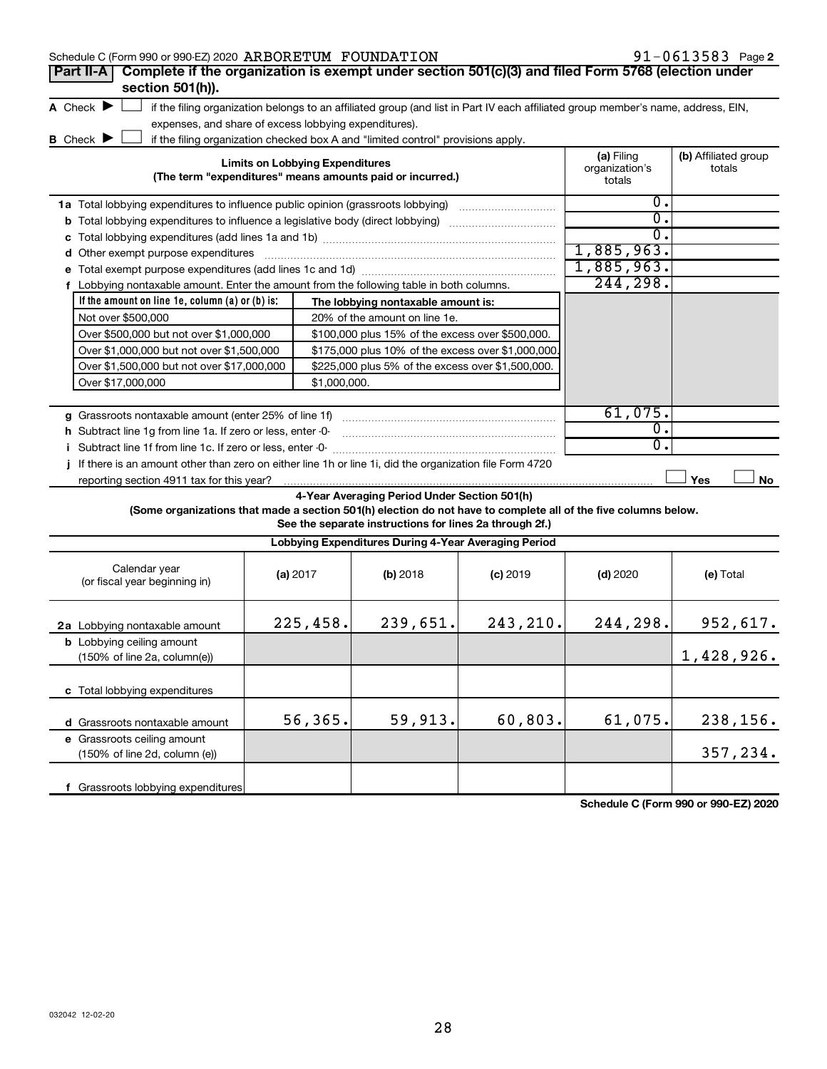Schedule C (Form 990 or 990-EZ) 2020 ARBORETUM FOUNDATION 91-0613583 Page 2

**Part II-A** **Complete if the organization is exempt under section 501(c)(3) and filed Form 5768 (election under section 501(h)).**

A Check ▶ ☐ if the filing organization belongs to an affiliated group (and list in Part IV each affiliated group member's name, address, EIN, expenses, and share of excess lobbying expenditures).

B Check ▶ ☐ if the filing organization checked box A and "limited control" provisions apply.

| **Limits on Lobbying Expenditures** (The term "expenditures" means amounts paid or incurred.) | (a) Filing organization's totals | (b) Affiliated group totals |
|---|---|---|
| 1a Total lobbying expenditures to influence public opinion (grassroots lobbying) | 0. | |
| b Total lobbying expenditures to influence a legislative body (direct lobbying) | 0. | |
| c Total lobbying expenditures (add lines 1a and 1b) | 0. | |
| d Other exempt purpose expenditures | 1,885,963. | |
| e Total exempt purpose expenditures (add lines 1c and 1d) | 1,885,963. | |
| f Lobbying nontaxable amount. Enter the amount from the following table in both columns. | 244,298. | |

| If the amount on line 1e, column (a) or (b) is: | The lobbying nontaxable amount is: |
|---|---|
| Not over $500,000 | 20% of the amount on line 1e. |
| Over $500,000 but not over $1,000,000 | $100,000 plus 15% of the excess over $500,000. |
| Over $1,000,000 but not over $1,500,000 | $175,000 plus 10% of the excess over $1,000,000. |
| Over $1,500,000 but not over $17,000,000 | $225,000 plus 5% of the excess over $1,500,000. |
| Over $17,000,000 | $1,000,000. |

| | (a) | (b) |
|---|---|---|
| g Grassroots nontaxable amount (enter 25% of line 1f) | 61,075. | |
| h Subtract line 1g from line 1a. If zero or less, enter -0- | 0. | |
| i Subtract line 1f from line 1c. If zero or less, enter -0- | 0. | |
| j If there is an amount other than zero on either line 1h or line 1i, did the organization file Form 4720 reporting section 4911 tax for this year? | ☐ Yes | ☐ No |

**4-Year Averaging Period Under Section 501(h)**

**(Some organizations that made a section 501(h) election do not have to complete all of the five columns below. See the separate instructions for lines 2a through 2f.)**

**Lobbying Expenditures During 4-Year Averaging Period**

| Calendar year (or fiscal year beginning in) | (a) 2017 | (b) 2018 | (c) 2019 | (d) 2020 | (e) Total |
|---|---|---|---|---|---|
| 2a Lobbying nontaxable amount | 225,458. | 239,651. | 243,210. | 244,298. | 952,617. |
| b Lobbying ceiling amount (150% of line 2a, column(e)) | | | | | 1,428,926. |
| c Total lobbying expenditures | | | | | |
| d Grassroots nontaxable amount | 56,365. | 59,913. | 60,803. | 61,075. | 238,156. |
| e Grassroots ceiling amount (150% of line 2d, column (e)) | | | | | 357,234. |
| f Grassroots lobbying expenditures | | | | | |

**Schedule C (Form 990 or 990-EZ) 2020**

032042 12-02-20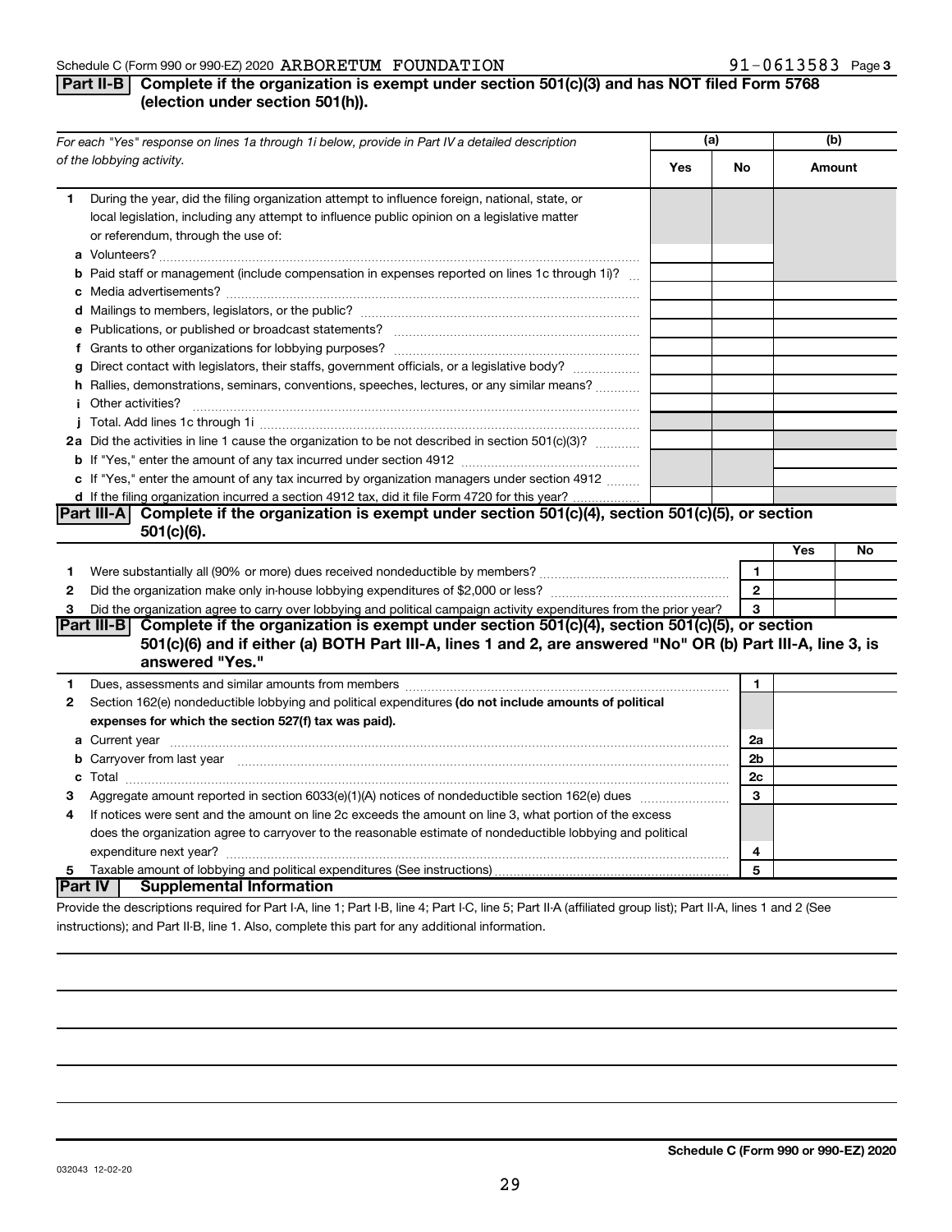Schedule C (Form 990 or 990-EZ) 2020 ARBORETUM FOUNDATION 91-0613583 Page 3

## Part II-B Complete if the organization is exempt under section 501(c)(3) and has NOT filed Form 5768 (election under section 501(h)).

| *For each "Yes" response on lines 1a through 1i below, provide in Part IV a detailed description of the lobbying activity.* | (a) Yes | (a) No | (b) Amount |
|---|---|---|---|
| **1** During the year, did the filing organization attempt to influence foreign, national, state, or local legislation, including any attempt to influence public opinion on a legislative matter or referendum, through the use of: | | | |
| **a** Volunteers? | | | |
| **b** Paid staff or management (include compensation in expenses reported on lines 1c through 1i)? | | | |
| **c** Media advertisements? | | | |
| **d** Mailings to members, legislators, or the public? | | | |
| **e** Publications, or published or broadcast statements? | | | |
| **f** Grants to other organizations for lobbying purposes? | | | |
| **g** Direct contact with legislators, their staffs, government officials, or a legislative body? | | | |
| **h** Rallies, demonstrations, seminars, conventions, speeches, lectures, or any similar means? | | | |
| **i** Other activities? | | | |
| **j** Total. Add lines 1c through 1i | | | |
| **2a** Did the activities in line 1 cause the organization to be not described in section 501(c)(3)? | | | |
| **b** If "Yes," enter the amount of any tax incurred under section 4912 | | | |
| **c** If "Yes," enter the amount of any tax incurred by organization managers under section 4912 | | | |
| **d** If the filing organization incurred a section 4912 tax, did it file Form 4720 for this year? | | | |

## Part III-A Complete if the organization is exempt under section 501(c)(4), section 501(c)(5), or section 501(c)(6).

| | | | Yes | No |
|---|---|---|---|---|
| **1** | Were substantially all (90% or more) dues received nondeductible by members? | 1 | | |
| **2** | Did the organization make only in-house lobbying expenditures of $2,000 or less? | 2 | | |
| **3** | Did the organization agree to carry over lobbying and political campaign activity expenditures from the prior year? | 3 | | |

## Part III-B Complete if the organization is exempt under section 501(c)(4), section 501(c)(5), or section 501(c)(6) and if either (a) BOTH Part III-A, lines 1 and 2, are answered "No" OR (b) Part III-A, line 3, is answered "Yes."

| | | | |
|---|---|---|---|
| **1** | Dues, assessments and similar amounts from members | 1 | |
| **2** | Section 162(e) nondeductible lobbying and political expenditures **(do not include amounts of political expenses for which the section 527(f) tax was paid).** | | |
| **a** | Current year | 2a | |
| **b** | Carryover from last year | 2b | |
| **c** | Total | 2c | |
| **3** | Aggregate amount reported in section 6033(e)(1)(A) notices of nondeductible section 162(e) dues | 3 | |
| **4** | If notices were sent and the amount on line 2c exceeds the amount on line 3, what portion of the excess does the organization agree to carryover to the reasonable estimate of nondeductible lobbying and political expenditure next year? | 4 | |
| **5** | Taxable amount of lobbying and political expenditures (See instructions) | 5 | |

## Part IV Supplemental Information

Provide the descriptions required for Part I-A, line 1; Part I-B, line 4; Part I-C, line 5; Part II-A (affiliated group list); Part II-A, lines 1 and 2 (See instructions); and Part II-B, line 1. Also, complete this part for any additional information.

Schedule C (Form 990 or 990-EZ) 2020

032043 12-02-20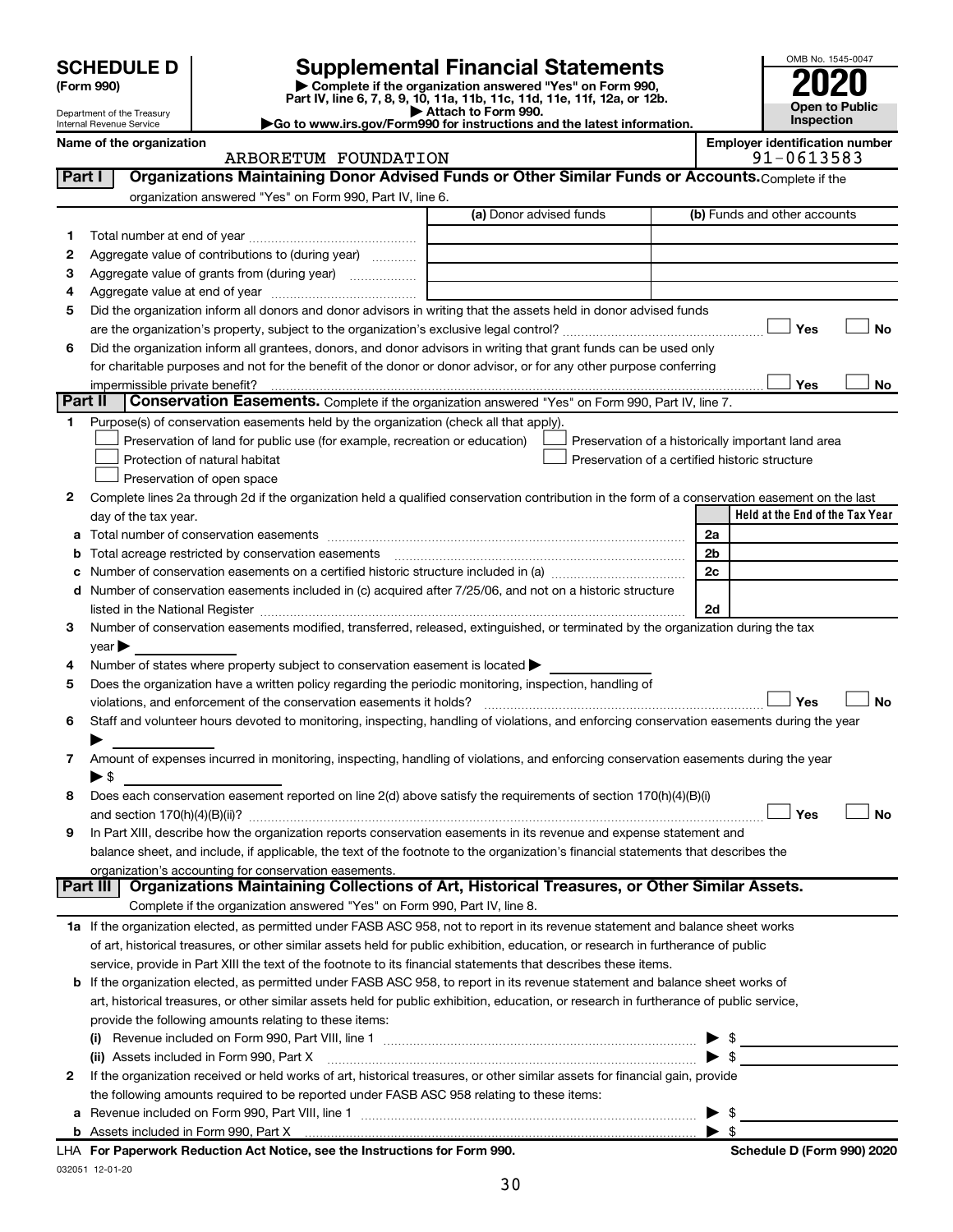# SCHEDULE D (Form 990)

Department of the Treasury
Internal Revenue Service

# Supplemental Financial Statements

▶ Complete if the organization answered "Yes" on Form 990, Part IV, line 6, 7, 8, 9, 10, 11a, 11b, 11c, 11d, 11e, 11f, 12a, or 12b.
▶ Attach to Form 990.
▶Go to www.irs.gov/Form990 for instructions and the latest information.

OMB No. 1545-0047
**2020**
**Open to Public Inspection**

**Name of the organization**
ARBORETUM FOUNDATION

**Employer identification number**
91-0613583

## Part I Organizations Maintaining Donor Advised Funds or Other Similar Funds or Accounts.

Complete if the organization answered "Yes" on Form 990, Part IV, line 6.

| | | (a) Donor advised funds | (b) Funds and other accounts |
|---|---|---|---|
| 1 | Total number at end of year | | |
| 2 | Aggregate value of contributions to (during year) | | |
| 3 | Aggregate value of grants from (during year) | | |
| 4 | Aggregate value at end of year | | |

5 Did the organization inform all donors and donor advisors in writing that the assets held in donor advised funds are the organization's property, subject to the organization's exclusive legal control? ☐ Yes ☐ No

6 Did the organization inform all grantees, donors, and donor advisors in writing that grant funds can be used only for charitable purposes and not for the benefit of the donor or donor advisor, or for any other purpose conferring impermissible private benefit? ☐ Yes ☐ No

## Part II Conservation Easements.

Complete if the organization answered "Yes" on Form 990, Part IV, line 7.

1 Purpose(s) of conservation easements held by the organization (check all that apply).

☐ Preservation of land for public use (for example, recreation or education)
☐ Protection of natural habitat
☐ Preservation of open space
☐ Preservation of a historically important land area
☐ Preservation of a certified historic structure

2 Complete lines 2a through 2d if the organization held a qualified conservation contribution in the form of a conservation easement on the last day of the tax year.

| | | | Held at the End of the Tax Year |
|---|---|---|---|
| a | Total number of conservation easements | 2a | |
| b | Total acreage restricted by conservation easements | 2b | |
| c | Number of conservation easements on a certified historic structure included in (a) | 2c | |
| d | Number of conservation easements included in (c) acquired after 7/25/06, and not on a historic structure listed in the National Register | 2d | |

3 Number of conservation easements modified, transferred, released, extinguished, or terminated by the organization during the tax year ▶

4 Number of states where property subject to conservation easement is located ▶

5 Does the organization have a written policy regarding the periodic monitoring, inspection, handling of violations, and enforcement of the conservation easements it holds? ☐ Yes ☐ No

6 Staff and volunteer hours devoted to monitoring, inspecting, handling of violations, and enforcing conservation easements during the year ▶

7 Amount of expenses incurred in monitoring, inspecting, handling of violations, and enforcing conservation easements during the year ▶ $

8 Does each conservation easement reported on line 2(d) above satisfy the requirements of section 170(h)(4)(B)(i) and section 170(h)(4)(B)(ii)? ☐ Yes ☐ No

9 In Part XIII, describe how the organization reports conservation easements in its revenue and expense statement and balance sheet, and include, if applicable, the text of the footnote to the organization's financial statements that describes the organization's accounting for conservation easements.

## Part III Organizations Maintaining Collections of Art, Historical Treasures, or Other Similar Assets.

Complete if the organization answered "Yes" on Form 990, Part IV, line 8.

1a If the organization elected, as permitted under FASB ASC 958, not to report in its revenue statement and balance sheet works of art, historical treasures, or other similar assets held for public exhibition, education, or research in furtherance of public service, provide in Part XIII the text of the footnote to its financial statements that describes these items.

b If the organization elected, as permitted under FASB ASC 958, to report in its revenue statement and balance sheet works of art, historical treasures, or other similar assets held for public exhibition, education, or research in furtherance of public service, provide the following amounts relating to these items:

(i) Revenue included on Form 990, Part VIII, line 1 ▶ $

(ii) Assets included in Form 990, Part X ▶ $

2 If the organization received or held works of art, historical treasures, or other similar assets for financial gain, provide the following amounts required to be reported under FASB ASC 958 relating to these items:

a Revenue included on Form 990, Part VIII, line 1 ▶ $

b Assets included in Form 990, Part X ▶ $

LHA For Paperwork Reduction Act Notice, see the Instructions for Form 990. **Schedule D (Form 990) 2020**

032051 12-01-20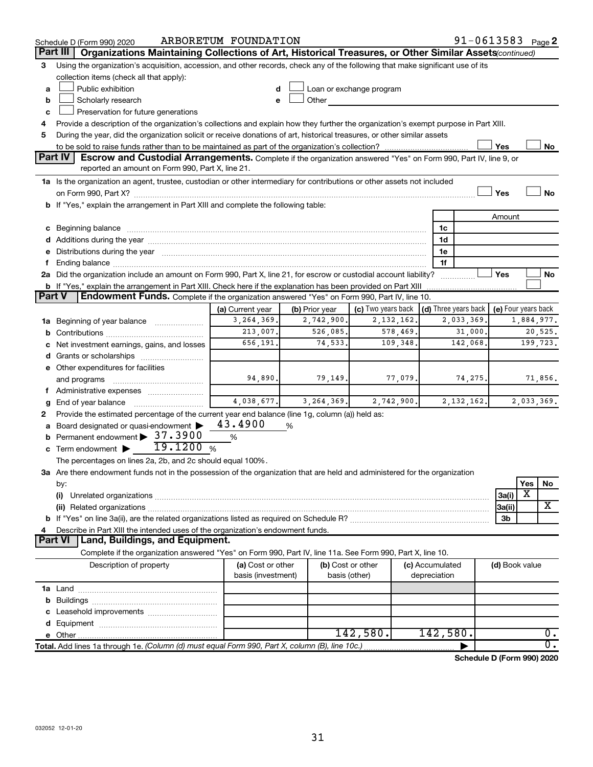Schedule D (Form 990) 2020 ARBORETUM FOUNDATION 91-0613583 Page 2

## Part III Organizations Maintaining Collections of Art, Historical Treasures, or Other Similar Assets *(continued)*

3 Using the organization's acquisition, accession, and other records, check any of the following that make significant use of its collection items (check all that apply):

- a ☐ Public exhibition
- b ☐ Scholarly research
- c ☐ Preservation for future generations
- d ☐ Loan or exchange program
- e ☐ Other

4 Provide a description of the organization's collections and explain how they further the organization's exempt purpose in Part XIII.

5 During the year, did the organization solicit or receive donations of art, historical treasures, or other similar assets to be sold to raise funds rather than to be maintained as part of the organization's collection? ☐ Yes ☐ No

## Part IV Escrow and Custodial Arrangements.

Complete if the organization answered "Yes" on Form 990, Part IV, line 9, or reported an amount on Form 990, Part X, line 21.

1a Is the organization an agent, trustee, custodian or other intermediary for contributions or other assets not included on Form 990, Part X? ☐ Yes ☐ No

b If "Yes," explain the arrangement in Part XIII and complete the following table:

| | | Amount |
|---|---|---|
| c Beginning balance | 1c | |
| d Additions during the year | 1d | |
| e Distributions during the year | 1e | |
| f Ending balance | 1f | |

2a Did the organization include an amount on Form 990, Part X, line 21, for escrow or custodial account liability? ☐ Yes ☐ No

b If "Yes," explain the arrangement in Part XIII. Check here if the explanation has been provided on Part XIII ☐

## Part V Endowment Funds.

Complete if the organization answered "Yes" on Form 990, Part IV, line 10.

| | (a) Current year | (b) Prior year | (c) Two years back | (d) Three years back | (e) Four years back |
|---|---|---|---|---|---|
| 1a Beginning of year balance | 3,264,369. | 2,742,900. | 2,132,162. | 2,033,369. | 1,884,977. |
| b Contributions | 213,007. | 526,085. | 578,469. | 31,000. | 20,525. |
| c Net investment earnings, gains, and losses | 656,191. | 74,533. | 109,348. | 142,068. | 199,723. |
| d Grants or scholarships | | | | | |
| e Other expenditures for facilities and programs | 94,890. | 79,149. | 77,079. | 74,275. | 71,856. |
| f Administrative expenses | | | | | |
| g End of year balance | 4,038,677. | 3,264,369. | 2,742,900. | 2,132,162. | 2,033,369. |

2 Provide the estimated percentage of the current year end balance (line 1g, column (a)) held as:

- a Board designated or quasi-endowment ▶ 43.4900 %
- b Permanent endowment ▶ 37.3900 %
- c Term endowment ▶ 19.1200 %

The percentages on lines 2a, 2b, and 2c should equal 100%.

3a Are there endowment funds not in the possession of the organization that are held and administered for the organization by:

| | | Yes | No |
|---|---|---|---|
| (i) Unrelated organizations | 3a(i) | X | |
| (ii) Related organizations | 3a(ii) | | X |
| b If "Yes" on line 3a(ii), are the related organizations listed as required on Schedule R? | 3b | | |

4 Describe in Part XIII the intended uses of the organization's endowment funds.

## Part VI Land, Buildings, and Equipment.

Complete if the organization answered "Yes" on Form 990, Part IV, line 11a. See Form 990, Part X, line 10.

| Description of property | (a) Cost or other basis (investment) | (b) Cost or other basis (other) | (c) Accumulated depreciation | (d) Book value |
|---|---|---|---|---|
| 1a Land | | | | |
| b Buildings | | | | |
| c Leasehold improvements | | | | |
| d Equipment | | | | |
| e Other | | 142,580. | 142,580. | 0. |
| Total. Add lines 1a through 1e. *(Column (d) must equal Form 990, Part X, column (B), line 10c.)* | | | ▶ | 0. |

Schedule D (Form 990) 2020

032052 12-01-20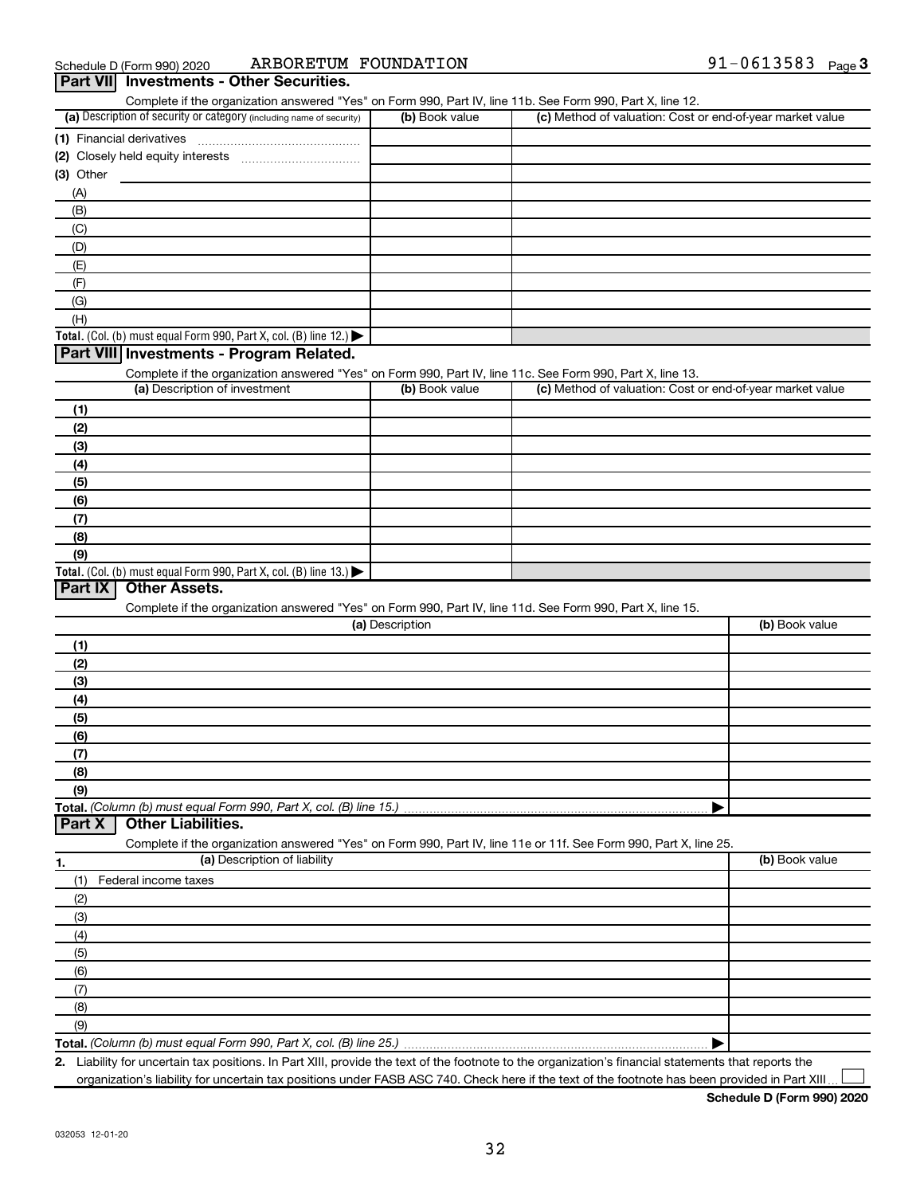Schedule D (Form 990) 2020 ARBORETUM FOUNDATION 91-0613583 Page 3

## Part VII Investments - Other Securities.

Complete if the organization answered "Yes" on Form 990, Part IV, line 11b. See Form 990, Part X, line 12.

| (a) Description of security or category (including name of security) | (b) Book value | (c) Method of valuation: Cost or end-of-year market value |
|---|---|---|
| (1) Financial derivatives | | |
| (2) Closely held equity interests | | |
| (3) Other | | |
| (A) | | |
| (B) | | |
| (C) | | |
| (D) | | |
| (E) | | |
| (F) | | |
| (G) | | |
| (H) | | |
| **Total.** (Col. (b) must equal Form 990, Part X, col. (B) line 12.) ▶ | | |

## Part VIII Investments - Program Related.

Complete if the organization answered "Yes" on Form 990, Part IV, line 11c. See Form 990, Part X, line 13.

| (a) Description of investment | (b) Book value | (c) Method of valuation: Cost or end-of-year market value |
|---|---|---|
| (1) | | |
| (2) | | |
| (3) | | |
| (4) | | |
| (5) | | |
| (6) | | |
| (7) | | |
| (8) | | |
| (9) | | |
| **Total.** (Col. (b) must equal Form 990, Part X, col. (B) line 13.) ▶ | | |

## Part IX Other Assets.

Complete if the organization answered "Yes" on Form 990, Part IV, line 11d. See Form 990, Part X, line 15.

| (a) Description | (b) Book value |
|---|---|
| (1) | |
| (2) | |
| (3) | |
| (4) | |
| (5) | |
| (6) | |
| (7) | |
| (8) | |
| (9) | |
| **Total.** *(Column (b) must equal Form 990, Part X, col. (B) line 15.)* ▶ | |

## Part X Other Liabilities.

Complete if the organization answered "Yes" on Form 990, Part IV, line 11e or 11f. See Form 990, Part X, line 25.

| 1. (a) Description of liability | (b) Book value |
|---|---|
| (1) Federal income taxes | |
| (2) | |
| (3) | |
| (4) | |
| (5) | |
| (6) | |
| (7) | |
| (8) | |
| (9) | |
| **Total.** *(Column (b) must equal Form 990, Part X, col. (B) line 25.)* ▶ | |

**2.** Liability for uncertain tax positions. In Part XIII, provide the text of the footnote to the organization's financial statements that reports the organization's liability for uncertain tax positions under FASB ASC 740. Check here if the text of the footnote has been provided in Part XIII ☐

**Schedule D (Form 990) 2020**

032053 12-01-20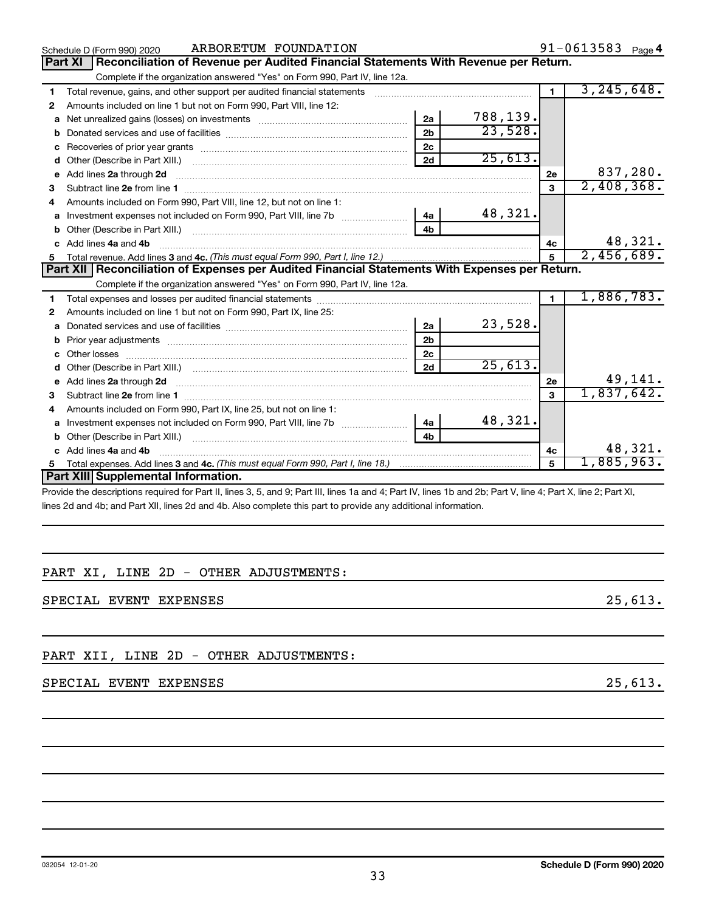Schedule D (Form 990) 2020 ARBORETUM FOUNDATION 91-0613583 Page 4

## Part XI Reconciliation of Revenue per Audited Financial Statements With Revenue per Return.

Complete if the organization answered "Yes" on Form 990, Part IV, line 12a.

| | | | | | |
|---|---|---|---|---|---|
| 1 | Total revenue, gains, and other support per audited financial statements | | | 1 | 3,245,648. |
| 2 | Amounts included on line 1 but not on Form 990, Part VIII, line 12: | | | | |
| a | Net unrealized gains (losses) on investments | 2a | 788,139. | | |
| b | Donated services and use of facilities | 2b | 23,528. | | |
| c | Recoveries of prior year grants | 2c | | | |
| d | Other (Describe in Part XIII.) | 2d | 25,613. | | |
| e | Add lines 2a through 2d | | | 2e | 837,280. |
| 3 | Subtract line 2e from line 1 | | | 3 | 2,408,368. |
| 4 | Amounts included on Form 990, Part VIII, line 12, but not on line 1: | | | | |
| a | Investment expenses not included on Form 990, Part VIII, line 7b | 4a | 48,321. | | |
| b | Other (Describe in Part XIII.) | 4b | | | |
| c | Add lines 4a and 4b | | | 4c | 48,321. |
| 5 | Total revenue. Add lines 3 and 4c. *(This must equal Form 990, Part I, line 12.)* | | | 5 | 2,456,689. |

## Part XII Reconciliation of Expenses per Audited Financial Statements With Expenses per Return.

Complete if the organization answered "Yes" on Form 990, Part IV, line 12a.

| | | | | | |
|---|---|---|---|---|---|
| 1 | Total expenses and losses per audited financial statements | | | 1 | 1,886,783. |
| 2 | Amounts included on line 1 but not on Form 990, Part IX, line 25: | | | | |
| a | Donated services and use of facilities | 2a | 23,528. | | |
| b | Prior year adjustments | 2b | | | |
| c | Other losses | 2c | | | |
| d | Other (Describe in Part XIII.) | 2d | 25,613. | | |
| e | Add lines 2a through 2d | | | 2e | 49,141. |
| 3 | Subtract line 2e from line 1 | | | 3 | 1,837,642. |
| 4 | Amounts included on Form 990, Part IX, line 25, but not on line 1: | | | | |
| a | Investment expenses not included on Form 990, Part VIII, line 7b | 4a | 48,321. | | |
| b | Other (Describe in Part XIII.) | 4b | | | |
| c | Add lines 4a and 4b | | | 4c | 48,321. |
| 5 | Total expenses. Add lines 3 and 4c. *(This must equal Form 990, Part I, line 18.)* | | | 5 | 1,885,963. |

## Part XIII Supplemental Information.

Provide the descriptions required for Part II, lines 3, 5, and 9; Part III, lines 1a and 4; Part IV, lines 1b and 2b; Part V, line 4; Part X, line 2; Part XI, lines 2d and 4b; and Part XII, lines 2d and 4b. Also complete this part to provide any additional information.

PART XI, LINE 2D - OTHER ADJUSTMENTS:

SPECIAL EVENT EXPENSES 25,613.

PART XII, LINE 2D - OTHER ADJUSTMENTS:

SPECIAL EVENT EXPENSES 25,613.

032054 12-01-20 Schedule D (Form 990) 2020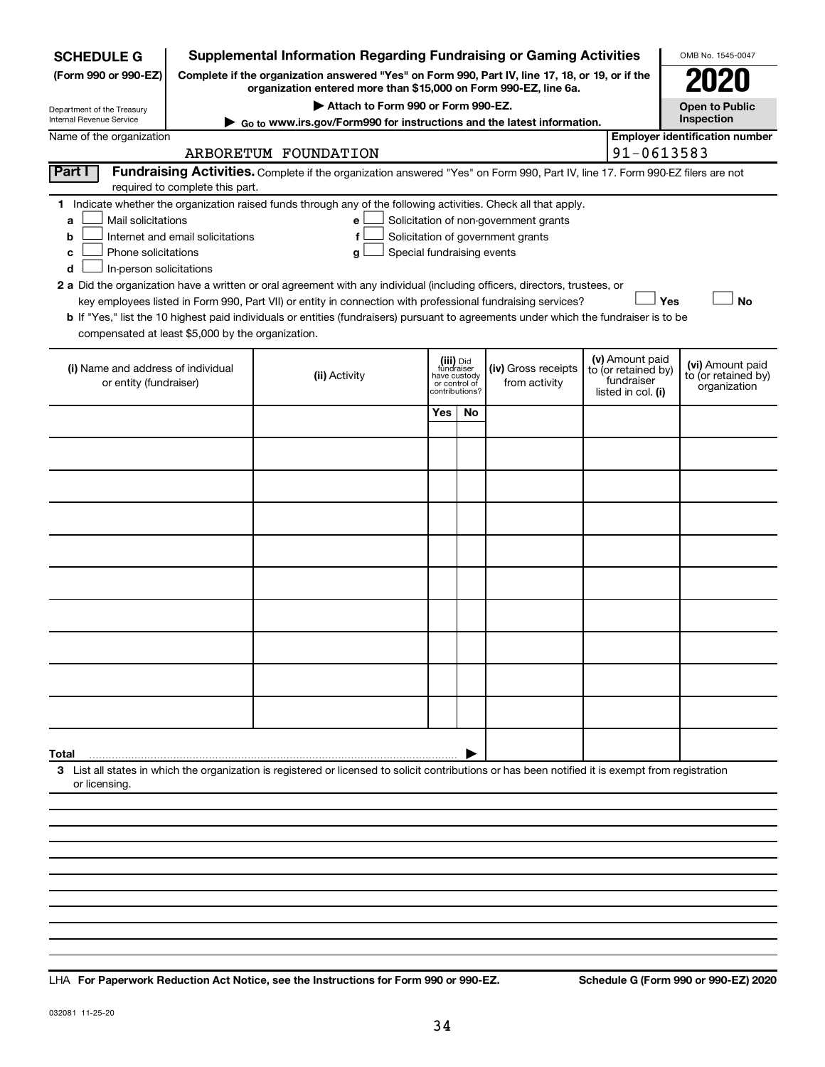**SCHEDULE G** (Form 990 or 990-EZ)

Department of the Treasury
Internal Revenue Service

# Supplemental Information Regarding Fundraising or Gaming Activities

**Complete if the organization answered "Yes" on Form 990, Part IV, line 17, 18, or 19, or if the organization entered more than $15,000 on Form 990-EZ, line 6a.**

▶ Attach to Form 990 or Form 990-EZ.

▶ Go to www.irs.gov/Form990 for instructions and the latest information.

OMB No. 1545-0047

**2020**

**Open to Public Inspection**

Name of the organization: ARBORETUM FOUNDATION

Employer identification number: 91-0613583

**Part I** **Fundraising Activities.** Complete if the organization answered "Yes" on Form 990, Part IV, line 17. Form 990-EZ filers are not required to complete this part.

1 Indicate whether the organization raised funds through any of the following activities. Check all that apply.

- a ☐ Mail solicitations
- b ☐ Internet and email solicitations
- c ☐ Phone solicitations
- d ☐ In-person solicitations
- e ☐ Solicitation of non-government grants
- f ☐ Solicitation of government grants
- g ☐ Special fundraising events

2 a Did the organization have a written or oral agreement with any individual (including officers, directors, trustees, or key employees listed in Form 990, Part VII) or entity in connection with professional fundraising services? ☐ Yes ☐ No

b If "Yes," list the 10 highest paid individuals or entities (fundraisers) pursuant to agreements under which the fundraiser is to be compensated at least $5,000 by the organization.

| (i) Name and address of individual or entity (fundraiser) | (ii) Activity | (iii) Did fundraiser have custody or control of contributions? Yes | No | (iv) Gross receipts from activity | (v) Amount paid to (or retained by) fundraiser listed in col. (i) | (vi) Amount paid to (or retained by) organization |
|---|---|---|---|---|---|---|
| | | | | | | |
| | | | | | | |
| | | | | | | |
| | | | | | | |
| | | | | | | |
| | | | | | | |
| | | | | | | |
| | | | | | | |
| | | | | | | |
| | | | | | | |
| **Total** ▶ | | | | | | |

3 List all states in which the organization is registered or licensed to solicit contributions or has been notified it is exempt from registration or licensing.

LHA **For Paperwork Reduction Act Notice, see the Instructions for Form 990 or 990-EZ.** **Schedule G (Form 990 or 990-EZ) 2020**

032081 11-25-20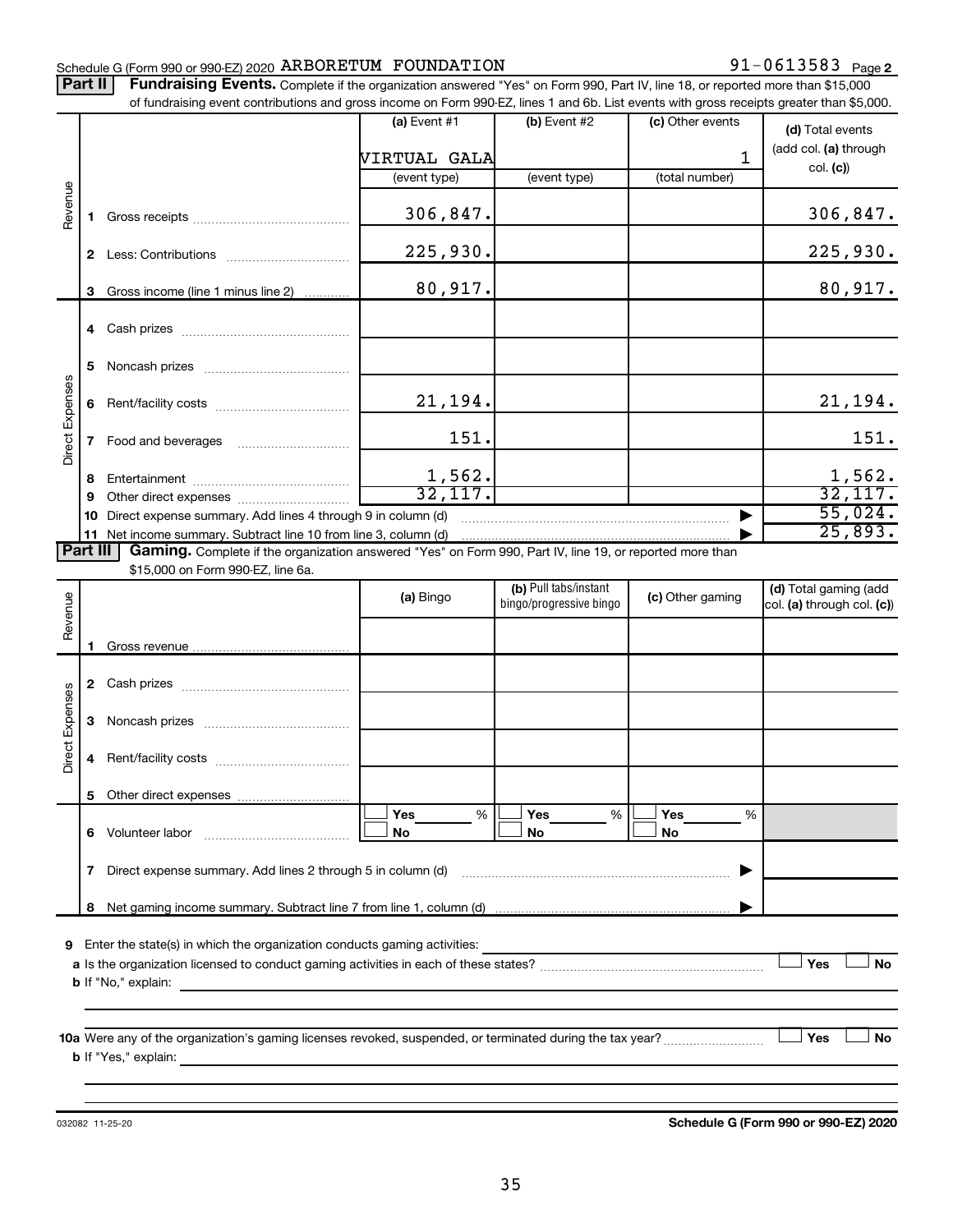Schedule G (Form 990 or 990-EZ) 2020 ARBORETUM FOUNDATION 91-0613583 Page 2

**Part II** **Fundraising Events.** Complete if the organization answered "Yes" on Form 990, Part IV, line 18, or reported more than $15,000 of fundraising event contributions and gross income on Form 990-EZ, lines 1 and 6b. List events with gross receipts greater than $5,000.

| | | (a) Event #1 | (b) Event #2 | (c) Other events | (d) Total events (add col. (a) through col. (c)) |
|---|---|---|---|---|---|
| | | VIRTUAL GALA | | 1 | |
| | | (event type) | (event type) | (total number) | |
| Revenue | 1 Gross receipts | 306,847. | | | 306,847. |
| | 2 Less: Contributions | 225,930. | | | 225,930. |
| | 3 Gross income (line 1 minus line 2) | 80,917. | | | 80,917. |
| Direct Expenses | 4 Cash prizes | | | | |
| | 5 Noncash prizes | | | | |
| | 6 Rent/facility costs | 21,194. | | | 21,194. |
| | 7 Food and beverages | 151. | | | 151. |
| | 8 Entertainment | 1,562. | | | 1,562. |
| | 9 Other direct expenses | 32,117. | | | 32,117. |
| | 10 Direct expense summary. Add lines 4 through 9 in column (d) | | | ▶ | 55,024. |
| | 11 Net income summary. Subtract line 10 from line 3, column (d) | | | ▶ | 25,893. |

**Part III** **Gaming.** Complete if the organization answered "Yes" on Form 990, Part IV, line 19, or reported more than $15,000 on Form 990-EZ, line 6a.

| | | (a) Bingo | (b) Pull tabs/instant bingo/progressive bingo | (c) Other gaming | (d) Total gaming (add col. (a) through col. (c)) |
|---|---|---|---|---|---|
| Revenue | 1 Gross revenue | | | | |
| Direct Expenses | 2 Cash prizes | | | | |
| | 3 Noncash prizes | | | | |
| | 4 Rent/facility costs | | | | |
| | 5 Other direct expenses | | | | |
| | 6 Volunteer labor | ☐ Yes ___ % ☐ No | ☐ Yes ___ % ☐ No | ☐ Yes ___ % ☐ No | |
| | 7 Direct expense summary. Add lines 2 through 5 in column (d) | | | ▶ | |
| | 8 Net gaming income summary. Subtract line 7 from line 1, column (d) | | | ▶ | |

9 Enter the state(s) in which the organization conducts gaming activities: ______

a Is the organization licensed to conduct gaming activities in each of these states? ☐ Yes ☐ No

b If "No," explain: ______

10a Were any of the organization's gaming licenses revoked, suspended, or terminated during the tax year? ☐ Yes ☐ No

b If "Yes," explain: ______

032082 11-25-20 **Schedule G (Form 990 or 990-EZ) 2020**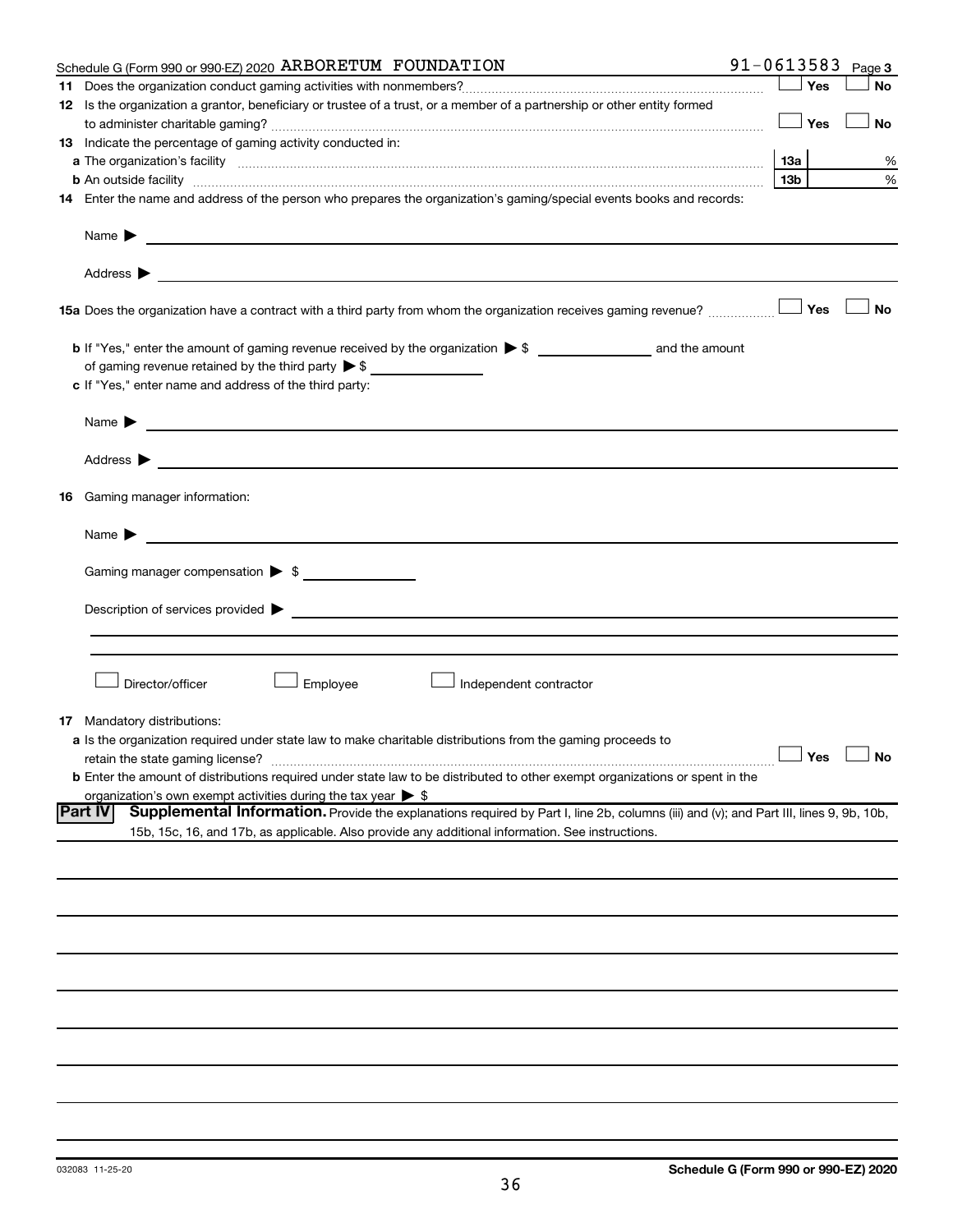Schedule G (Form 990 or 990-EZ) 2020 ARBORETUM FOUNDATION 91-0613583 Page 3

**11** Does the organization conduct gaming activities with nonmembers? ☐ Yes ☐ No

**12** Is the organization a grantor, beneficiary or trustee of a trust, or a member of a partnership or other entity formed to administer charitable gaming? ☐ Yes ☐ No

**13** Indicate the percentage of gaming activity conducted in:

**a** The organization's facility | **13a** | %

**b** An outside facility | **13b** | %

**14** Enter the name and address of the person who prepares the organization's gaming/special events books and records:

Name ▶

Address ▶

**15a** Does the organization have a contract with a third party from whom the organization receives gaming revenue? ☐ Yes ☐ No

**b** If "Yes," enter the amount of gaming revenue received by the organization ▶ $ ______ and the amount of gaming revenue retained by the third party ▶ $ ______

**c** If "Yes," enter name and address of the third party:

Name ▶

Address ▶

**16** Gaming manager information:

Name ▶

Gaming manager compensation ▶ $ ______

Description of services provided ▶

☐ Director/officer ☐ Employee ☐ Independent contractor

**17** Mandatory distributions:

**a** Is the organization required under state law to make charitable distributions from the gaming proceeds to retain the state gaming license? ☐ Yes ☐ No

**b** Enter the amount of distributions required under state law to be distributed to other exempt organizations or spent in the organization's own exempt activities during the tax year ▶ $

**Part IV** **Supplemental Information.** Provide the explanations required by Part I, line 2b, columns (iii) and (v); and Part III, lines 9, 9b, 10b, 15b, 15c, 16, and 17b, as applicable. Also provide any additional information. See instructions.

032083 11-25-20 **Schedule G (Form 990 or 990-EZ) 2020**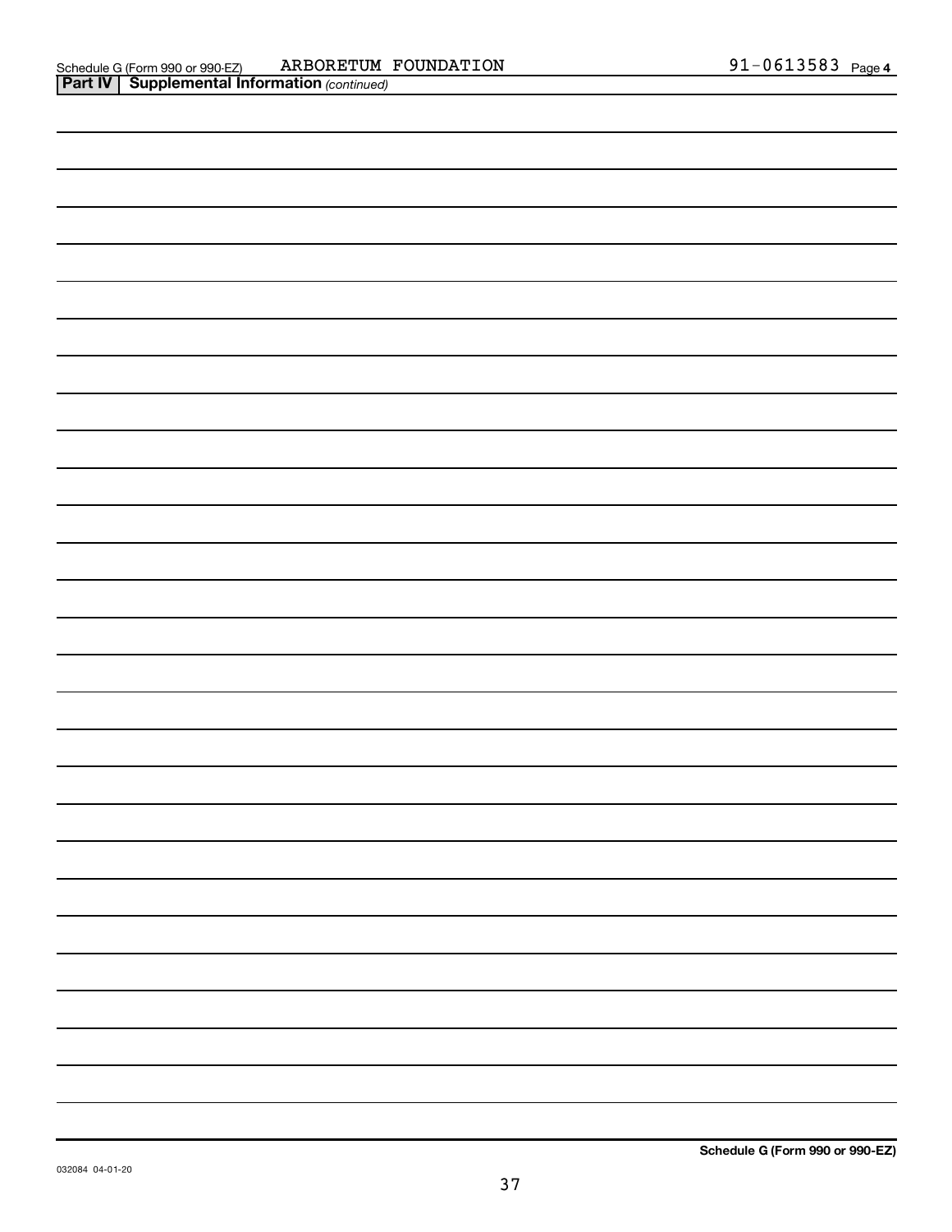Schedule G (Form 990 or 990-EZ) ARBORETUM FOUNDATION 91-0613583 Page 4

**Part IV | Supplemental Information** *(continued)*

**Schedule G (Form 990 or 990-EZ)**

032084 04-01-20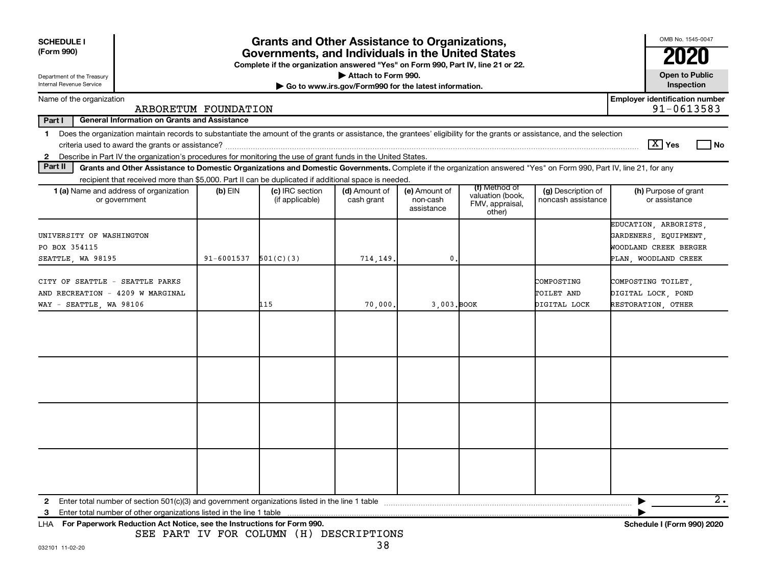**SCHEDULE I**
**(Form 990)**

Department of the Treasury
Internal Revenue Service

# Grants and Other Assistance to Organizations, Governments, and Individuals in the United States

**Complete if the organization answered "Yes" on Form 990, Part IV, line 21 or 22.**
▶ **Attach to Form 990.**
▶ **Go to www.irs.gov/Form990 for the latest information.**

OMB No. 1545-0047

**2020**

**Open to Public Inspection**

Name of the organization: ARBORETUM FOUNDATION

**Employer identification number:** 91-0613583

**Part I — General Information on Grants and Assistance**

1 Does the organization maintain records to substantiate the amount of the grants or assistance, the grantees' eligibility for the grants or assistance, and the selection criteria used to award the grants or assistance? [X] Yes [ ] No

2 Describe in Part IV the organization's procedures for monitoring the use of grant funds in the United States.

**Part II — Grants and Other Assistance to Domestic Organizations and Domestic Governments.** Complete if the organization answered "Yes" on Form 990, Part IV, line 21, for any recipient that received more than $5,000. Part II can be duplicated if additional space is needed.

| 1 (a) Name and address of organization or government | (b) EIN | (c) IRC section (if applicable) | (d) Amount of cash grant | (e) Amount of non-cash assistance | (f) Method of valuation (book, FMV, appraisal, other) | (g) Description of noncash assistance | (h) Purpose of grant or assistance |
|---|---|---|---|---|---|---|---|
| UNIVERSITY OF WASHINGTON PO BOX 354115 SEATTLE, WA 98195 | 91-6001537 | 501(C)(3) | 714,149. | 0. | | | EDUCATION, ARBORISTS, GARDENERS, EQUIPMENT, WOODLAND CREEK BERGER PLAN, WOODLAND CREEK |
| CITY OF SEATTLE - SEATTLE PARKS AND RECREATION - 4209 W MARGINAL WAY - SEATTLE, WA 98106 | | 115 | 70,000. | 3,003. | BOOK | COMPOSTING TOILET AND DIGITAL LOCK | COMPOSTING TOILET, DIGITAL LOCK, POND RESTORATION, OTHER |
| | | | | | | | |
| | | | | | | | |
| | | | | | | | |
| | | | | | | | |

2 Enter total number of section 501(c)(3) and government organizations listed in the line 1 table ▶ 2.

3 Enter total number of other organizations listed in the line 1 table ▶

LHA **For Paperwork Reduction Act Notice, see the Instructions for Form 990.** **Schedule I (Form 990) 2020**

SEE PART IV FOR COLUMN (H) DESCRIPTIONS

032101 11-02-20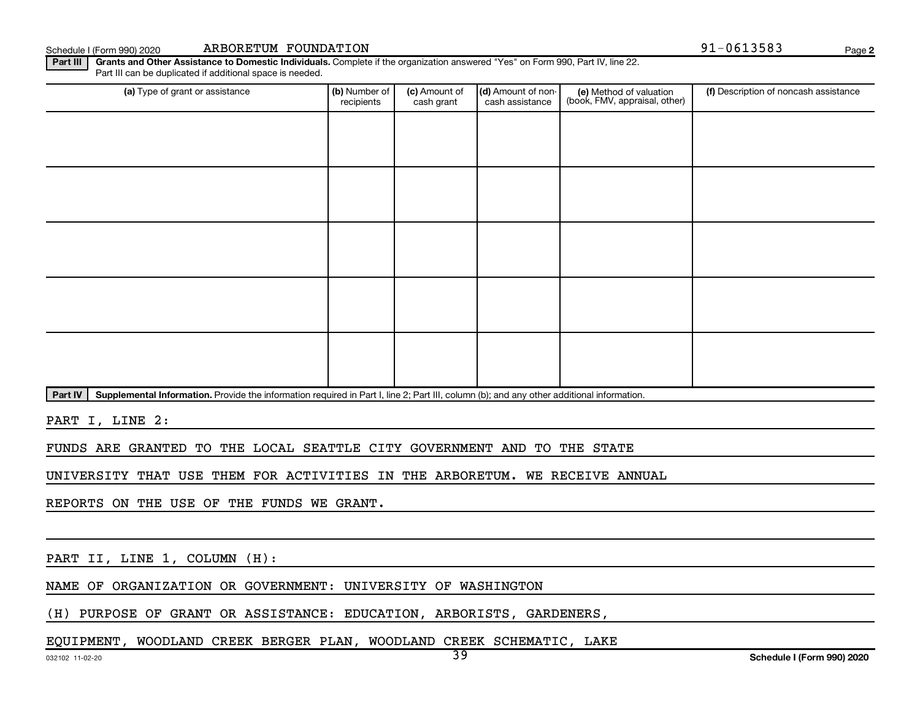Schedule I (Form 990) 2020 ARBORETUM FOUNDATION 91-0613583 Page 2

**Part III** **Grants and Other Assistance to Domestic Individuals.** Complete if the organization answered "Yes" on Form 990, Part IV, line 22. Part III can be duplicated if additional space is needed.

| (a) Type of grant or assistance | (b) Number of recipients | (c) Amount of cash grant | (d) Amount of non-cash assistance | (e) Method of valuation (book, FMV, appraisal, other) | (f) Description of noncash assistance |
|---|---|---|---|---|---|
| | | | | | |
| | | | | | |
| | | | | | |
| | | | | | |
| | | | | | |

**Part IV** **Supplemental Information.** Provide the information required in Part I, line 2; Part III, column (b); and any other additional information.

PART I, LINE 2:

FUNDS ARE GRANTED TO THE LOCAL SEATTLE CITY GOVERNMENT AND TO THE STATE UNIVERSITY THAT USE THEM FOR ACTIVITIES IN THE ARBORETUM. WE RECEIVE ANNUAL REPORTS ON THE USE OF THE FUNDS WE GRANT.

PART II, LINE 1, COLUMN (H):

NAME OF ORGANIZATION OR GOVERNMENT: UNIVERSITY OF WASHINGTON

(H) PURPOSE OF GRANT OR ASSISTANCE: EDUCATION, ARBORISTS, GARDENERS, EQUIPMENT, WOODLAND CREEK BERGER PLAN, WOODLAND CREEK SCHEMATIC, LAKE

032102 11-02-20 Schedule I (Form 990) 2020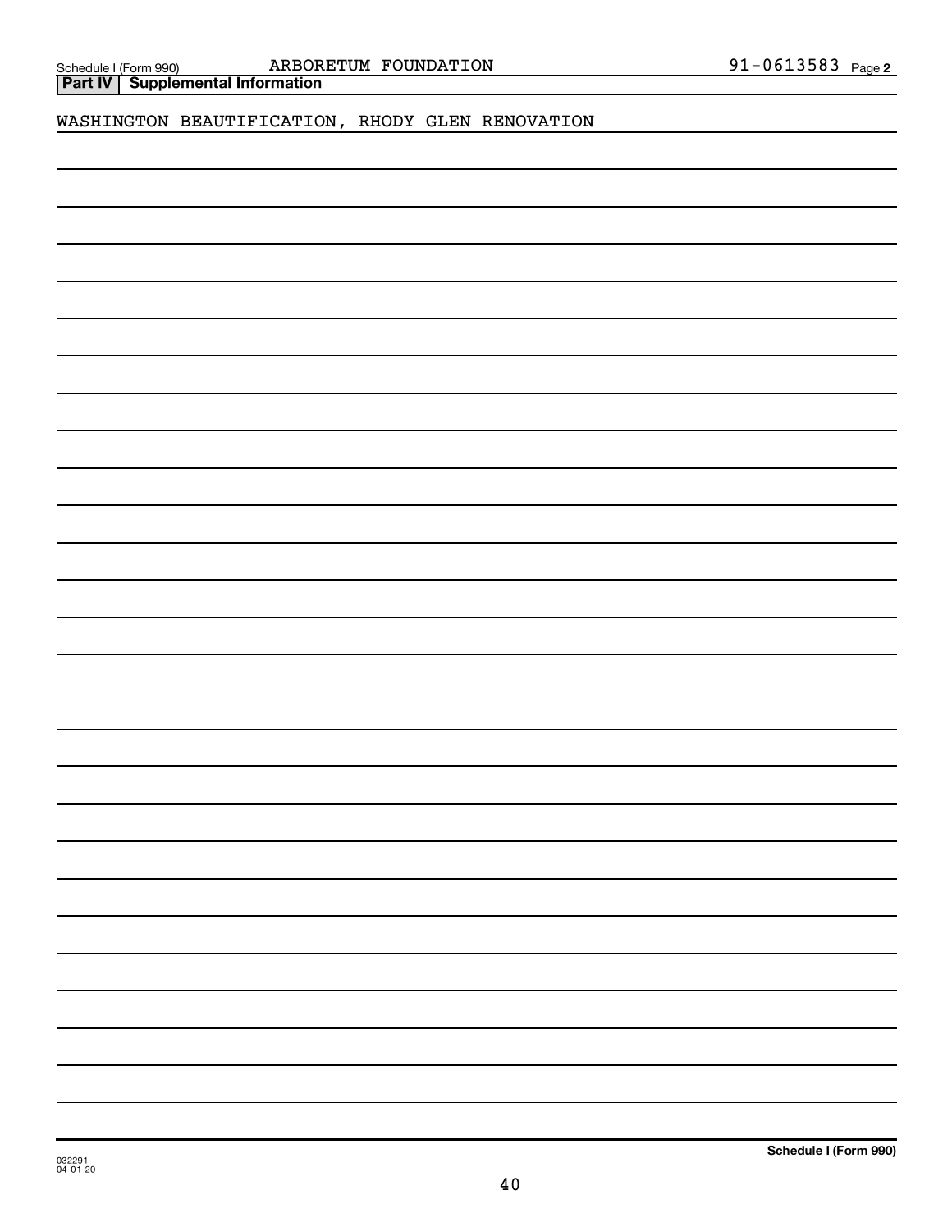Schedule I (Form 990) ARBORETUM FOUNDATION 91-0613583 Page **2**

**Part IV Supplemental Information**

WASHINGTON BEAUTIFICATION, RHODY GLEN RENOVATION

**Schedule I (Form 990)**

032291
04-01-20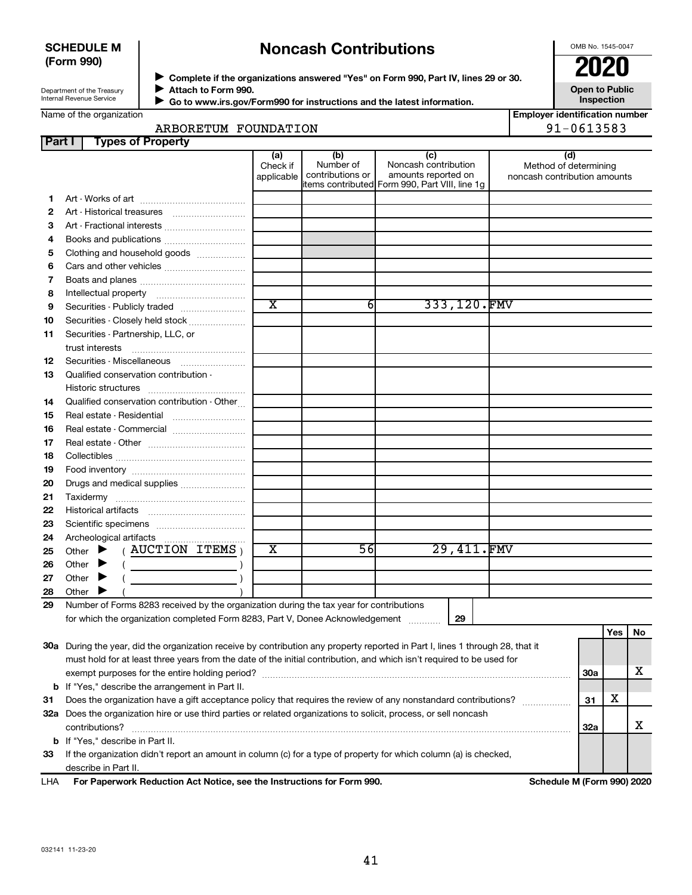**SCHEDULE M (Form 990)**

Department of the Treasury
Internal Revenue Service

# Noncash Contributions

▶ Complete if the organizations answered "Yes" on Form 990, Part IV, lines 29 or 30.
▶ Attach to Form 990.
▶ Go to www.irs.gov/Form990 for instructions and the latest information.

OMB No. 1545-0047

**2020**

**Open to Public Inspection**

Name of the organization: ARBORETUM FOUNDATION

Employer identification number: 91-0613583

**Part I — Types of Property**

| | | (a) Check if applicable | (b) Number of contributions or items contributed | (c) Noncash contribution amounts reported on Form 990, Part VIII, line 1g | (d) Method of determining noncash contribution amounts |
|---|---|---|---|---|---|
| 1 | Art - Works of art | | | | |
| 2 | Art - Historical treasures | | | | |
| 3 | Art - Fractional interests | | | | |
| 4 | Books and publications | | | | |
| 5 | Clothing and household goods | | | | |
| 6 | Cars and other vehicles | | | | |
| 7 | Boats and planes | | | | |
| 8 | Intellectual property | | | | |
| 9 | Securities - Publicly traded | X | 6 | 333,120. | FMV |
| 10 | Securities - Closely held stock | | | | |
| 11 | Securities - Partnership, LLC, or trust interests | | | | |
| 12 | Securities - Miscellaneous | | | | |
| 13 | Qualified conservation contribution - Historic structures | | | | |
| 14 | Qualified conservation contribution - Other | | | | |
| 15 | Real estate - Residential | | | | |
| 16 | Real estate - Commercial | | | | |
| 17 | Real estate - Other | | | | |
| 18 | Collectibles | | | | |
| 19 | Food inventory | | | | |
| 20 | Drugs and medical supplies | | | | |
| 21 | Taxidermy | | | | |
| 22 | Historical artifacts | | | | |
| 23 | Scientific specimens | | | | |
| 24 | Archeological artifacts | | | | |
| 25 | Other ▶ ( AUCTION ITEMS ) | X | 56 | 29,411. | FMV |
| 26 | Other ▶ ( ) | | | | |
| 27 | Other ▶ ( ) | | | | |
| 28 | Other ▶ ( ) | | | | |

**29** Number of Forms 8283 received by the organization during the tax year for contributions for which the organization completed Form 8283, Part V, Donee Acknowledgement ..... **29**

| | | | Yes | No |
|---|---|---|---|---|
| 30a | During the year, did the organization receive by contribution any property reported in Part I, lines 1 through 28, that it must hold for at least three years from the date of the initial contribution, and which isn't required to be used for exempt purposes for the entire holding period? | 30a | | X |
| b | If "Yes," describe the arrangement in Part II. | | | |
| 31 | Does the organization have a gift acceptance policy that requires the review of any nonstandard contributions? | 31 | X | |
| 32a | Does the organization hire or use third parties or related organizations to solicit, process, or sell noncash contributions? | 32a | | X |
| b | If "Yes," describe in Part II. | | | |
| 33 | If the organization didn't report an amount in column (c) for a type of property for which column (a) is checked, describe in Part II. | | | |

LHA **For Paperwork Reduction Act Notice, see the Instructions for Form 990.** **Schedule M (Form 990) 2020**

032141 11-23-20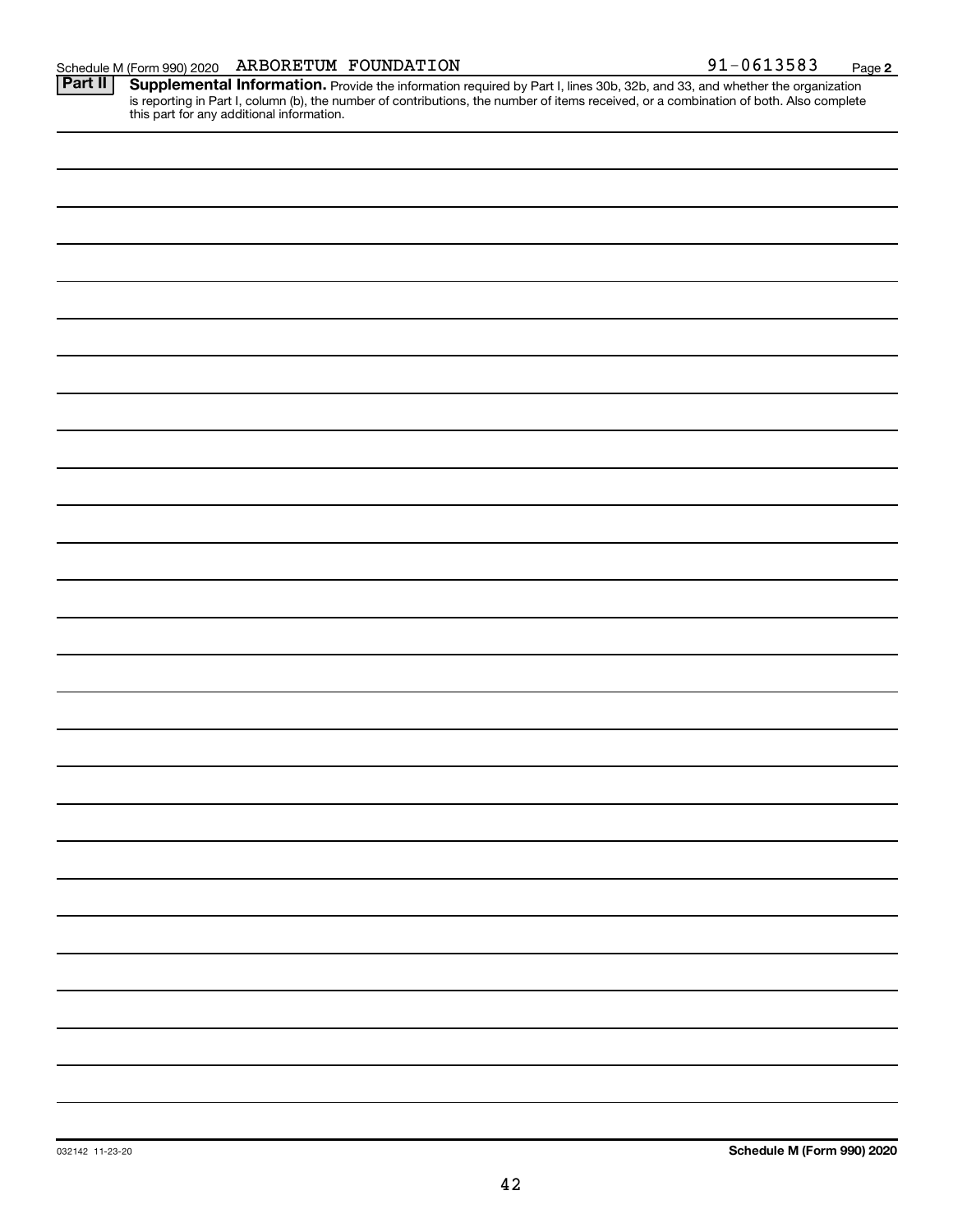Schedule M (Form 990) 2020 ARBORETUM FOUNDATION 91-0613583 Page **2**

**Part II** **Supplemental Information.** Provide the information required by Part I, lines 30b, 32b, and 33, and whether the organization is reporting in Part I, column (b), the number of contributions, the number of items received, or a combination of both. Also complete this part for any additional information.

032142 11-23-20 **Schedule M (Form 990) 2020**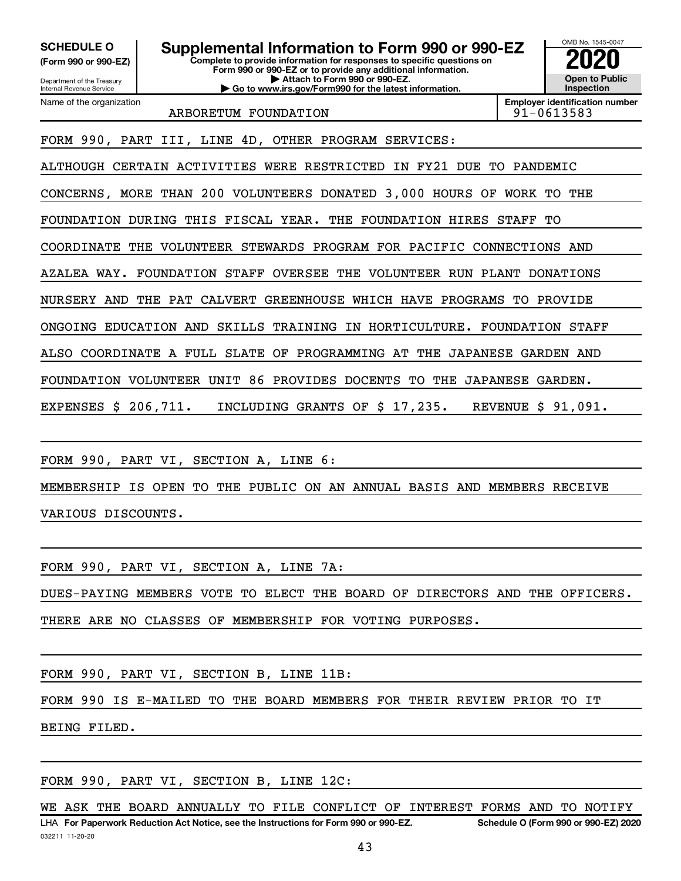**SCHEDULE O** (Form 990 or 990-EZ)

Department of the Treasury
Internal Revenue Service

# Supplemental Information to Form 990 or 990-EZ

**Complete to provide information for responses to specific questions on Form 990 or 990-EZ or to provide any additional information.**
**▶ Attach to Form 990 or 990-EZ.**
**▶ Go to www.irs.gov/Form990 for the latest information.**

OMB No. 1545-0047

**2020**

**Open to Public Inspection**

Name of the organization: ARBORETUM FOUNDATION

**Employer identification number:** 91-0613583

FORM 990, PART III, LINE 4D, OTHER PROGRAM SERVICES:

ALTHOUGH CERTAIN ACTIVITIES WERE RESTRICTED IN FY21 DUE TO PANDEMIC CONCERNS, MORE THAN 200 VOLUNTEERS DONATED 3,000 HOURS OF WORK TO THE FOUNDATION DURING THIS FISCAL YEAR. THE FOUNDATION HIRES STAFF TO COORDINATE THE VOLUNTEER STEWARDS PROGRAM FOR PACIFIC CONNECTIONS AND AZALEA WAY. FOUNDATION STAFF OVERSEE THE VOLUNTEER RUN PLANT DONATIONS NURSERY AND THE PAT CALVERT GREENHOUSE WHICH HAVE PROGRAMS TO PROVIDE ONGOING EDUCATION AND SKILLS TRAINING IN HORTICULTURE. FOUNDATION STAFF ALSO COORDINATE A FULL SLATE OF PROGRAMMING AT THE JAPANESE GARDEN AND FOUNDATION VOLUNTEER UNIT 86 PROVIDES DOCENTS TO THE JAPANESE GARDEN.

EXPENSES $ 206,711. INCLUDING GRANTS OF $ 17,235. REVENUE $ 91,091.

FORM 990, PART VI, SECTION A, LINE 6:

MEMBERSHIP IS OPEN TO THE PUBLIC ON AN ANNUAL BASIS AND MEMBERS RECEIVE VARIOUS DISCOUNTS.

FORM 990, PART VI, SECTION A, LINE 7A:

DUES-PAYING MEMBERS VOTE TO ELECT THE BOARD OF DIRECTORS AND THE OFFICERS. THERE ARE NO CLASSES OF MEMBERSHIP FOR VOTING PURPOSES.

FORM 990, PART VI, SECTION B, LINE 11B:

FORM 990 IS E-MAILED TO THE BOARD MEMBERS FOR THEIR REVIEW PRIOR TO IT BEING FILED.

FORM 990, PART VI, SECTION B, LINE 12C:

WE ASK THE BOARD ANNUALLY TO FILE CONFLICT OF INTEREST FORMS AND TO NOTIFY

LHA **For Paperwork Reduction Act Notice, see the Instructions for Form 990 or 990-EZ.** **Schedule O (Form 990 or 990-EZ) 2020**

032211 11-20-20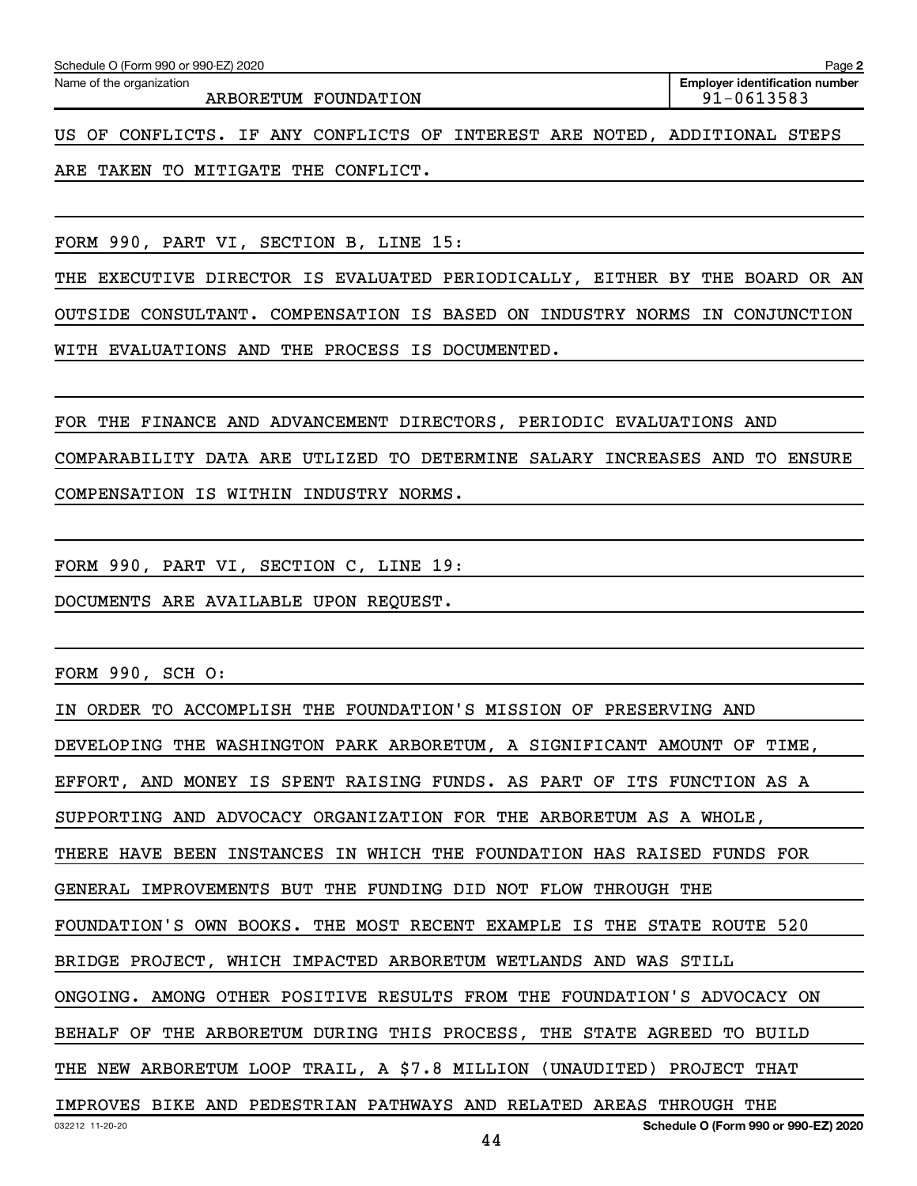Schedule O (Form 990 or 990-EZ) 2020

Name of the organization: ARBORETUM FOUNDATION | Employer identification number: 91-0613583

US OF CONFLICTS. IF ANY CONFLICTS OF INTEREST ARE NOTED, ADDITIONAL STEPS ARE TAKEN TO MITIGATE THE CONFLICT.

FORM 990, PART VI, SECTION B, LINE 15:

THE EXECUTIVE DIRECTOR IS EVALUATED PERIODICALLY, EITHER BY THE BOARD OR AN OUTSIDE CONSULTANT. COMPENSATION IS BASED ON INDUSTRY NORMS IN CONJUNCTION WITH EVALUATIONS AND THE PROCESS IS DOCUMENTED.

FOR THE FINANCE AND ADVANCEMENT DIRECTORS, PERIODIC EVALUATIONS AND COMPARABILITY DATA ARE UTLIZED TO DETERMINE SALARY INCREASES AND TO ENSURE COMPENSATION IS WITHIN INDUSTRY NORMS.

FORM 990, PART VI, SECTION C, LINE 19:

DOCUMENTS ARE AVAILABLE UPON REQUEST.

FORM 990, SCH O:

IN ORDER TO ACCOMPLISH THE FOUNDATION'S MISSION OF PRESERVING AND DEVELOPING THE WASHINGTON PARK ARBORETUM, A SIGNIFICANT AMOUNT OF TIME, EFFORT, AND MONEY IS SPENT RAISING FUNDS. AS PART OF ITS FUNCTION AS A SUPPORTING AND ADVOCACY ORGANIZATION FOR THE ARBORETUM AS A WHOLE, THERE HAVE BEEN INSTANCES IN WHICH THE FOUNDATION HAS RAISED FUNDS FOR GENERAL IMPROVEMENTS BUT THE FUNDING DID NOT FLOW THROUGH THE FOUNDATION'S OWN BOOKS. THE MOST RECENT EXAMPLE IS THE STATE ROUTE 520 BRIDGE PROJECT, WHICH IMPACTED ARBORETUM WETLANDS AND WAS STILL ONGOING. AMONG OTHER POSITIVE RESULTS FROM THE FOUNDATION'S ADVOCACY ON BEHALF OF THE ARBORETUM DURING THIS PROCESS, THE STATE AGREED TO BUILD THE NEW ARBORETUM LOOP TRAIL, A $7.8 MILLION (UNAUDITED) PROJECT THAT IMPROVES BIKE AND PEDESTRIAN PATHWAYS AND RELATED AREAS THROUGH THE

032212 11-20-20

Schedule O (Form 990 or 990-EZ) 2020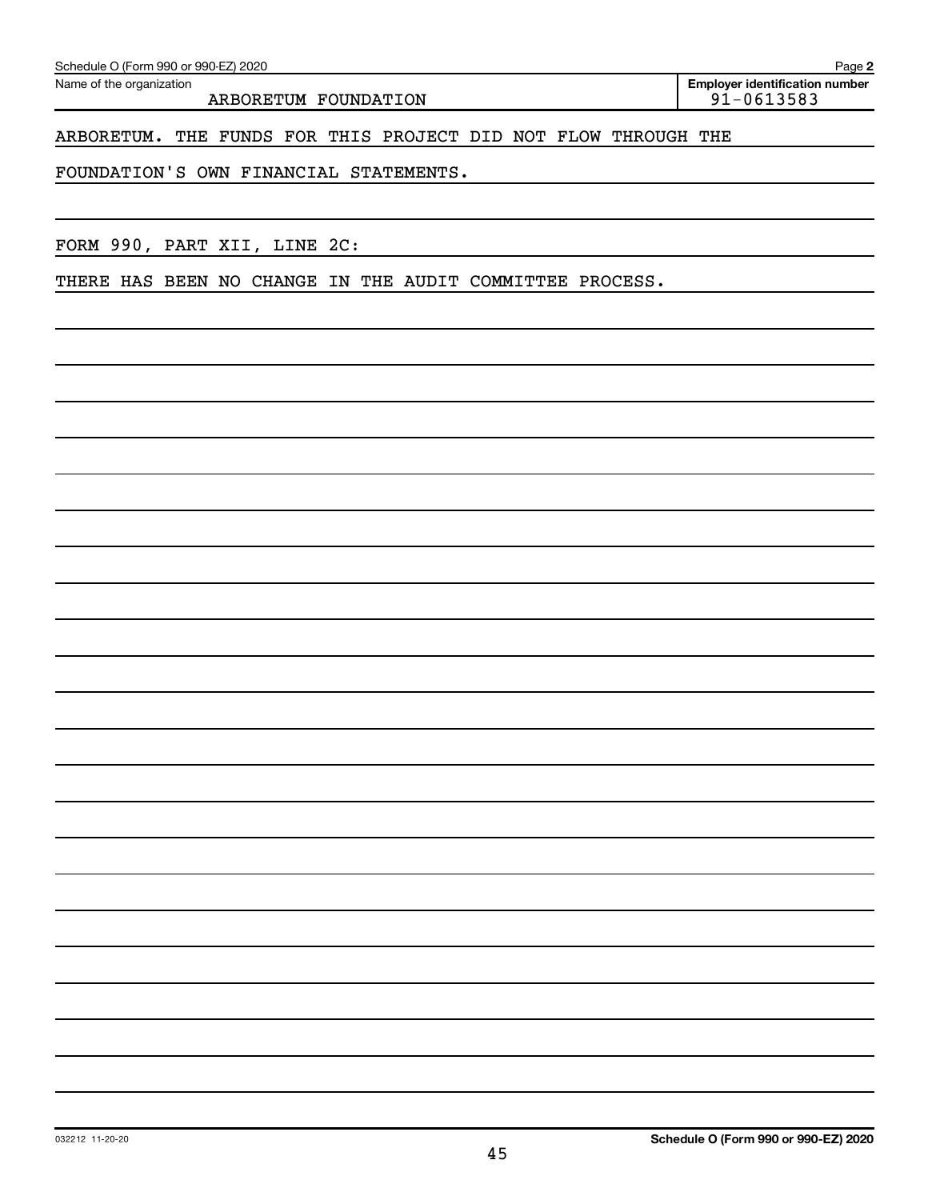Schedule O (Form 990 or 990-EZ) 2020 Page **2**

Name of the organization ARBORETUM FOUNDATION

**Employer identification number** 91-0613583

ARBORETUM. THE FUNDS FOR THIS PROJECT DID NOT FLOW THROUGH THE FOUNDATION'S OWN FINANCIAL STATEMENTS.

FORM 990, PART XII, LINE 2C:

THERE HAS BEEN NO CHANGE IN THE AUDIT COMMITTEE PROCESS.

032212 11-20-20 **Schedule O (Form 990 or 990-EZ) 2020**